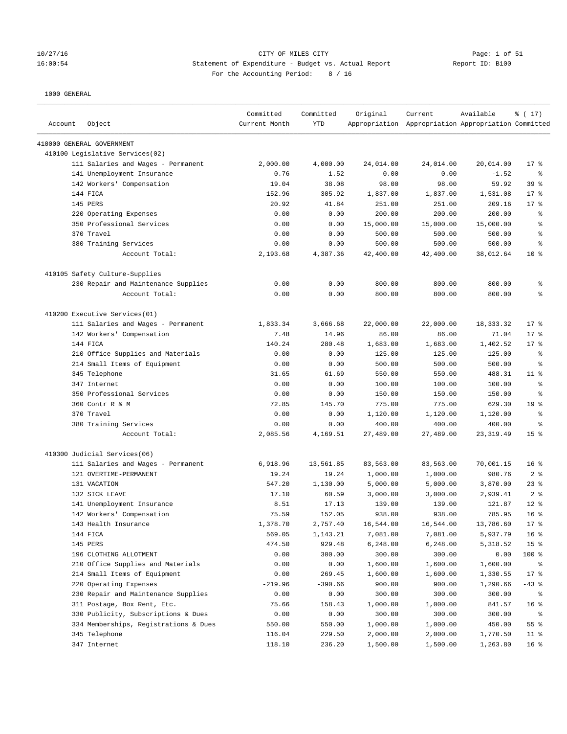CITY OF MILES CITY
Statement of Expenditure - Budget vs. Actual Report
For the Accounting Period: 8 / 16

10/27/16
16:00:54

Report ID: B100

1000 GENERAL

| Account | Object | Committed Current Month | Committed YTD | Original Appropriation | Current Appropriation | Available Appropriation | % ( 17) Committed |
|---|---|---|---|---|---|---|---|
| 410000 GENERAL GOVERNMENT | | | | | | | |
| 410100 Legislative Services(02) | | | | | | | |
| | 111 Salaries and Wages - Permanent | 2,000.00 | 4,000.00 | 24,014.00 | 24,014.00 | 20,014.00 | 17 % |
| | 141 Unemployment Insurance | 0.76 | 1.52 | 0.00 | 0.00 | -1.52 | % |
| | 142 Workers' Compensation | 19.04 | 38.08 | 98.00 | 98.00 | 59.92 | 39 % |
| | 144 FICA | 152.96 | 305.92 | 1,837.00 | 1,837.00 | 1,531.08 | 17 % |
| | 145 PERS | 20.92 | 41.84 | 251.00 | 251.00 | 209.16 | 17 % |
| | 220 Operating Expenses | 0.00 | 0.00 | 200.00 | 200.00 | 200.00 | % |
| | 350 Professional Services | 0.00 | 0.00 | 15,000.00 | 15,000.00 | 15,000.00 | % |
| | 370 Travel | 0.00 | 0.00 | 500.00 | 500.00 | 500.00 | % |
| | 380 Training Services | 0.00 | 0.00 | 500.00 | 500.00 | 500.00 | % |
| | Account Total: | 2,193.68 | 4,387.36 | 42,400.00 | 42,400.00 | 38,012.64 | 10 % |
| 410105 Safety Culture-Supplies | | | | | | | |
| | 230 Repair and Maintenance Supplies | 0.00 | 0.00 | 800.00 | 800.00 | 800.00 | % |
| | Account Total: | 0.00 | 0.00 | 800.00 | 800.00 | 800.00 | % |
| 410200 Executive Services(01) | | | | | | | |
| | 111 Salaries and Wages - Permanent | 1,833.34 | 3,666.68 | 22,000.00 | 22,000.00 | 18,333.32 | 17 % |
| | 142 Workers' Compensation | 7.48 | 14.96 | 86.00 | 86.00 | 71.04 | 17 % |
| | 144 FICA | 140.24 | 280.48 | 1,683.00 | 1,683.00 | 1,402.52 | 17 % |
| | 210 Office Supplies and Materials | 0.00 | 0.00 | 125.00 | 125.00 | 125.00 | % |
| | 214 Small Items of Equipment | 0.00 | 0.00 | 500.00 | 500.00 | 500.00 | % |
| | 345 Telephone | 31.65 | 61.69 | 550.00 | 550.00 | 488.31 | 11 % |
| | 347 Internet | 0.00 | 0.00 | 100.00 | 100.00 | 100.00 | % |
| | 350 Professional Services | 0.00 | 0.00 | 150.00 | 150.00 | 150.00 | % |
| | 360 Contr R & M | 72.85 | 145.70 | 775.00 | 775.00 | 629.30 | 19 % |
| | 370 Travel | 0.00 | 0.00 | 1,120.00 | 1,120.00 | 1,120.00 | % |
| | 380 Training Services | 0.00 | 0.00 | 400.00 | 400.00 | 400.00 | % |
| | Account Total: | 2,085.56 | 4,169.51 | 27,489.00 | 27,489.00 | 23,319.49 | 15 % |
| 410300 Judicial Services(06) | | | | | | | |
| | 111 Salaries and Wages - Permanent | 6,918.96 | 13,561.85 | 83,563.00 | 83,563.00 | 70,001.15 | 16 % |
| | 121 OVERTIME-PERMANENT | 19.24 | 19.24 | 1,000.00 | 1,000.00 | 980.76 | 2 % |
| | 131 VACATION | 547.20 | 1,130.00 | 5,000.00 | 5,000.00 | 3,870.00 | 23 % |
| | 132 SICK LEAVE | 17.10 | 60.59 | 3,000.00 | 3,000.00 | 2,939.41 | 2 % |
| | 141 Unemployment Insurance | 8.51 | 17.13 | 139.00 | 139.00 | 121.87 | 12 % |
| | 142 Workers' Compensation | 75.59 | 152.05 | 938.00 | 938.00 | 785.95 | 16 % |
| | 143 Health Insurance | 1,378.70 | 2,757.40 | 16,544.00 | 16,544.00 | 13,786.60 | 17 % |
| | 144 FICA | 569.05 | 1,143.21 | 7,081.00 | 7,081.00 | 5,937.79 | 16 % |
| | 145 PERS | 474.50 | 929.48 | 6,248.00 | 6,248.00 | 5,318.52 | 15 % |
| | 196 CLOTHING ALLOTMENT | 0.00 | 300.00 | 300.00 | 300.00 | 0.00 | 100 % |
| | 210 Office Supplies and Materials | 0.00 | 0.00 | 1,600.00 | 1,600.00 | 1,600.00 | % |
| | 214 Small Items of Equipment | 0.00 | 269.45 | 1,600.00 | 1,600.00 | 1,330.55 | 17 % |
| | 220 Operating Expenses | -219.96 | -390.66 | 900.00 | 900.00 | 1,290.66 | -43 % |
| | 230 Repair and Maintenance Supplies | 0.00 | 0.00 | 300.00 | 300.00 | 300.00 | % |
| | 311 Postage, Box Rent, Etc. | 75.66 | 158.43 | 1,000.00 | 1,000.00 | 841.57 | 16 % |
| | 330 Publicity, Subscriptions & Dues | 0.00 | 0.00 | 300.00 | 300.00 | 300.00 | % |
| | 334 Memberships, Registrations & Dues | 550.00 | 550.00 | 1,000.00 | 1,000.00 | 450.00 | 55 % |
| | 345 Telephone | 116.04 | 229.50 | 2,000.00 | 2,000.00 | 1,770.50 | 11 % |
| | 347 Internet | 118.10 | 236.20 | 1,500.00 | 1,500.00 | 1,263.80 | 16 % |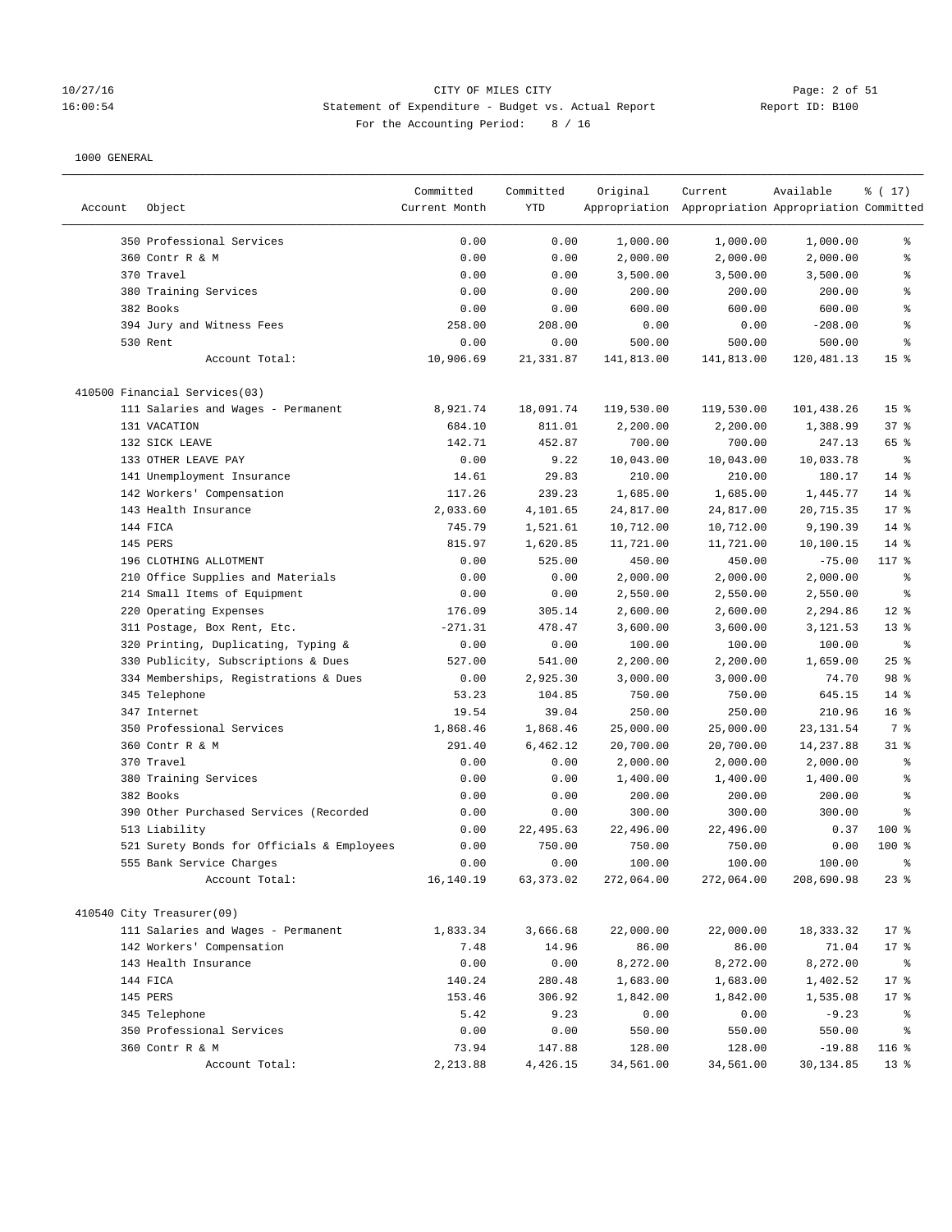CITY OF MILES CITY
Statement of Expenditure - Budget vs. Actual Report
For the Accounting Period: 8 / 16

1000 GENERAL

| Account | Object | Committed Current Month | Committed YTD | Original Appropriation | Current Appropriation | Available Appropriation | % ( 17) Committed |
|---|---|---|---|---|---|---|---|
| | 350 Professional Services | 0.00 | 0.00 | 1,000.00 | 1,000.00 | 1,000.00 | % |
| | 360 Contr R & M | 0.00 | 0.00 | 2,000.00 | 2,000.00 | 2,000.00 | % |
| | 370 Travel | 0.00 | 0.00 | 3,500.00 | 3,500.00 | 3,500.00 | % |
| | 380 Training Services | 0.00 | 0.00 | 200.00 | 200.00 | 200.00 | % |
| | 382 Books | 0.00 | 0.00 | 600.00 | 600.00 | 600.00 | % |
| | 394 Jury and Witness Fees | 258.00 | 208.00 | 0.00 | 0.00 | -208.00 | % |
| | 530 Rent | 0.00 | 0.00 | 500.00 | 500.00 | 500.00 | % |
| | Account Total: | 10,906.69 | 21,331.87 | 141,813.00 | 141,813.00 | 120,481.13 | 15 % |
| 410500 Financial Services(03) | | | | | | | |
| | 111 Salaries and Wages - Permanent | 8,921.74 | 18,091.74 | 119,530.00 | 119,530.00 | 101,438.26 | 15 % |
| | 131 VACATION | 684.10 | 811.01 | 2,200.00 | 2,200.00 | 1,388.99 | 37 % |
| | 132 SICK LEAVE | 142.71 | 452.87 | 700.00 | 700.00 | 247.13 | 65 % |
| | 133 OTHER LEAVE PAY | 0.00 | 9.22 | 10,043.00 | 10,043.00 | 10,033.78 | % |
| | 141 Unemployment Insurance | 14.61 | 29.83 | 210.00 | 210.00 | 180.17 | 14 % |
| | 142 Workers' Compensation | 117.26 | 239.23 | 1,685.00 | 1,685.00 | 1,445.77 | 14 % |
| | 143 Health Insurance | 2,033.60 | 4,101.65 | 24,817.00 | 24,817.00 | 20,715.35 | 17 % |
| | 144 FICA | 745.79 | 1,521.61 | 10,712.00 | 10,712.00 | 9,190.39 | 14 % |
| | 145 PERS | 815.97 | 1,620.85 | 11,721.00 | 11,721.00 | 10,100.15 | 14 % |
| | 196 CLOTHING ALLOTMENT | 0.00 | 525.00 | 450.00 | 450.00 | -75.00 | 117 % |
| | 210 Office Supplies and Materials | 0.00 | 0.00 | 2,000.00 | 2,000.00 | 2,000.00 | % |
| | 214 Small Items of Equipment | 0.00 | 0.00 | 2,550.00 | 2,550.00 | 2,550.00 | % |
| | 220 Operating Expenses | 176.09 | 305.14 | 2,600.00 | 2,600.00 | 2,294.86 | 12 % |
| | 311 Postage, Box Rent, Etc. | -271.31 | 478.47 | 3,600.00 | 3,600.00 | 3,121.53 | 13 % |
| | 320 Printing, Duplicating, Typing & | 0.00 | 0.00 | 100.00 | 100.00 | 100.00 | % |
| | 330 Publicity, Subscriptions & Dues | 527.00 | 541.00 | 2,200.00 | 2,200.00 | 1,659.00 | 25 % |
| | 334 Memberships, Registrations & Dues | 0.00 | 2,925.30 | 3,000.00 | 3,000.00 | 74.70 | 98 % |
| | 345 Telephone | 53.23 | 104.85 | 750.00 | 750.00 | 645.15 | 14 % |
| | 347 Internet | 19.54 | 39.04 | 250.00 | 250.00 | 210.96 | 16 % |
| | 350 Professional Services | 1,868.46 | 1,868.46 | 25,000.00 | 25,000.00 | 23,131.54 | 7 % |
| | 360 Contr R & M | 291.40 | 6,462.12 | 20,700.00 | 20,700.00 | 14,237.88 | 31 % |
| | 370 Travel | 0.00 | 0.00 | 2,000.00 | 2,000.00 | 2,000.00 | % |
| | 380 Training Services | 0.00 | 0.00 | 1,400.00 | 1,400.00 | 1,400.00 | % |
| | 382 Books | 0.00 | 0.00 | 200.00 | 200.00 | 200.00 | % |
| | 390 Other Purchased Services (Recorded | 0.00 | 0.00 | 300.00 | 300.00 | 300.00 | % |
| | 513 Liability | 0.00 | 22,495.63 | 22,496.00 | 22,496.00 | 0.37 | 100 % |
| | 521 Surety Bonds for Officials & Employees | 0.00 | 750.00 | 750.00 | 750.00 | 0.00 | 100 % |
| | 555 Bank Service Charges | 0.00 | 0.00 | 100.00 | 100.00 | 100.00 | % |
| | Account Total: | 16,140.19 | 63,373.02 | 272,064.00 | 272,064.00 | 208,690.98 | 23 % |
| 410540 City Treasurer(09) | | | | | | | |
| | 111 Salaries and Wages - Permanent | 1,833.34 | 3,666.68 | 22,000.00 | 22,000.00 | 18,333.32 | 17 % |
| | 142 Workers' Compensation | 7.48 | 14.96 | 86.00 | 86.00 | 71.04 | 17 % |
| | 143 Health Insurance | 0.00 | 0.00 | 8,272.00 | 8,272.00 | 8,272.00 | % |
| | 144 FICA | 140.24 | 280.48 | 1,683.00 | 1,683.00 | 1,402.52 | 17 % |
| | 145 PERS | 153.46 | 306.92 | 1,842.00 | 1,842.00 | 1,535.08 | 17 % |
| | 345 Telephone | 5.42 | 9.23 | 0.00 | 0.00 | -9.23 | % |
| | 350 Professional Services | 0.00 | 0.00 | 550.00 | 550.00 | 550.00 | % |
| | 360 Contr R & M | 73.94 | 147.88 | 128.00 | 128.00 | -19.88 | 116 % |
| | Account Total: | 2,213.88 | 4,426.15 | 34,561.00 | 34,561.00 | 30,134.85 | 13 % |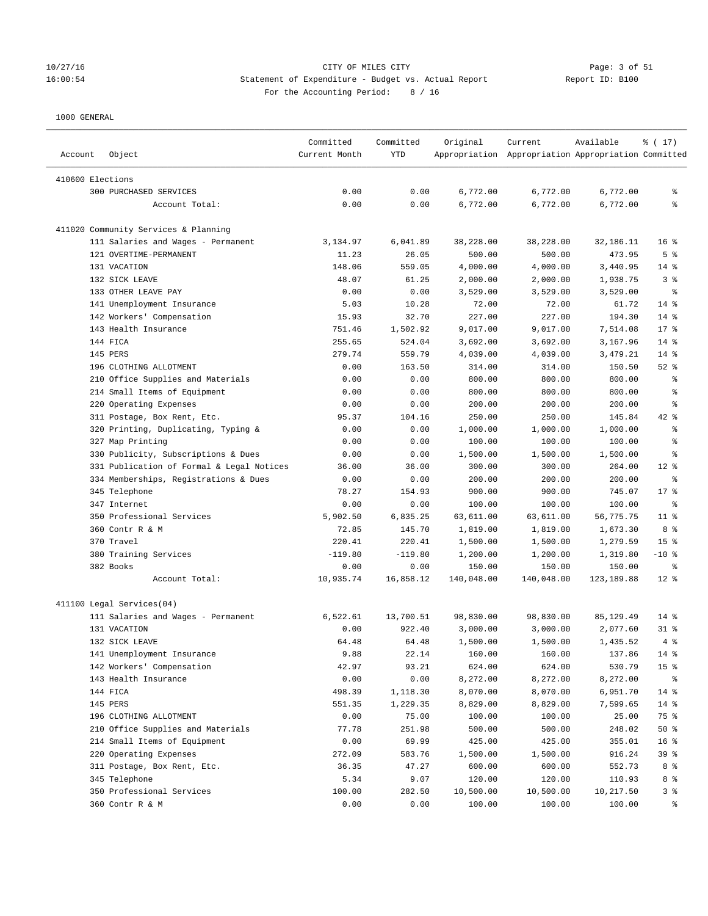CITY OF MILES CITY

Statement of Expenditure - Budget vs. Actual Report

Report ID: B100

For the Accounting Period: 8 / 16

1000 GENERAL

| Account | Object | Committed Current Month | Committed YTD | Original Appropriation | Current Appropriation | Available Appropriation | % ( 17) Committed |
|---|---|---|---|---|---|---|---|
| 410600 Elections | | | | | | | |
| | 300 PURCHASED SERVICES | 0.00 | 0.00 | 6,772.00 | 6,772.00 | 6,772.00 | % |
| | Account Total: | 0.00 | 0.00 | 6,772.00 | 6,772.00 | 6,772.00 | % |
| 411020 Community Services & Planning | | | | | | | |
| | 111 Salaries and Wages - Permanent | 3,134.97 | 6,041.89 | 38,228.00 | 38,228.00 | 32,186.11 | 16 % |
| | 121 OVERTIME-PERMANENT | 11.23 | 26.05 | 500.00 | 500.00 | 473.95 | 5 % |
| | 131 VACATION | 148.06 | 559.05 | 4,000.00 | 4,000.00 | 3,440.95 | 14 % |
| | 132 SICK LEAVE | 48.07 | 61.25 | 2,000.00 | 2,000.00 | 1,938.75 | 3 % |
| | 133 OTHER LEAVE PAY | 0.00 | 0.00 | 3,529.00 | 3,529.00 | 3,529.00 | % |
| | 141 Unemployment Insurance | 5.03 | 10.28 | 72.00 | 72.00 | 61.72 | 14 % |
| | 142 Workers' Compensation | 15.93 | 32.70 | 227.00 | 227.00 | 194.30 | 14 % |
| | 143 Health Insurance | 751.46 | 1,502.92 | 9,017.00 | 9,017.00 | 7,514.08 | 17 % |
| | 144 FICA | 255.65 | 524.04 | 3,692.00 | 3,692.00 | 3,167.96 | 14 % |
| | 145 PERS | 279.74 | 559.79 | 4,039.00 | 4,039.00 | 3,479.21 | 14 % |
| | 196 CLOTHING ALLOTMENT | 0.00 | 163.50 | 314.00 | 314.00 | 150.50 | 52 % |
| | 210 Office Supplies and Materials | 0.00 | 0.00 | 800.00 | 800.00 | 800.00 | % |
| | 214 Small Items of Equipment | 0.00 | 0.00 | 800.00 | 800.00 | 800.00 | % |
| | 220 Operating Expenses | 0.00 | 0.00 | 200.00 | 200.00 | 200.00 | % |
| | 311 Postage, Box Rent, Etc. | 95.37 | 104.16 | 250.00 | 250.00 | 145.84 | 42 % |
| | 320 Printing, Duplicating, Typing & | 0.00 | 0.00 | 1,000.00 | 1,000.00 | 1,000.00 | % |
| | 327 Map Printing | 0.00 | 0.00 | 100.00 | 100.00 | 100.00 | % |
| | 330 Publicity, Subscriptions & Dues | 0.00 | 0.00 | 1,500.00 | 1,500.00 | 1,500.00 | % |
| | 331 Publication of Formal & Legal Notices | 36.00 | 36.00 | 300.00 | 300.00 | 264.00 | 12 % |
| | 334 Memberships, Registrations & Dues | 0.00 | 0.00 | 200.00 | 200.00 | 200.00 | % |
| | 345 Telephone | 78.27 | 154.93 | 900.00 | 900.00 | 745.07 | 17 % |
| | 347 Internet | 0.00 | 0.00 | 100.00 | 100.00 | 100.00 | % |
| | 350 Professional Services | 5,902.50 | 6,835.25 | 63,611.00 | 63,611.00 | 56,775.75 | 11 % |
| | 360 Contr R & M | 72.85 | 145.70 | 1,819.00 | 1,819.00 | 1,673.30 | 8 % |
| | 370 Travel | 220.41 | 220.41 | 1,500.00 | 1,500.00 | 1,279.59 | 15 % |
| | 380 Training Services | -119.80 | -119.80 | 1,200.00 | 1,200.00 | 1,319.80 | -10 % |
| | 382 Books | 0.00 | 0.00 | 150.00 | 150.00 | 150.00 | % |
| | Account Total: | 10,935.74 | 16,858.12 | 140,048.00 | 140,048.00 | 123,189.88 | 12 % |
| 411100 Legal Services(04) | | | | | | | |
| | 111 Salaries and Wages - Permanent | 6,522.61 | 13,700.51 | 98,830.00 | 98,830.00 | 85,129.49 | 14 % |
| | 131 VACATION | 0.00 | 922.40 | 3,000.00 | 3,000.00 | 2,077.60 | 31 % |
| | 132 SICK LEAVE | 64.48 | 64.48 | 1,500.00 | 1,500.00 | 1,435.52 | 4 % |
| | 141 Unemployment Insurance | 9.88 | 22.14 | 160.00 | 160.00 | 137.86 | 14 % |
| | 142 Workers' Compensation | 42.97 | 93.21 | 624.00 | 624.00 | 530.79 | 15 % |
| | 143 Health Insurance | 0.00 | 0.00 | 8,272.00 | 8,272.00 | 8,272.00 | % |
| | 144 FICA | 498.39 | 1,118.30 | 8,070.00 | 8,070.00 | 6,951.70 | 14 % |
| | 145 PERS | 551.35 | 1,229.35 | 8,829.00 | 8,829.00 | 7,599.65 | 14 % |
| | 196 CLOTHING ALLOTMENT | 0.00 | 75.00 | 100.00 | 100.00 | 25.00 | 75 % |
| | 210 Office Supplies and Materials | 77.78 | 251.98 | 500.00 | 500.00 | 248.02 | 50 % |
| | 214 Small Items of Equipment | 0.00 | 69.99 | 425.00 | 425.00 | 355.01 | 16 % |
| | 220 Operating Expenses | 272.09 | 583.76 | 1,500.00 | 1,500.00 | 916.24 | 39 % |
| | 311 Postage, Box Rent, Etc. | 36.35 | 47.27 | 600.00 | 600.00 | 552.73 | 8 % |
| | 345 Telephone | 5.34 | 9.07 | 120.00 | 120.00 | 110.93 | 8 % |
| | 350 Professional Services | 100.00 | 282.50 | 10,500.00 | 10,500.00 | 10,217.50 | 3 % |
| | 360 Contr R & M | 0.00 | 0.00 | 100.00 | 100.00 | 100.00 | % |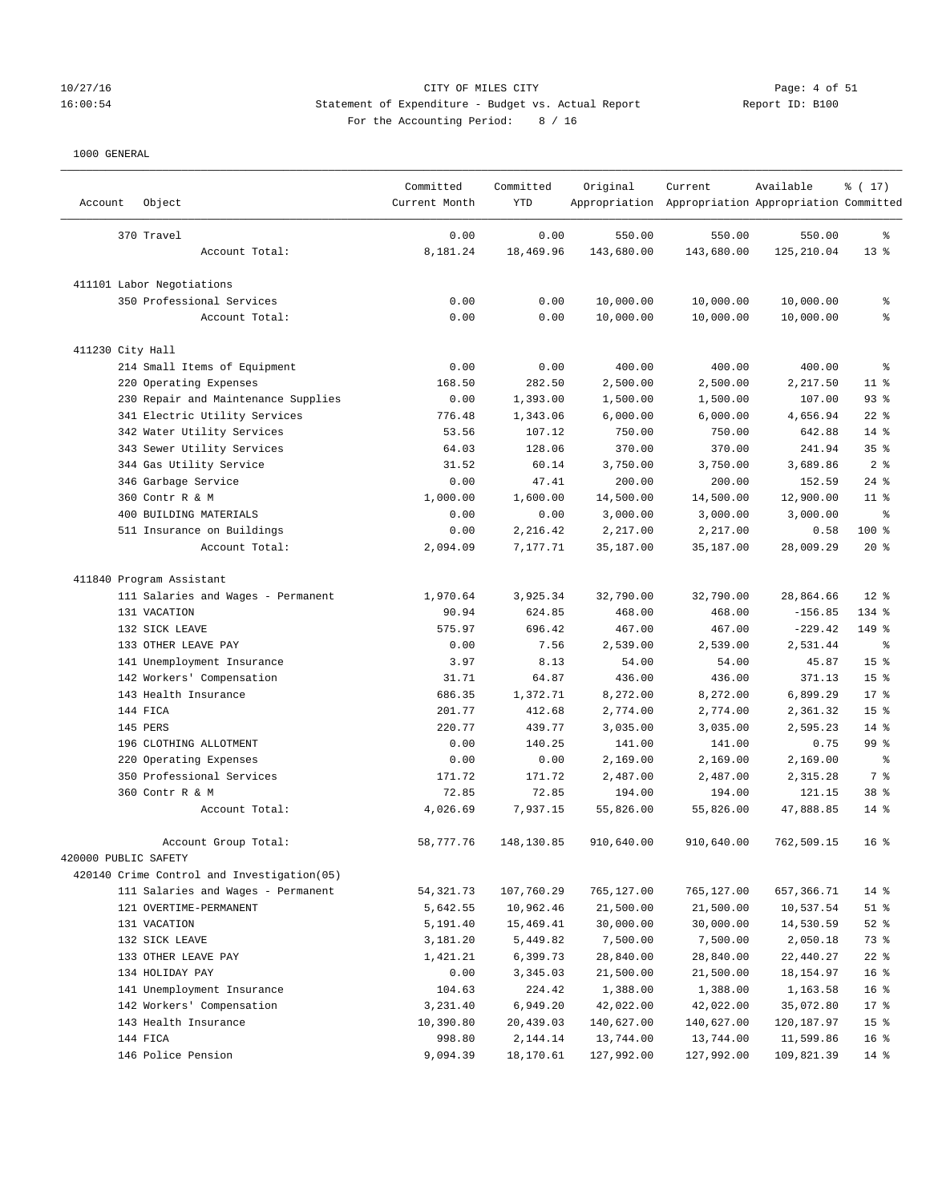CITY OF MILES CITY

Statement of Expenditure - Budget vs. Actual Report

For the Accounting Period: 8 / 16

1000 GENERAL

| Account Object | Committed Current Month | Committed YTD | Original Appropriation | Current Appropriation | Available Appropriation | % ( 17) Committed |
|---|---|---|---|---|---|---|
| 370 Travel | 0.00 | 0.00 | 550.00 | 550.00 | 550.00 | % |
| Account Total: | 8,181.24 | 18,469.96 | 143,680.00 | 143,680.00 | 125,210.04 | 13 % |
| 411101 Labor Negotiations | | | | | | |
| 350 Professional Services | 0.00 | 0.00 | 10,000.00 | 10,000.00 | 10,000.00 | % |
| Account Total: | 0.00 | 0.00 | 10,000.00 | 10,000.00 | 10,000.00 | % |
| 411230 City Hall | | | | | | |
| 214 Small Items of Equipment | 0.00 | 0.00 | 400.00 | 400.00 | 400.00 | % |
| 220 Operating Expenses | 168.50 | 282.50 | 2,500.00 | 2,500.00 | 2,217.50 | 11 % |
| 230 Repair and Maintenance Supplies | 0.00 | 1,393.00 | 1,500.00 | 1,500.00 | 107.00 | 93 % |
| 341 Electric Utility Services | 776.48 | 1,343.06 | 6,000.00 | 6,000.00 | 4,656.94 | 22 % |
| 342 Water Utility Services | 53.56 | 107.12 | 750.00 | 750.00 | 642.88 | 14 % |
| 343 Sewer Utility Services | 64.03 | 128.06 | 370.00 | 370.00 | 241.94 | 35 % |
| 344 Gas Utility Service | 31.52 | 60.14 | 3,750.00 | 3,750.00 | 3,689.86 | 2 % |
| 346 Garbage Service | 0.00 | 47.41 | 200.00 | 200.00 | 152.59 | 24 % |
| 360 Contr R & M | 1,000.00 | 1,600.00 | 14,500.00 | 14,500.00 | 12,900.00 | 11 % |
| 400 BUILDING MATERIALS | 0.00 | 0.00 | 3,000.00 | 3,000.00 | 3,000.00 | % |
| 511 Insurance on Buildings | 0.00 | 2,216.42 | 2,217.00 | 2,217.00 | 0.58 | 100 % |
| Account Total: | 2,094.09 | 7,177.71 | 35,187.00 | 35,187.00 | 28,009.29 | 20 % |
| 411840 Program Assistant | | | | | | |
| 111 Salaries and Wages - Permanent | 1,970.64 | 3,925.34 | 32,790.00 | 32,790.00 | 28,864.66 | 12 % |
| 131 VACATION | 90.94 | 624.85 | 468.00 | 468.00 | -156.85 | 134 % |
| 132 SICK LEAVE | 575.97 | 696.42 | 467.00 | 467.00 | -229.42 | 149 % |
| 133 OTHER LEAVE PAY | 0.00 | 7.56 | 2,539.00 | 2,539.00 | 2,531.44 | % |
| 141 Unemployment Insurance | 3.97 | 8.13 | 54.00 | 54.00 | 45.87 | 15 % |
| 142 Workers' Compensation | 31.71 | 64.87 | 436.00 | 436.00 | 371.13 | 15 % |
| 143 Health Insurance | 686.35 | 1,372.71 | 8,272.00 | 8,272.00 | 6,899.29 | 17 % |
| 144 FICA | 201.77 | 412.68 | 2,774.00 | 2,774.00 | 2,361.32 | 15 % |
| 145 PERS | 220.77 | 439.77 | 3,035.00 | 3,035.00 | 2,595.23 | 14 % |
| 196 CLOTHING ALLOTMENT | 0.00 | 140.25 | 141.00 | 141.00 | 0.75 | 99 % |
| 220 Operating Expenses | 0.00 | 0.00 | 2,169.00 | 2,169.00 | 2,169.00 | % |
| 350 Professional Services | 171.72 | 171.72 | 2,487.00 | 2,487.00 | 2,315.28 | 7 % |
| 360 Contr R & M | 72.85 | 72.85 | 194.00 | 194.00 | 121.15 | 38 % |
| Account Total: | 4,026.69 | 7,937.15 | 55,826.00 | 55,826.00 | 47,888.85 | 14 % |
| Account Group Total: | 58,777.76 | 148,130.85 | 910,640.00 | 910,640.00 | 762,509.15 | 16 % |
| 420000 PUBLIC SAFETY | | | | | | |
| 420140 Crime Control and Investigation(05) | | | | | | |
| 111 Salaries and Wages - Permanent | 54,321.73 | 107,760.29 | 765,127.00 | 765,127.00 | 657,366.71 | 14 % |
| 121 OVERTIME-PERMANENT | 5,642.55 | 10,962.46 | 21,500.00 | 21,500.00 | 10,537.54 | 51 % |
| 131 VACATION | 5,191.40 | 15,469.41 | 30,000.00 | 30,000.00 | 14,530.59 | 52 % |
| 132 SICK LEAVE | 3,181.20 | 5,449.82 | 7,500.00 | 7,500.00 | 2,050.18 | 73 % |
| 133 OTHER LEAVE PAY | 1,421.21 | 6,399.73 | 28,840.00 | 28,840.00 | 22,440.27 | 22 % |
| 134 HOLIDAY PAY | 0.00 | 3,345.03 | 21,500.00 | 21,500.00 | 18,154.97 | 16 % |
| 141 Unemployment Insurance | 104.63 | 224.42 | 1,388.00 | 1,388.00 | 1,163.58 | 16 % |
| 142 Workers' Compensation | 3,231.40 | 6,949.20 | 42,022.00 | 42,022.00 | 35,072.80 | 17 % |
| 143 Health Insurance | 10,390.80 | 20,439.03 | 140,627.00 | 140,627.00 | 120,187.97 | 15 % |
| 144 FICA | 998.80 | 2,144.14 | 13,744.00 | 13,744.00 | 11,599.86 | 16 % |
| 146 Police Pension | 9,094.39 | 18,170.61 | 127,992.00 | 127,992.00 | 109,821.39 | 14 % |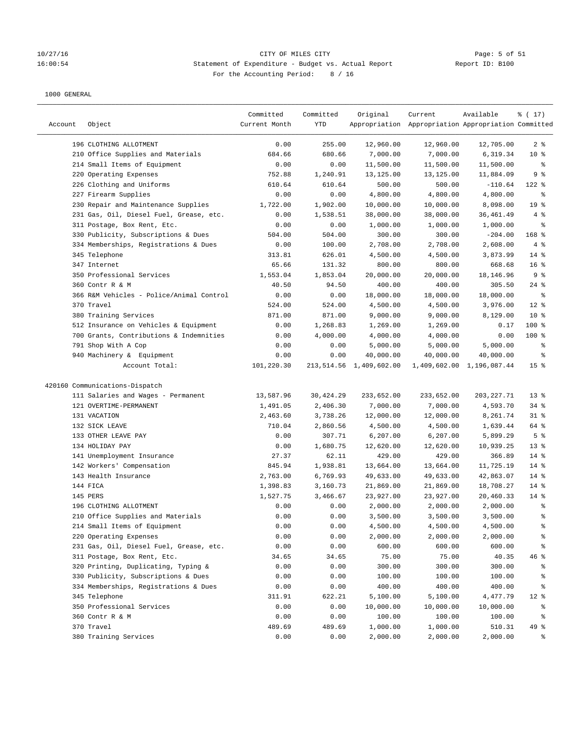CITY OF MILES CITY

Statement of Expenditure - Budget vs. Actual Report

For the Accounting Period: 8 / 16

1000 GENERAL

| Account | Object | Committed Current Month | Committed YTD | Original Appropriation | Current Appropriation | Available Appropriation | % ( 17) Committed |
|---|---|---|---|---|---|---|---|
| | 196 CLOTHING ALLOTMENT | 0.00 | 255.00 | 12,960.00 | 12,960.00 | 12,705.00 | 2 % |
| | 210 Office Supplies and Materials | 684.66 | 680.66 | 7,000.00 | 7,000.00 | 6,319.34 | 10 % |
| | 214 Small Items of Equipment | 0.00 | 0.00 | 11,500.00 | 11,500.00 | 11,500.00 | % |
| | 220 Operating Expenses | 752.88 | 1,240.91 | 13,125.00 | 13,125.00 | 11,884.09 | 9 % |
| | 226 Clothing and Uniforms | 610.64 | 610.64 | 500.00 | 500.00 | -110.64 | 122 % |
| | 227 Firearm Supplies | 0.00 | 0.00 | 4,800.00 | 4,800.00 | 4,800.00 | % |
| | 230 Repair and Maintenance Supplies | 1,722.00 | 1,902.00 | 10,000.00 | 10,000.00 | 8,098.00 | 19 % |
| | 231 Gas, Oil, Diesel Fuel, Grease, etc. | 0.00 | 1,538.51 | 38,000.00 | 38,000.00 | 36,461.49 | 4 % |
| | 311 Postage, Box Rent, Etc. | 0.00 | 0.00 | 1,000.00 | 1,000.00 | 1,000.00 | % |
| | 330 Publicity, Subscriptions & Dues | 504.00 | 504.00 | 300.00 | 300.00 | -204.00 | 168 % |
| | 334 Memberships, Registrations & Dues | 0.00 | 100.00 | 2,708.00 | 2,708.00 | 2,608.00 | 4 % |
| | 345 Telephone | 313.81 | 626.01 | 4,500.00 | 4,500.00 | 3,873.99 | 14 % |
| | 347 Internet | 65.66 | 131.32 | 800.00 | 800.00 | 668.68 | 16 % |
| | 350 Professional Services | 1,553.04 | 1,853.04 | 20,000.00 | 20,000.00 | 18,146.96 | 9 % |
| | 360 Contr R & M | 40.50 | 94.50 | 400.00 | 400.00 | 305.50 | 24 % |
| | 366 R&M Vehicles - Police/Animal Control | 0.00 | 0.00 | 18,000.00 | 18,000.00 | 18,000.00 | % |
| | 370 Travel | 524.00 | 524.00 | 4,500.00 | 4,500.00 | 3,976.00 | 12 % |
| | 380 Training Services | 871.00 | 871.00 | 9,000.00 | 9,000.00 | 8,129.00 | 10 % |
| | 512 Insurance on Vehicles & Equipment | 0.00 | 1,268.83 | 1,269.00 | 1,269.00 | 0.17 | 100 % |
| | 700 Grants, Contributions & Indemnities | 0.00 | 4,000.00 | 4,000.00 | 4,000.00 | 0.00 | 100 % |
| | 791 Shop With A Cop | 0.00 | 0.00 | 5,000.00 | 5,000.00 | 5,000.00 | % |
| | 940 Machinery & Equipment | 0.00 | 0.00 | 40,000.00 | 40,000.00 | 40,000.00 | % |
| | Account Total: | 101,220.30 | 213,514.56 | 1,409,602.00 | 1,409,602.00 | 1,196,087.44 | 15 % |
| 420160 Communications-Dispatch | | | | | | | |
| | 111 Salaries and Wages - Permanent | 13,587.96 | 30,424.29 | 233,652.00 | 233,652.00 | 203,227.71 | 13 % |
| | 121 OVERTIME-PERMANENT | 1,491.05 | 2,406.30 | 7,000.00 | 7,000.00 | 4,593.70 | 34 % |
| | 131 VACATION | 2,463.60 | 3,738.26 | 12,000.00 | 12,000.00 | 8,261.74 | 31 % |
| | 132 SICK LEAVE | 710.04 | 2,860.56 | 4,500.00 | 4,500.00 | 1,639.44 | 64 % |
| | 133 OTHER LEAVE PAY | 0.00 | 307.71 | 6,207.00 | 6,207.00 | 5,899.29 | 5 % |
| | 134 HOLIDAY PAY | 0.00 | 1,680.75 | 12,620.00 | 12,620.00 | 10,939.25 | 13 % |
| | 141 Unemployment Insurance | 27.37 | 62.11 | 429.00 | 429.00 | 366.89 | 14 % |
| | 142 Workers' Compensation | 845.94 | 1,938.81 | 13,664.00 | 13,664.00 | 11,725.19 | 14 % |
| | 143 Health Insurance | 2,763.00 | 6,769.93 | 49,633.00 | 49,633.00 | 42,863.07 | 14 % |
| | 144 FICA | 1,398.83 | 3,160.73 | 21,869.00 | 21,869.00 | 18,708.27 | 14 % |
| | 145 PERS | 1,527.75 | 3,466.67 | 23,927.00 | 23,927.00 | 20,460.33 | 14 % |
| | 196 CLOTHING ALLOTMENT | 0.00 | 0.00 | 2,000.00 | 2,000.00 | 2,000.00 | % |
| | 210 Office Supplies and Materials | 0.00 | 0.00 | 3,500.00 | 3,500.00 | 3,500.00 | % |
| | 214 Small Items of Equipment | 0.00 | 0.00 | 4,500.00 | 4,500.00 | 4,500.00 | % |
| | 220 Operating Expenses | 0.00 | 0.00 | 2,000.00 | 2,000.00 | 2,000.00 | % |
| | 231 Gas, Oil, Diesel Fuel, Grease, etc. | 0.00 | 0.00 | 600.00 | 600.00 | 600.00 | % |
| | 311 Postage, Box Rent, Etc. | 34.65 | 34.65 | 75.00 | 75.00 | 40.35 | 46 % |
| | 320 Printing, Duplicating, Typing & | 0.00 | 0.00 | 300.00 | 300.00 | 300.00 | % |
| | 330 Publicity, Subscriptions & Dues | 0.00 | 0.00 | 100.00 | 100.00 | 100.00 | % |
| | 334 Memberships, Registrations & Dues | 0.00 | 0.00 | 400.00 | 400.00 | 400.00 | % |
| | 345 Telephone | 311.91 | 622.21 | 5,100.00 | 5,100.00 | 4,477.79 | 12 % |
| | 350 Professional Services | 0.00 | 0.00 | 10,000.00 | 10,000.00 | 10,000.00 | % |
| | 360 Contr R & M | 0.00 | 0.00 | 100.00 | 100.00 | 100.00 | % |
| | 370 Travel | 489.69 | 489.69 | 1,000.00 | 1,000.00 | 510.31 | 49 % |
| | 380 Training Services | 0.00 | 0.00 | 2,000.00 | 2,000.00 | 2,000.00 | % |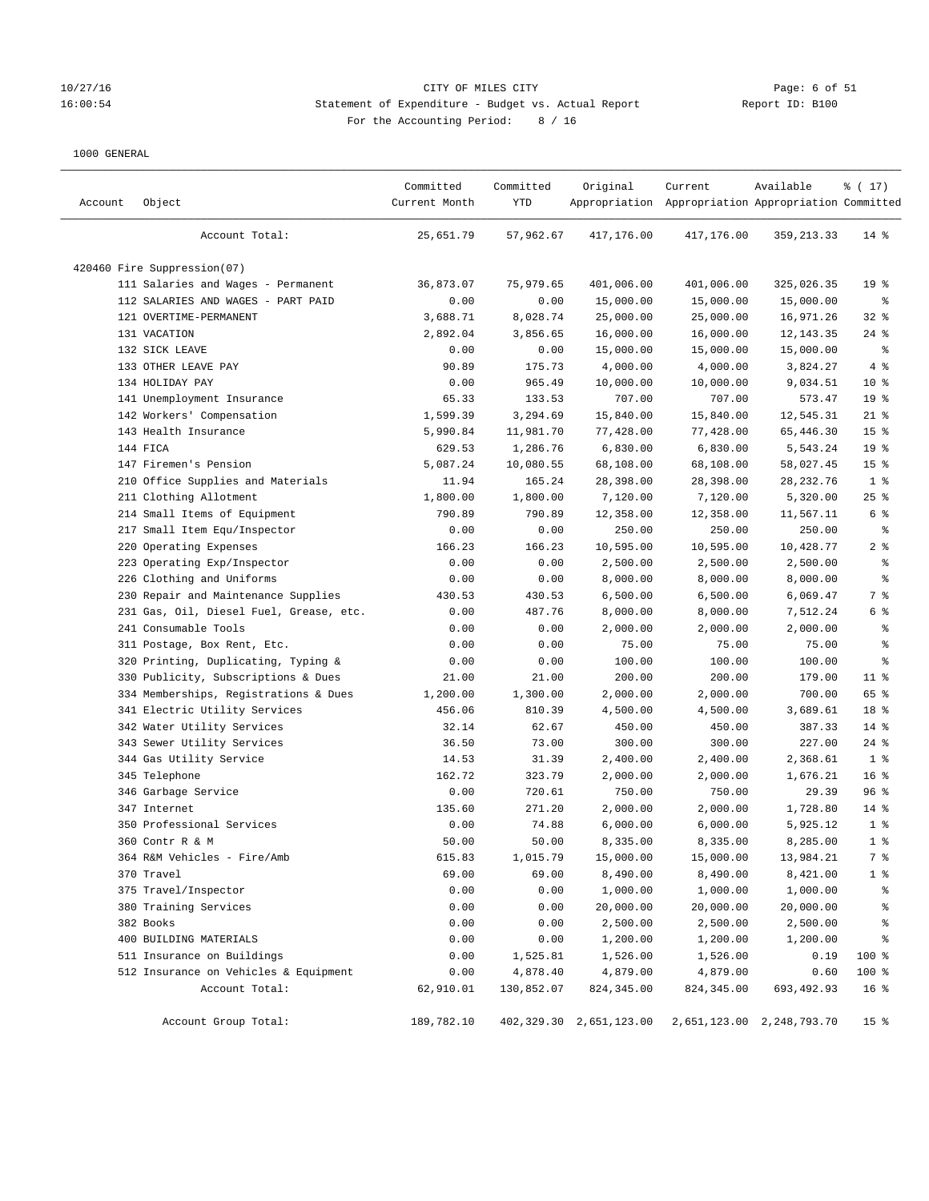CITY OF MILES CITY
Statement of Expenditure - Budget vs. Actual Report
For the Accounting Period: 8 / 16

1000 GENERAL

| Account | Object | Committed Current Month | Committed YTD | Original Appropriation | Current Appropriation | Available Appropriation | % ( 17) Committed |
|---|---|---|---|---|---|---|---|
| | Account Total: | 25,651.79 | 57,962.67 | 417,176.00 | 417,176.00 | 359,213.33 | 14 % |
| 420460 Fire Suppression(07) | | | | | | | |
| | 111 Salaries and Wages - Permanent | 36,873.07 | 75,979.65 | 401,006.00 | 401,006.00 | 325,026.35 | 19 % |
| | 112 SALARIES AND WAGES - PART PAID | 0.00 | 0.00 | 15,000.00 | 15,000.00 | 15,000.00 | % |
| | 121 OVERTIME-PERMANENT | 3,688.71 | 8,028.74 | 25,000.00 | 25,000.00 | 16,971.26 | 32 % |
| | 131 VACATION | 2,892.04 | 3,856.65 | 16,000.00 | 16,000.00 | 12,143.35 | 24 % |
| | 132 SICK LEAVE | 0.00 | 0.00 | 15,000.00 | 15,000.00 | 15,000.00 | % |
| | 133 OTHER LEAVE PAY | 90.89 | 175.73 | 4,000.00 | 4,000.00 | 3,824.27 | 4 % |
| | 134 HOLIDAY PAY | 0.00 | 965.49 | 10,000.00 | 10,000.00 | 9,034.51 | 10 % |
| | 141 Unemployment Insurance | 65.33 | 133.53 | 707.00 | 707.00 | 573.47 | 19 % |
| | 142 Workers' Compensation | 1,599.39 | 3,294.69 | 15,840.00 | 15,840.00 | 12,545.31 | 21 % |
| | 143 Health Insurance | 5,990.84 | 11,981.70 | 77,428.00 | 77,428.00 | 65,446.30 | 15 % |
| | 144 FICA | 629.53 | 1,286.76 | 6,830.00 | 6,830.00 | 5,543.24 | 19 % |
| | 147 Firemen's Pension | 5,087.24 | 10,080.55 | 68,108.00 | 68,108.00 | 58,027.45 | 15 % |
| | 210 Office Supplies and Materials | 11.94 | 165.24 | 28,398.00 | 28,398.00 | 28,232.76 | 1 % |
| | 211 Clothing Allotment | 1,800.00 | 1,800.00 | 7,120.00 | 7,120.00 | 5,320.00 | 25 % |
| | 214 Small Items of Equipment | 790.89 | 790.89 | 12,358.00 | 12,358.00 | 11,567.11 | 6 % |
| | 217 Small Item Equ/Inspector | 0.00 | 0.00 | 250.00 | 250.00 | 250.00 | % |
| | 220 Operating Expenses | 166.23 | 166.23 | 10,595.00 | 10,595.00 | 10,428.77 | 2 % |
| | 223 Operating Exp/Inspector | 0.00 | 0.00 | 2,500.00 | 2,500.00 | 2,500.00 | % |
| | 226 Clothing and Uniforms | 0.00 | 0.00 | 8,000.00 | 8,000.00 | 8,000.00 | % |
| | 230 Repair and Maintenance Supplies | 430.53 | 430.53 | 6,500.00 | 6,500.00 | 6,069.47 | 7 % |
| | 231 Gas, Oil, Diesel Fuel, Grease, etc. | 0.00 | 487.76 | 8,000.00 | 8,000.00 | 7,512.24 | 6 % |
| | 241 Consumable Tools | 0.00 | 0.00 | 2,000.00 | 2,000.00 | 2,000.00 | % |
| | 311 Postage, Box Rent, Etc. | 0.00 | 0.00 | 75.00 | 75.00 | 75.00 | % |
| | 320 Printing, Duplicating, Typing & | 0.00 | 0.00 | 100.00 | 100.00 | 100.00 | % |
| | 330 Publicity, Subscriptions & Dues | 21.00 | 21.00 | 200.00 | 200.00 | 179.00 | 11 % |
| | 334 Memberships, Registrations & Dues | 1,200.00 | 1,300.00 | 2,000.00 | 2,000.00 | 700.00 | 65 % |
| | 341 Electric Utility Services | 456.06 | 810.39 | 4,500.00 | 4,500.00 | 3,689.61 | 18 % |
| | 342 Water Utility Services | 32.14 | 62.67 | 450.00 | 450.00 | 387.33 | 14 % |
| | 343 Sewer Utility Services | 36.50 | 73.00 | 300.00 | 300.00 | 227.00 | 24 % |
| | 344 Gas Utility Service | 14.53 | 31.39 | 2,400.00 | 2,400.00 | 2,368.61 | 1 % |
| | 345 Telephone | 162.72 | 323.79 | 2,000.00 | 2,000.00 | 1,676.21 | 16 % |
| | 346 Garbage Service | 0.00 | 720.61 | 750.00 | 750.00 | 29.39 | 96 % |
| | 347 Internet | 135.60 | 271.20 | 2,000.00 | 2,000.00 | 1,728.80 | 14 % |
| | 350 Professional Services | 0.00 | 74.88 | 6,000.00 | 6,000.00 | 5,925.12 | 1 % |
| | 360 Contr R & M | 50.00 | 50.00 | 8,335.00 | 8,335.00 | 8,285.00 | 1 % |
| | 364 R&M Vehicles - Fire/Amb | 615.83 | 1,015.79 | 15,000.00 | 15,000.00 | 13,984.21 | 7 % |
| | 370 Travel | 69.00 | 69.00 | 8,490.00 | 8,490.00 | 8,421.00 | 1 % |
| | 375 Travel/Inspector | 0.00 | 0.00 | 1,000.00 | 1,000.00 | 1,000.00 | % |
| | 380 Training Services | 0.00 | 0.00 | 20,000.00 | 20,000.00 | 20,000.00 | % |
| | 382 Books | 0.00 | 0.00 | 2,500.00 | 2,500.00 | 2,500.00 | % |
| | 400 BUILDING MATERIALS | 0.00 | 0.00 | 1,200.00 | 1,200.00 | 1,200.00 | % |
| | 511 Insurance on Buildings | 0.00 | 1,525.81 | 1,526.00 | 1,526.00 | 0.19 | 100 % |
| | 512 Insurance on Vehicles & Equipment | 0.00 | 4,878.40 | 4,879.00 | 4,879.00 | 0.60 | 100 % |
| | Account Total: | 62,910.01 | 130,852.07 | 824,345.00 | 824,345.00 | 693,492.93 | 16 % |
| | Account Group Total: | 189,782.10 | 402,329.30 | 2,651,123.00 | 2,651,123.00 | 2,248,793.70 | 15 % |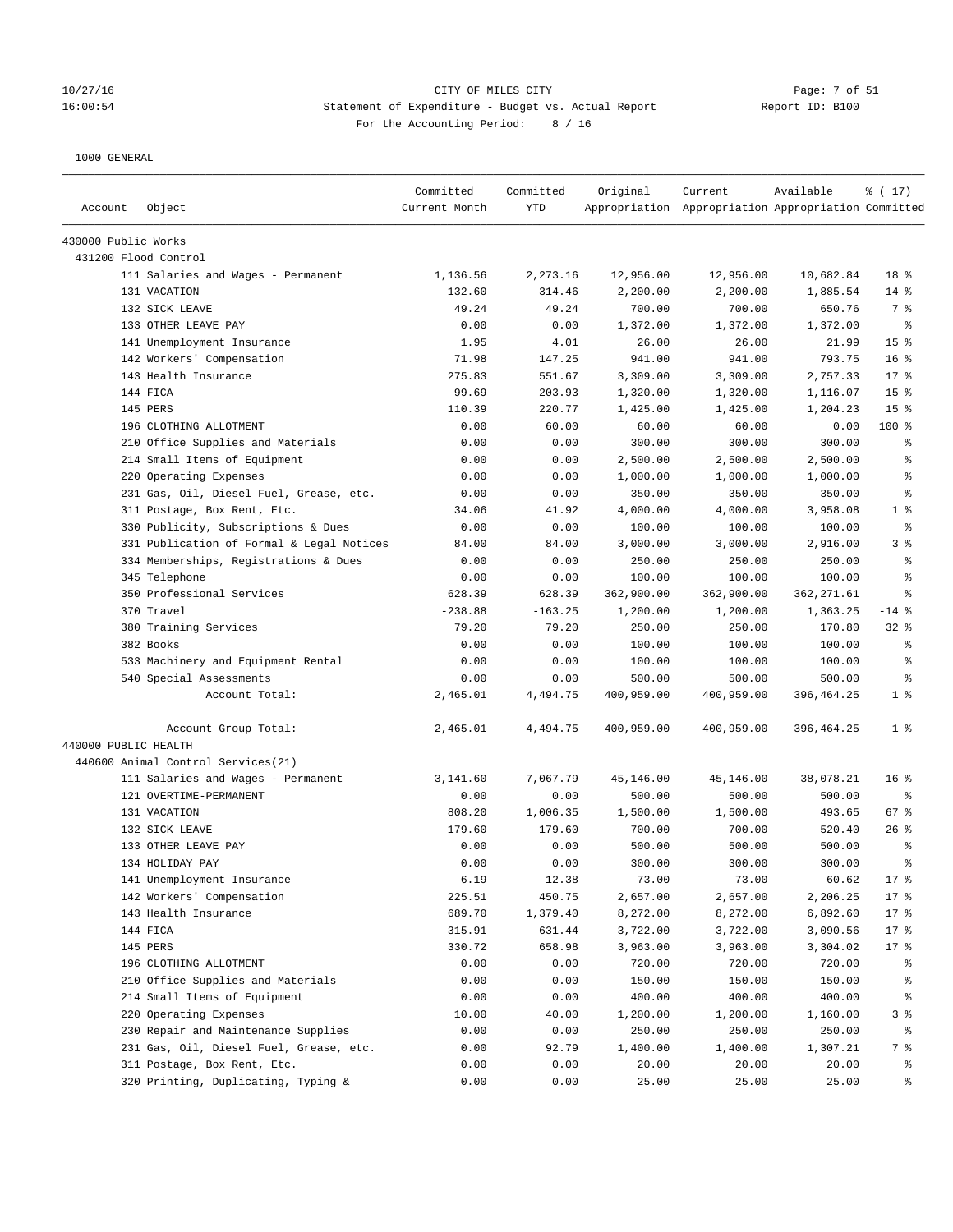CITY OF MILES CITY
Statement of Expenditure - Budget vs. Actual Report
For the Accounting Period: 8 / 16

1000 GENERAL

| Account | Object | Committed Current Month | Committed YTD | Original Appropriation | Current Appropriation | Available Appropriation | % ( 17) Committed |
|---|---|---|---|---|---|---|---|
| 430000 Public Works | | | | | | | |
| 431200 Flood Control | | | | | | | |
| | 111 Salaries and Wages - Permanent | 1,136.56 | 2,273.16 | 12,956.00 | 12,956.00 | 10,682.84 | 18 % |
| | 131 VACATION | 132.60 | 314.46 | 2,200.00 | 2,200.00 | 1,885.54 | 14 % |
| | 132 SICK LEAVE | 49.24 | 49.24 | 700.00 | 700.00 | 650.76 | 7 % |
| | 133 OTHER LEAVE PAY | 0.00 | 0.00 | 1,372.00 | 1,372.00 | 1,372.00 | % |
| | 141 Unemployment Insurance | 1.95 | 4.01 | 26.00 | 26.00 | 21.99 | 15 % |
| | 142 Workers' Compensation | 71.98 | 147.25 | 941.00 | 941.00 | 793.75 | 16 % |
| | 143 Health Insurance | 275.83 | 551.67 | 3,309.00 | 3,309.00 | 2,757.33 | 17 % |
| | 144 FICA | 99.69 | 203.93 | 1,320.00 | 1,320.00 | 1,116.07 | 15 % |
| | 145 PERS | 110.39 | 220.77 | 1,425.00 | 1,425.00 | 1,204.23 | 15 % |
| | 196 CLOTHING ALLOTMENT | 0.00 | 60.00 | 60.00 | 60.00 | 0.00 | 100 % |
| | 210 Office Supplies and Materials | 0.00 | 0.00 | 300.00 | 300.00 | 300.00 | % |
| | 214 Small Items of Equipment | 0.00 | 0.00 | 2,500.00 | 2,500.00 | 2,500.00 | % |
| | 220 Operating Expenses | 0.00 | 0.00 | 1,000.00 | 1,000.00 | 1,000.00 | % |
| | 231 Gas, Oil, Diesel Fuel, Grease, etc. | 0.00 | 0.00 | 350.00 | 350.00 | 350.00 | % |
| | 311 Postage, Box Rent, Etc. | 34.06 | 41.92 | 4,000.00 | 4,000.00 | 3,958.08 | 1 % |
| | 330 Publicity, Subscriptions & Dues | 0.00 | 0.00 | 100.00 | 100.00 | 100.00 | % |
| | 331 Publication of Formal & Legal Notices | 84.00 | 84.00 | 3,000.00 | 3,000.00 | 2,916.00 | 3 % |
| | 334 Memberships, Registrations & Dues | 0.00 | 0.00 | 250.00 | 250.00 | 250.00 | % |
| | 345 Telephone | 0.00 | 0.00 | 100.00 | 100.00 | 100.00 | % |
| | 350 Professional Services | 628.39 | 628.39 | 362,900.00 | 362,900.00 | 362,271.61 | % |
| | 370 Travel | -238.88 | -163.25 | 1,200.00 | 1,200.00 | 1,363.25 | -14 % |
| | 380 Training Services | 79.20 | 79.20 | 250.00 | 250.00 | 170.80 | 32 % |
| | 382 Books | 0.00 | 0.00 | 100.00 | 100.00 | 100.00 | % |
| | 533 Machinery and Equipment Rental | 0.00 | 0.00 | 100.00 | 100.00 | 100.00 | % |
| | 540 Special Assessments | 0.00 | 0.00 | 500.00 | 500.00 | 500.00 | % |
| | Account Total: | 2,465.01 | 4,494.75 | 400,959.00 | 400,959.00 | 396,464.25 | 1 % |
| | Account Group Total: | 2,465.01 | 4,494.75 | 400,959.00 | 400,959.00 | 396,464.25 | 1 % |
| 440000 PUBLIC HEALTH | | | | | | | |
| 440600 Animal Control Services(21) | | | | | | | |
| | 111 Salaries and Wages - Permanent | 3,141.60 | 7,067.79 | 45,146.00 | 45,146.00 | 38,078.21 | 16 % |
| | 121 OVERTIME-PERMANENT | 0.00 | 0.00 | 500.00 | 500.00 | 500.00 | % |
| | 131 VACATION | 808.20 | 1,006.35 | 1,500.00 | 1,500.00 | 493.65 | 67 % |
| | 132 SICK LEAVE | 179.60 | 179.60 | 700.00 | 700.00 | 520.40 | 26 % |
| | 133 OTHER LEAVE PAY | 0.00 | 0.00 | 500.00 | 500.00 | 500.00 | % |
| | 134 HOLIDAY PAY | 0.00 | 0.00 | 300.00 | 300.00 | 300.00 | % |
| | 141 Unemployment Insurance | 6.19 | 12.38 | 73.00 | 73.00 | 60.62 | 17 % |
| | 142 Workers' Compensation | 225.51 | 450.75 | 2,657.00 | 2,657.00 | 2,206.25 | 17 % |
| | 143 Health Insurance | 689.70 | 1,379.40 | 8,272.00 | 8,272.00 | 6,892.60 | 17 % |
| | 144 FICA | 315.91 | 631.44 | 3,722.00 | 3,722.00 | 3,090.56 | 17 % |
| | 145 PERS | 330.72 | 658.98 | 3,963.00 | 3,963.00 | 3,304.02 | 17 % |
| | 196 CLOTHING ALLOTMENT | 0.00 | 0.00 | 720.00 | 720.00 | 720.00 | % |
| | 210 Office Supplies and Materials | 0.00 | 0.00 | 150.00 | 150.00 | 150.00 | % |
| | 214 Small Items of Equipment | 0.00 | 0.00 | 400.00 | 400.00 | 400.00 | % |
| | 220 Operating Expenses | 10.00 | 40.00 | 1,200.00 | 1,200.00 | 1,160.00 | 3 % |
| | 230 Repair and Maintenance Supplies | 0.00 | 0.00 | 250.00 | 250.00 | 250.00 | % |
| | 231 Gas, Oil, Diesel Fuel, Grease, etc. | 0.00 | 92.79 | 1,400.00 | 1,400.00 | 1,307.21 | 7 % |
| | 311 Postage, Box Rent, Etc. | 0.00 | 0.00 | 20.00 | 20.00 | 20.00 | % |
| | 320 Printing, Duplicating, Typing & | 0.00 | 0.00 | 25.00 | 25.00 | 25.00 | % |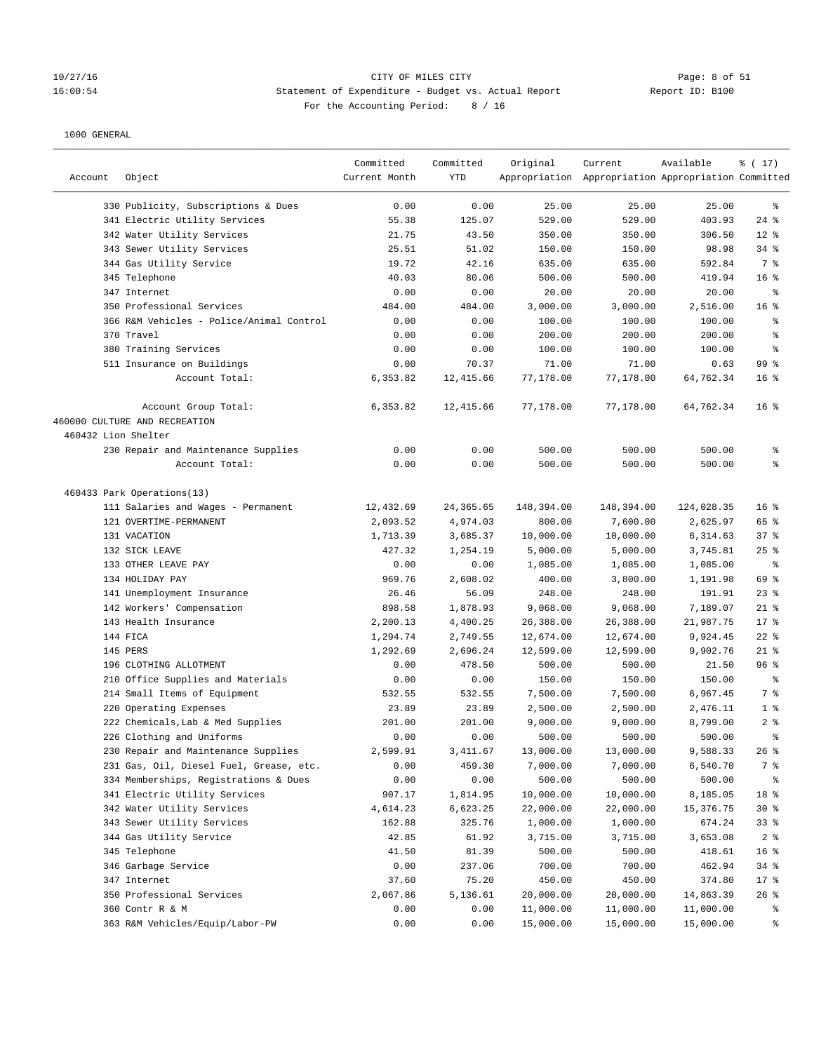CITY OF MILES CITY
Statement of Expenditure - Budget vs. Actual Report
For the Accounting Period: 8 / 16

1000 GENERAL

| Account | Object | Committed Current Month | Committed YTD | Original Appropriation | Current Appropriation | Available Appropriation | % ( 17) Committed |
|---|---|---|---|---|---|---|---|
| | 330 Publicity, Subscriptions & Dues | 0.00 | 0.00 | 25.00 | 25.00 | 25.00 | % |
| | 341 Electric Utility Services | 55.38 | 125.07 | 529.00 | 529.00 | 403.93 | 24 % |
| | 342 Water Utility Services | 21.75 | 43.50 | 350.00 | 350.00 | 306.50 | 12 % |
| | 343 Sewer Utility Services | 25.51 | 51.02 | 150.00 | 150.00 | 98.98 | 34 % |
| | 344 Gas Utility Service | 19.72 | 42.16 | 635.00 | 635.00 | 592.84 | 7 % |
| | 345 Telephone | 40.03 | 80.06 | 500.00 | 500.00 | 419.94 | 16 % |
| | 347 Internet | 0.00 | 0.00 | 20.00 | 20.00 | 20.00 | % |
| | 350 Professional Services | 484.00 | 484.00 | 3,000.00 | 3,000.00 | 2,516.00 | 16 % |
| | 366 R&M Vehicles - Police/Animal Control | 0.00 | 0.00 | 100.00 | 100.00 | 100.00 | % |
| | 370 Travel | 0.00 | 0.00 | 200.00 | 200.00 | 200.00 | % |
| | 380 Training Services | 0.00 | 0.00 | 100.00 | 100.00 | 100.00 | % |
| | 511 Insurance on Buildings | 0.00 | 70.37 | 71.00 | 71.00 | 0.63 | 99 % |
| | Account Total: | 6,353.82 | 12,415.66 | 77,178.00 | 77,178.00 | 64,762.34 | 16 % |
| | Account Group Total: | 6,353.82 | 12,415.66 | 77,178.00 | 77,178.00 | 64,762.34 | 16 % |
| 460000 CULTURE AND RECREATION | | | | | | | |
| 460432 Lion Shelter | | | | | | | |
| | 230 Repair and Maintenance Supplies | 0.00 | 0.00 | 500.00 | 500.00 | 500.00 | % |
| | Account Total: | 0.00 | 0.00 | 500.00 | 500.00 | 500.00 | % |
| 460433 Park Operations(13) | | | | | | | |
| | 111 Salaries and Wages - Permanent | 12,432.69 | 24,365.65 | 148,394.00 | 148,394.00 | 124,028.35 | 16 % |
| | 121 OVERTIME-PERMANENT | 2,093.52 | 4,974.03 | 800.00 | 7,600.00 | 2,625.97 | 65 % |
| | 131 VACATION | 1,713.39 | 3,685.37 | 10,000.00 | 10,000.00 | 6,314.63 | 37 % |
| | 132 SICK LEAVE | 427.32 | 1,254.19 | 5,000.00 | 5,000.00 | 3,745.81 | 25 % |
| | 133 OTHER LEAVE PAY | 0.00 | 0.00 | 1,085.00 | 1,085.00 | 1,085.00 | % |
| | 134 HOLIDAY PAY | 969.76 | 2,608.02 | 400.00 | 3,800.00 | 1,191.98 | 69 % |
| | 141 Unemployment Insurance | 26.46 | 56.09 | 248.00 | 248.00 | 191.91 | 23 % |
| | 142 Workers' Compensation | 898.58 | 1,878.93 | 9,068.00 | 9,068.00 | 7,189.07 | 21 % |
| | 143 Health Insurance | 2,200.13 | 4,400.25 | 26,388.00 | 26,388.00 | 21,987.75 | 17 % |
| | 144 FICA | 1,294.74 | 2,749.55 | 12,674.00 | 12,674.00 | 9,924.45 | 22 % |
| | 145 PERS | 1,292.69 | 2,696.24 | 12,599.00 | 12,599.00 | 9,902.76 | 21 % |
| | 196 CLOTHING ALLOTMENT | 0.00 | 478.50 | 500.00 | 500.00 | 21.50 | 96 % |
| | 210 Office Supplies and Materials | 0.00 | 0.00 | 150.00 | 150.00 | 150.00 | % |
| | 214 Small Items of Equipment | 532.55 | 532.55 | 7,500.00 | 7,500.00 | 6,967.45 | 7 % |
| | 220 Operating Expenses | 23.89 | 23.89 | 2,500.00 | 2,500.00 | 2,476.11 | 1 % |
| | 222 Chemicals,Lab & Med Supplies | 201.00 | 201.00 | 9,000.00 | 9,000.00 | 8,799.00 | 2 % |
| | 226 Clothing and Uniforms | 0.00 | 0.00 | 500.00 | 500.00 | 500.00 | % |
| | 230 Repair and Maintenance Supplies | 2,599.91 | 3,411.67 | 13,000.00 | 13,000.00 | 9,588.33 | 26 % |
| | 231 Gas, Oil, Diesel Fuel, Grease, etc. | 0.00 | 459.30 | 7,000.00 | 7,000.00 | 6,540.70 | 7 % |
| | 334 Memberships, Registrations & Dues | 0.00 | 0.00 | 500.00 | 500.00 | 500.00 | % |
| | 341 Electric Utility Services | 907.17 | 1,814.95 | 10,000.00 | 10,000.00 | 8,185.05 | 18 % |
| | 342 Water Utility Services | 4,614.23 | 6,623.25 | 22,000.00 | 22,000.00 | 15,376.75 | 30 % |
| | 343 Sewer Utility Services | 162.88 | 325.76 | 1,000.00 | 1,000.00 | 674.24 | 33 % |
| | 344 Gas Utility Service | 42.85 | 61.92 | 3,715.00 | 3,715.00 | 3,653.08 | 2 % |
| | 345 Telephone | 41.50 | 81.39 | 500.00 | 500.00 | 418.61 | 16 % |
| | 346 Garbage Service | 0.00 | 237.06 | 700.00 | 700.00 | 462.94 | 34 % |
| | 347 Internet | 37.60 | 75.20 | 450.00 | 450.00 | 374.80 | 17 % |
| | 350 Professional Services | 2,067.86 | 5,136.61 | 20,000.00 | 20,000.00 | 14,863.39 | 26 % |
| | 360 Contr R & M | 0.00 | 0.00 | 11,000.00 | 11,000.00 | 11,000.00 | % |
| | 363 R&M Vehicles/Equip/Labor-PW | 0.00 | 0.00 | 15,000.00 | 15,000.00 | 15,000.00 | % |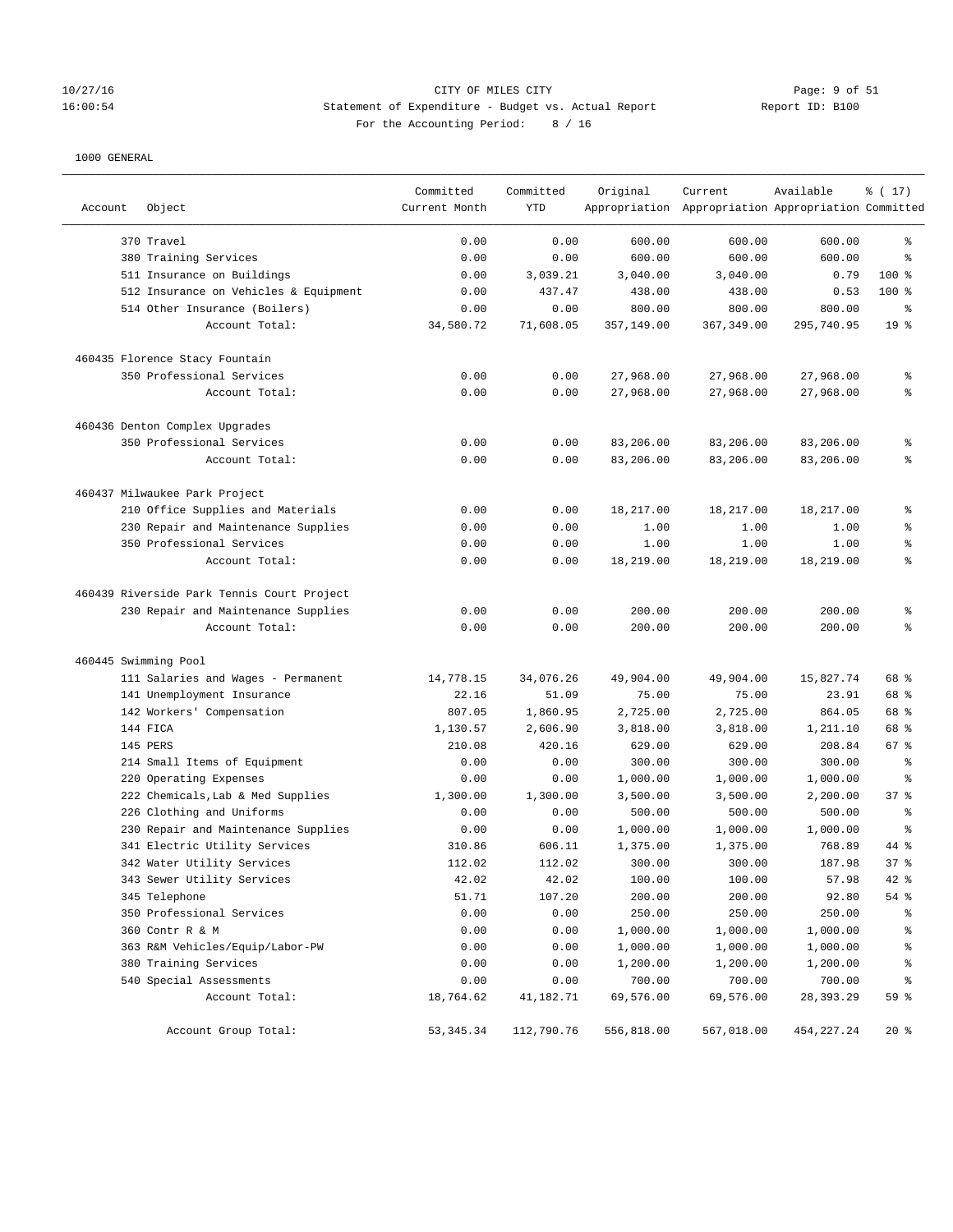10/27/16 CITY OF MILES CITY
16:00:54 Statement of Expenditure - Budget vs. Actual Report Report ID: B100
For the Accounting Period: 8 / 16

1000 GENERAL

| Account | Object | Committed Current Month | Committed YTD | Original Appropriation | Current Appropriation | Available Appropriation | % ( 17) Committed |
|---|---|---|---|---|---|---|---|
| | 370 Travel | 0.00 | 0.00 | 600.00 | 600.00 | 600.00 | % |
| | 380 Training Services | 0.00 | 0.00 | 600.00 | 600.00 | 600.00 | % |
| | 511 Insurance on Buildings | 0.00 | 3,039.21 | 3,040.00 | 3,040.00 | 0.79 | 100 % |
| | 512 Insurance on Vehicles & Equipment | 0.00 | 437.47 | 438.00 | 438.00 | 0.53 | 100 % |
| | 514 Other Insurance (Boilers) | 0.00 | 0.00 | 800.00 | 800.00 | 800.00 | % |
| | Account Total: | 34,580.72 | 71,608.05 | 357,149.00 | 367,349.00 | 295,740.95 | 19 % |
| 460435 Florence Stacy Fountain | | | | | | | |
| | 350 Professional Services | 0.00 | 0.00 | 27,968.00 | 27,968.00 | 27,968.00 | % |
| | Account Total: | 0.00 | 0.00 | 27,968.00 | 27,968.00 | 27,968.00 | % |
| 460436 Denton Complex Upgrades | | | | | | | |
| | 350 Professional Services | 0.00 | 0.00 | 83,206.00 | 83,206.00 | 83,206.00 | % |
| | Account Total: | 0.00 | 0.00 | 83,206.00 | 83,206.00 | 83,206.00 | % |
| 460437 Milwaukee Park Project | | | | | | | |
| | 210 Office Supplies and Materials | 0.00 | 0.00 | 18,217.00 | 18,217.00 | 18,217.00 | % |
| | 230 Repair and Maintenance Supplies | 0.00 | 0.00 | 1.00 | 1.00 | 1.00 | % |
| | 350 Professional Services | 0.00 | 0.00 | 1.00 | 1.00 | 1.00 | % |
| | Account Total: | 0.00 | 0.00 | 18,219.00 | 18,219.00 | 18,219.00 | % |
| 460439 Riverside Park Tennis Court Project | | | | | | | |
| | 230 Repair and Maintenance Supplies | 0.00 | 0.00 | 200.00 | 200.00 | 200.00 | % |
| | Account Total: | 0.00 | 0.00 | 200.00 | 200.00 | 200.00 | % |
| 460445 Swimming Pool | | | | | | | |
| | 111 Salaries and Wages - Permanent | 14,778.15 | 34,076.26 | 49,904.00 | 49,904.00 | 15,827.74 | 68 % |
| | 141 Unemployment Insurance | 22.16 | 51.09 | 75.00 | 75.00 | 23.91 | 68 % |
| | 142 Workers' Compensation | 807.05 | 1,860.95 | 2,725.00 | 2,725.00 | 864.05 | 68 % |
| | 144 FICA | 1,130.57 | 2,606.90 | 3,818.00 | 3,818.00 | 1,211.10 | 68 % |
| | 145 PERS | 210.08 | 420.16 | 629.00 | 629.00 | 208.84 | 67 % |
| | 214 Small Items of Equipment | 0.00 | 0.00 | 300.00 | 300.00 | 300.00 | % |
| | 220 Operating Expenses | 0.00 | 0.00 | 1,000.00 | 1,000.00 | 1,000.00 | % |
| | 222 Chemicals,Lab & Med Supplies | 1,300.00 | 1,300.00 | 3,500.00 | 3,500.00 | 2,200.00 | 37 % |
| | 226 Clothing and Uniforms | 0.00 | 0.00 | 500.00 | 500.00 | 500.00 | % |
| | 230 Repair and Maintenance Supplies | 0.00 | 0.00 | 1,000.00 | 1,000.00 | 1,000.00 | % |
| | 341 Electric Utility Services | 310.86 | 606.11 | 1,375.00 | 1,375.00 | 768.89 | 44 % |
| | 342 Water Utility Services | 112.02 | 112.02 | 300.00 | 300.00 | 187.98 | 37 % |
| | 343 Sewer Utility Services | 42.02 | 42.02 | 100.00 | 100.00 | 57.98 | 42 % |
| | 345 Telephone | 51.71 | 107.20 | 200.00 | 200.00 | 92.80 | 54 % |
| | 350 Professional Services | 0.00 | 0.00 | 250.00 | 250.00 | 250.00 | % |
| | 360 Contr R & M | 0.00 | 0.00 | 1,000.00 | 1,000.00 | 1,000.00 | % |
| | 363 R&M Vehicles/Equip/Labor-PW | 0.00 | 0.00 | 1,000.00 | 1,000.00 | 1,000.00 | % |
| | 380 Training Services | 0.00 | 0.00 | 1,200.00 | 1,200.00 | 1,200.00 | % |
| | 540 Special Assessments | 0.00 | 0.00 | 700.00 | 700.00 | 700.00 | % |
| | Account Total: | 18,764.62 | 41,182.71 | 69,576.00 | 69,576.00 | 28,393.29 | 59 % |
| | Account Group Total: | 53,345.34 | 112,790.76 | 556,818.00 | 567,018.00 | 454,227.24 | 20 % |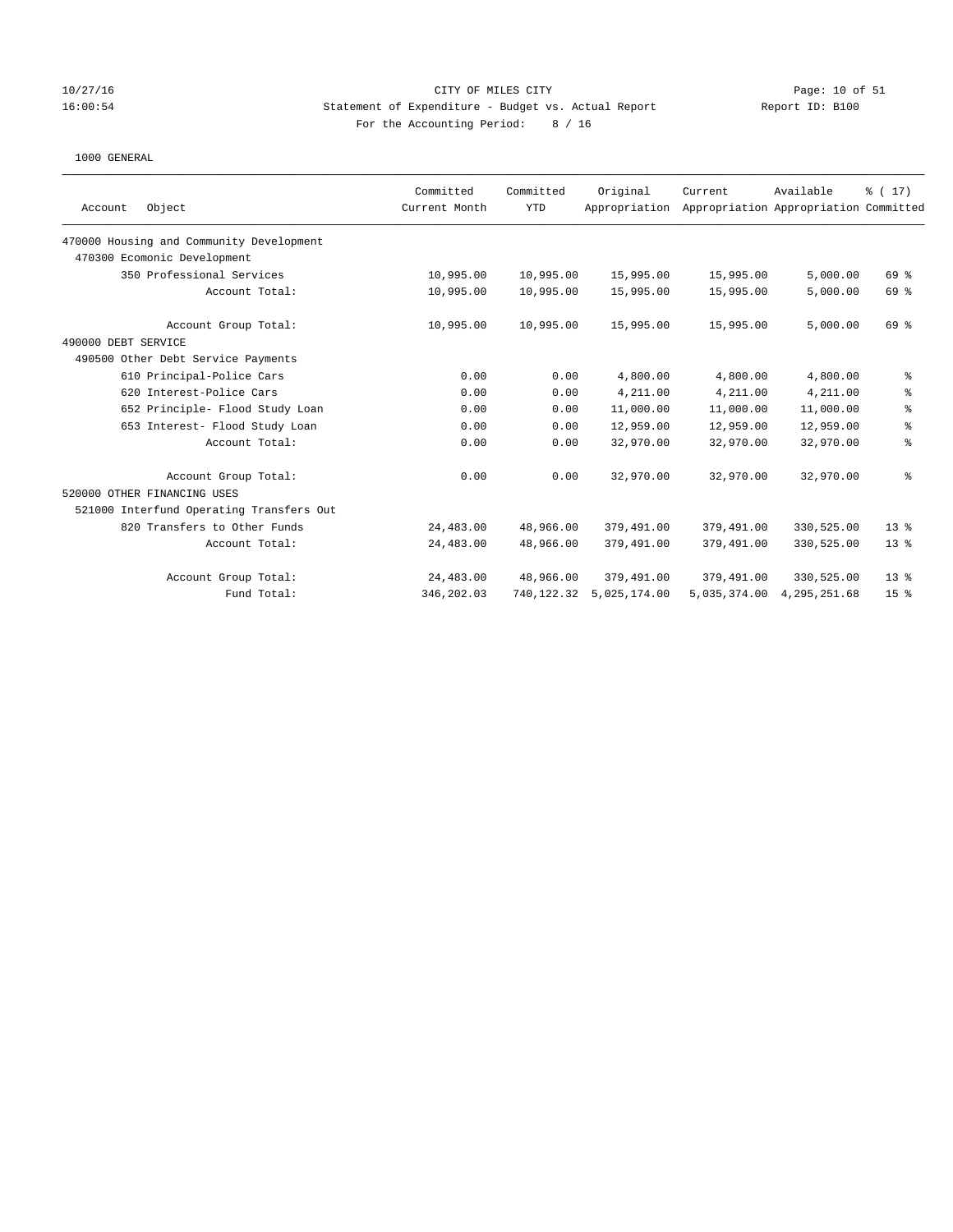CITY OF MILES CITY
Statement of Expenditure - Budget vs. Actual Report
For the Accounting Period: 8 / 16

10/27/16 16:00:54 — Report ID: B100

1000 GENERAL

| Account Object | Committed Current Month | Committed YTD | Original Appropriation | Current Appropriation | Available Appropriation | % ( 17) Committed |
|---|---|---|---|---|---|---|
| 470000 Housing and Community Development | | | | | | |
| 470300 Ecomonic Development | | | | | | |
| 350 Professional Services | 10,995.00 | 10,995.00 | 15,995.00 | 15,995.00 | 5,000.00 | 69 % |
| Account Total: | 10,995.00 | 10,995.00 | 15,995.00 | 15,995.00 | 5,000.00 | 69 % |
| Account Group Total: | 10,995.00 | 10,995.00 | 15,995.00 | 15,995.00 | 5,000.00 | 69 % |
| 490000 DEBT SERVICE | | | | | | |
| 490500 Other Debt Service Payments | | | | | | |
| 610 Principal-Police Cars | 0.00 | 0.00 | 4,800.00 | 4,800.00 | 4,800.00 | % |
| 620 Interest-Police Cars | 0.00 | 0.00 | 4,211.00 | 4,211.00 | 4,211.00 | % |
| 652 Principle- Flood Study Loan | 0.00 | 0.00 | 11,000.00 | 11,000.00 | 11,000.00 | % |
| 653 Interest- Flood Study Loan | 0.00 | 0.00 | 12,959.00 | 12,959.00 | 12,959.00 | % |
| Account Total: | 0.00 | 0.00 | 32,970.00 | 32,970.00 | 32,970.00 | % |
| Account Group Total: | 0.00 | 0.00 | 32,970.00 | 32,970.00 | 32,970.00 | % |
| 520000 OTHER FINANCING USES | | | | | | |
| 521000 Interfund Operating Transfers Out | | | | | | |
| 820 Transfers to Other Funds | 24,483.00 | 48,966.00 | 379,491.00 | 379,491.00 | 330,525.00 | 13 % |
| Account Total: | 24,483.00 | 48,966.00 | 379,491.00 | 379,491.00 | 330,525.00 | 13 % |
| Account Group Total: | 24,483.00 | 48,966.00 | 379,491.00 | 379,491.00 | 330,525.00 | 13 % |
| Fund Total: | 346,202.03 | 740,122.32 | 5,025,174.00 | 5,035,374.00 | 4,295,251.68 | 15 % |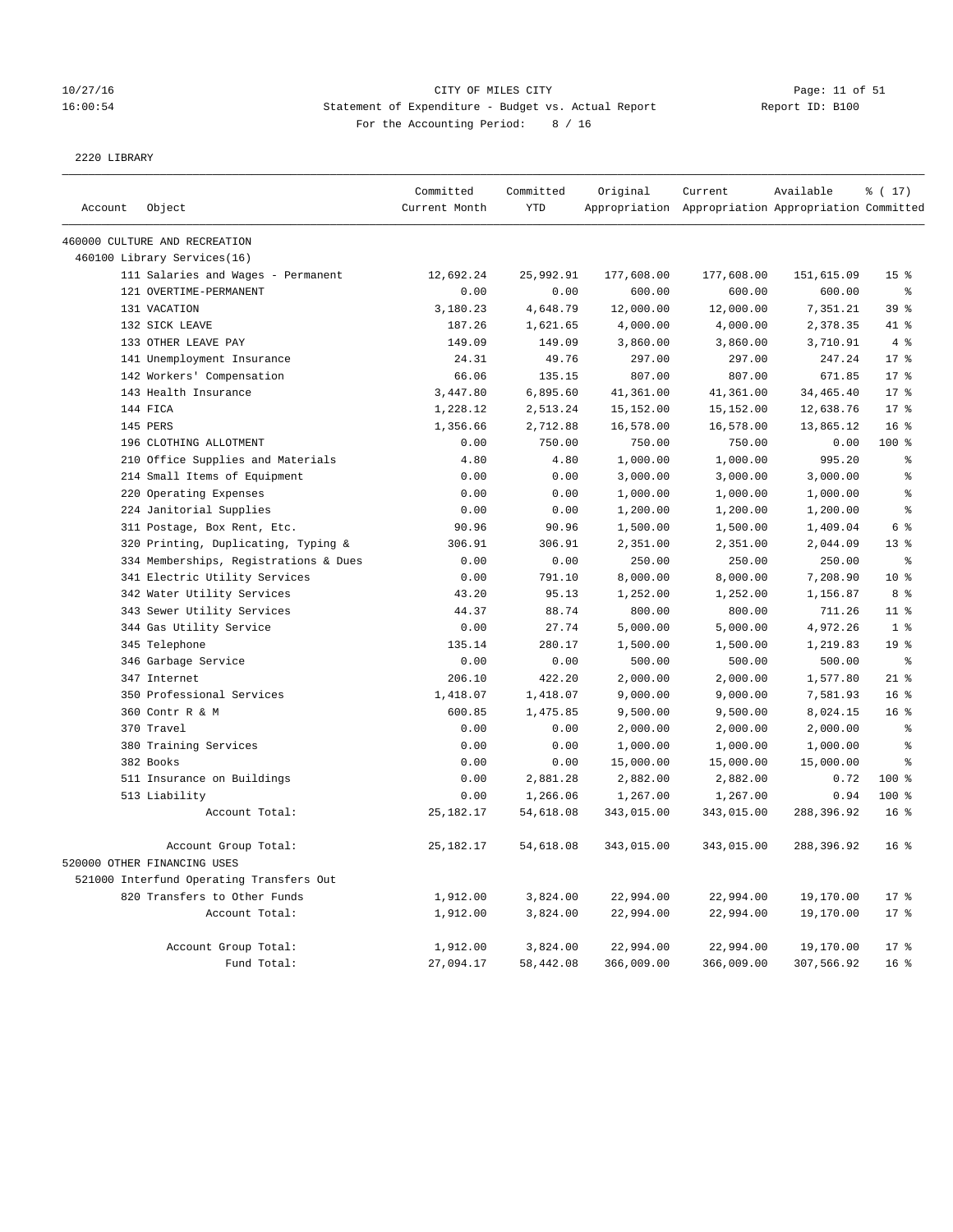CITY OF MILES CITY

Statement of Expenditure - Budget vs. Actual Report

Report ID: B100

For the Accounting Period: 8 / 16

2220 LIBRARY

| Account | Object | Committed Current Month | Committed YTD | Original Appropriation | Current Appropriation | Available Appropriation | % ( 17) Committed |
|---|---|---|---|---|---|---|---|
| 460000 CULTURE AND RECREATION | | | | | | | |
| 460100 Library Services(16) | | | | | | | |
| | 111 Salaries and Wages - Permanent | 12,692.24 | 25,992.91 | 177,608.00 | 177,608.00 | 151,615.09 | 15 % |
| | 121 OVERTIME-PERMANENT | 0.00 | 0.00 | 600.00 | 600.00 | 600.00 | % |
| | 131 VACATION | 3,180.23 | 4,648.79 | 12,000.00 | 12,000.00 | 7,351.21 | 39 % |
| | 132 SICK LEAVE | 187.26 | 1,621.65 | 4,000.00 | 4,000.00 | 2,378.35 | 41 % |
| | 133 OTHER LEAVE PAY | 149.09 | 149.09 | 3,860.00 | 3,860.00 | 3,710.91 | 4 % |
| | 141 Unemployment Insurance | 24.31 | 49.76 | 297.00 | 297.00 | 247.24 | 17 % |
| | 142 Workers' Compensation | 66.06 | 135.15 | 807.00 | 807.00 | 671.85 | 17 % |
| | 143 Health Insurance | 3,447.80 | 6,895.60 | 41,361.00 | 41,361.00 | 34,465.40 | 17 % |
| | 144 FICA | 1,228.12 | 2,513.24 | 15,152.00 | 15,152.00 | 12,638.76 | 17 % |
| | 145 PERS | 1,356.66 | 2,712.88 | 16,578.00 | 16,578.00 | 13,865.12 | 16 % |
| | 196 CLOTHING ALLOTMENT | 0.00 | 750.00 | 750.00 | 750.00 | 0.00 | 100 % |
| | 210 Office Supplies and Materials | 4.80 | 4.80 | 1,000.00 | 1,000.00 | 995.20 | % |
| | 214 Small Items of Equipment | 0.00 | 0.00 | 3,000.00 | 3,000.00 | 3,000.00 | % |
| | 220 Operating Expenses | 0.00 | 0.00 | 1,000.00 | 1,000.00 | 1,000.00 | % |
| | 224 Janitorial Supplies | 0.00 | 0.00 | 1,200.00 | 1,200.00 | 1,200.00 | % |
| | 311 Postage, Box Rent, Etc. | 90.96 | 90.96 | 1,500.00 | 1,500.00 | 1,409.04 | 6 % |
| | 320 Printing, Duplicating, Typing & | 306.91 | 306.91 | 2,351.00 | 2,351.00 | 2,044.09 | 13 % |
| | 334 Memberships, Registrations & Dues | 0.00 | 0.00 | 250.00 | 250.00 | 250.00 | % |
| | 341 Electric Utility Services | 0.00 | 791.10 | 8,000.00 | 8,000.00 | 7,208.90 | 10 % |
| | 342 Water Utility Services | 43.20 | 95.13 | 1,252.00 | 1,252.00 | 1,156.87 | 8 % |
| | 343 Sewer Utility Services | 44.37 | 88.74 | 800.00 | 800.00 | 711.26 | 11 % |
| | 344 Gas Utility Service | 0.00 | 27.74 | 5,000.00 | 5,000.00 | 4,972.26 | 1 % |
| | 345 Telephone | 135.14 | 280.17 | 1,500.00 | 1,500.00 | 1,219.83 | 19 % |
| | 346 Garbage Service | 0.00 | 0.00 | 500.00 | 500.00 | 500.00 | % |
| | 347 Internet | 206.10 | 422.20 | 2,000.00 | 2,000.00 | 1,577.80 | 21 % |
| | 350 Professional Services | 1,418.07 | 1,418.07 | 9,000.00 | 9,000.00 | 7,581.93 | 16 % |
| | 360 Contr R & M | 600.85 | 1,475.85 | 9,500.00 | 9,500.00 | 8,024.15 | 16 % |
| | 370 Travel | 0.00 | 0.00 | 2,000.00 | 2,000.00 | 2,000.00 | % |
| | 380 Training Services | 0.00 | 0.00 | 1,000.00 | 1,000.00 | 1,000.00 | % |
| | 382 Books | 0.00 | 0.00 | 15,000.00 | 15,000.00 | 15,000.00 | % |
| | 511 Insurance on Buildings | 0.00 | 2,881.28 | 2,882.00 | 2,882.00 | 0.72 | 100 % |
| | 513 Liability | 0.00 | 1,266.06 | 1,267.00 | 1,267.00 | 0.94 | 100 % |
| | Account Total: | 25,182.17 | 54,618.08 | 343,015.00 | 343,015.00 | 288,396.92 | 16 % |
| | Account Group Total: | 25,182.17 | 54,618.08 | 343,015.00 | 343,015.00 | 288,396.92 | 16 % |
| 520000 OTHER FINANCING USES | | | | | | | |
| 521000 Interfund Operating Transfers Out | | | | | | | |
| | 820 Transfers to Other Funds | 1,912.00 | 3,824.00 | 22,994.00 | 22,994.00 | 19,170.00 | 17 % |
| | Account Total: | 1,912.00 | 3,824.00 | 22,994.00 | 22,994.00 | 19,170.00 | 17 % |
| | Account Group Total: | 1,912.00 | 3,824.00 | 22,994.00 | 22,994.00 | 19,170.00 | 17 % |
| | Fund Total: | 27,094.17 | 58,442.08 | 366,009.00 | 366,009.00 | 307,566.92 | 16 % |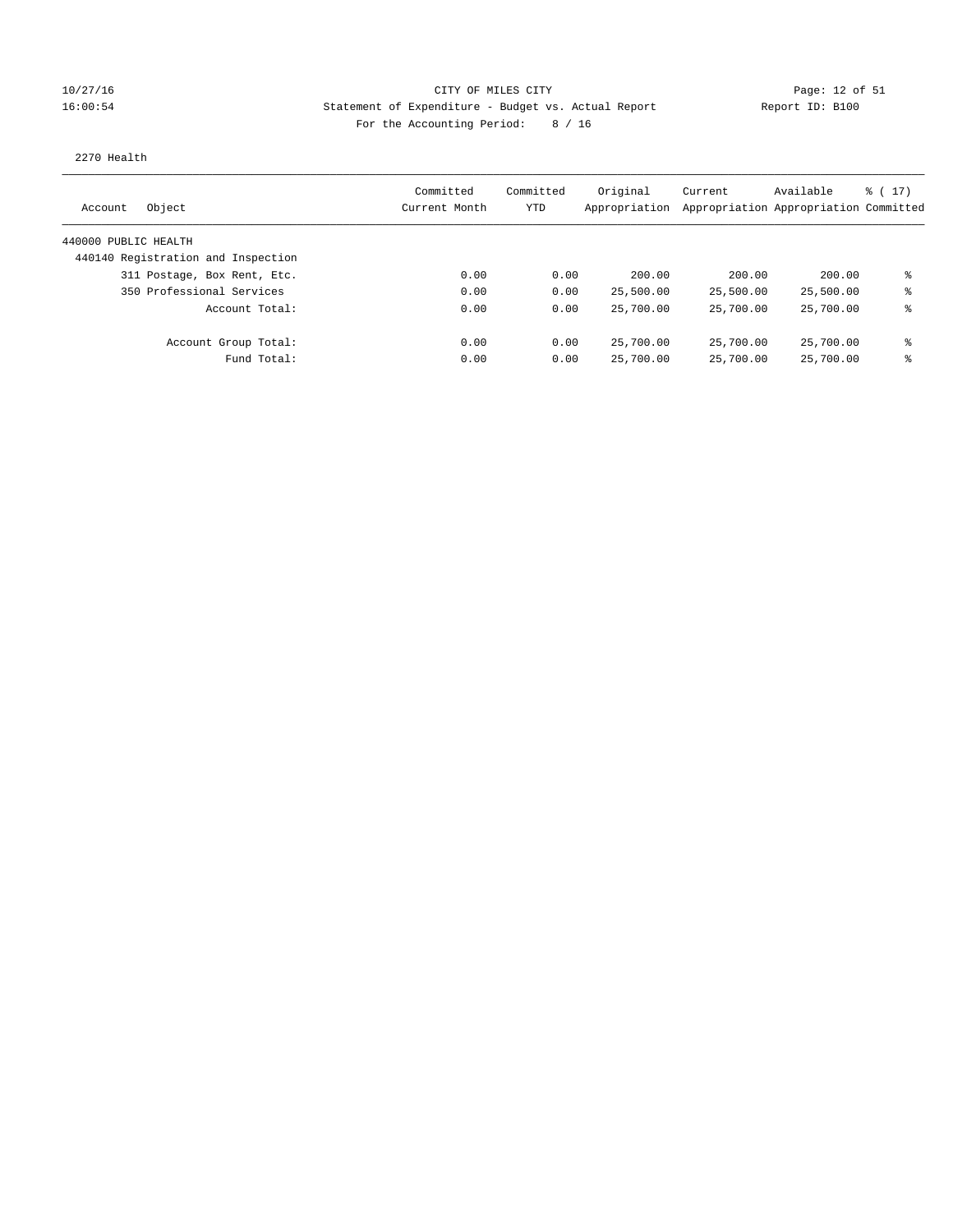CITY OF MILES CITY

Statement of Expenditure - Budget vs. Actual Report

Report ID: B100

For the Accounting Period: 8 / 16

10/27/16
16:00:54

2270 Health

| Account Object | Committed Current Month | Committed YTD | Original Appropriation | Current Appropriation | Available Appropriation | % ( 17) Committed |
|---|---|---|---|---|---|---|
| 440000 PUBLIC HEALTH | | | | | | |
| 440140 Registration and Inspection | | | | | | |
| 311 Postage, Box Rent, Etc. | 0.00 | 0.00 | 200.00 | 200.00 | 200.00 | % |
| 350 Professional Services | 0.00 | 0.00 | 25,500.00 | 25,500.00 | 25,500.00 | % |
| Account Total: | 0.00 | 0.00 | 25,700.00 | 25,700.00 | 25,700.00 | % |
| Account Group Total: | 0.00 | 0.00 | 25,700.00 | 25,700.00 | 25,700.00 | % |
| Fund Total: | 0.00 | 0.00 | 25,700.00 | 25,700.00 | 25,700.00 | % |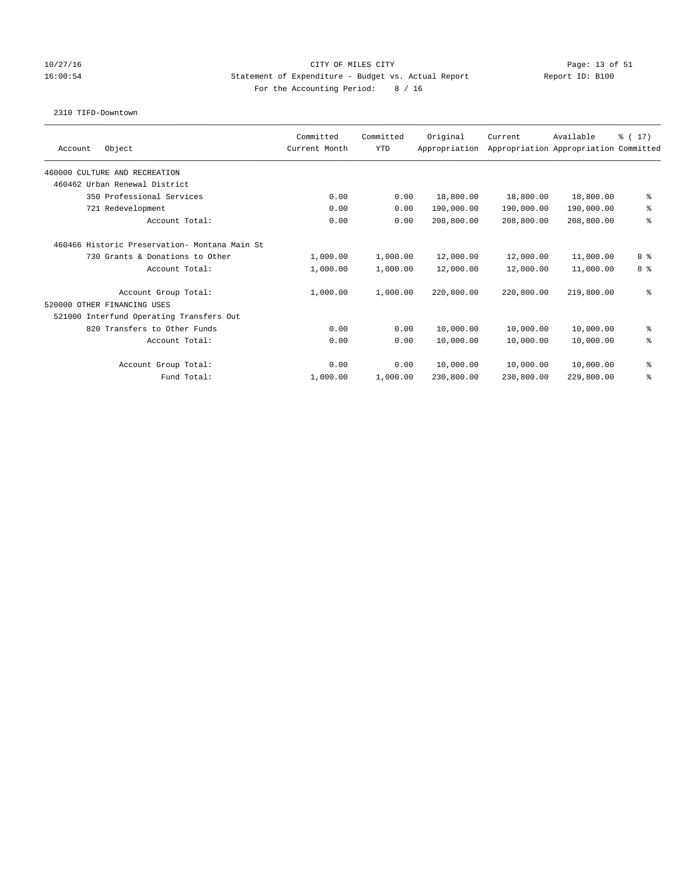CITY OF MILES CITY
Statement of Expenditure - Budget vs. Actual Report
For the Accounting Period: 8 / 16

2310 TIFD-Downtown

| Account Object | Committed Current Month | Committed YTD | Original Appropriation | Current Appropriation | Available Appropriation | % ( 17) Committed |
|---|---|---|---|---|---|---|
| 460000 CULTURE AND RECREATION | | | | | | |
| 460462 Urban Renewal District | | | | | | |
| 350 Professional Services | 0.00 | 0.00 | 18,800.00 | 18,800.00 | 18,800.00 | % |
| 721 Redevelopment | 0.00 | 0.00 | 190,000.00 | 190,000.00 | 190,000.00 | % |
| Account Total: | 0.00 | 0.00 | 208,800.00 | 208,800.00 | 208,800.00 | % |
| 460466 Historic Preservation- Montana Main St | | | | | | |
| 730 Grants & Donations to Other | 1,000.00 | 1,000.00 | 12,000.00 | 12,000.00 | 11,000.00 | 8 % |
| Account Total: | 1,000.00 | 1,000.00 | 12,000.00 | 12,000.00 | 11,000.00 | 8 % |
| Account Group Total: | 1,000.00 | 1,000.00 | 220,800.00 | 220,800.00 | 219,800.00 | % |
| 520000 OTHER FINANCING USES | | | | | | |
| 521000 Interfund Operating Transfers Out | | | | | | |
| 820 Transfers to Other Funds | 0.00 | 0.00 | 10,000.00 | 10,000.00 | 10,000.00 | % |
| Account Total: | 0.00 | 0.00 | 10,000.00 | 10,000.00 | 10,000.00 | % |
| Account Group Total: | 0.00 | 0.00 | 10,000.00 | 10,000.00 | 10,000.00 | % |
| Fund Total: | 1,000.00 | 1,000.00 | 230,800.00 | 230,800.00 | 229,800.00 | % |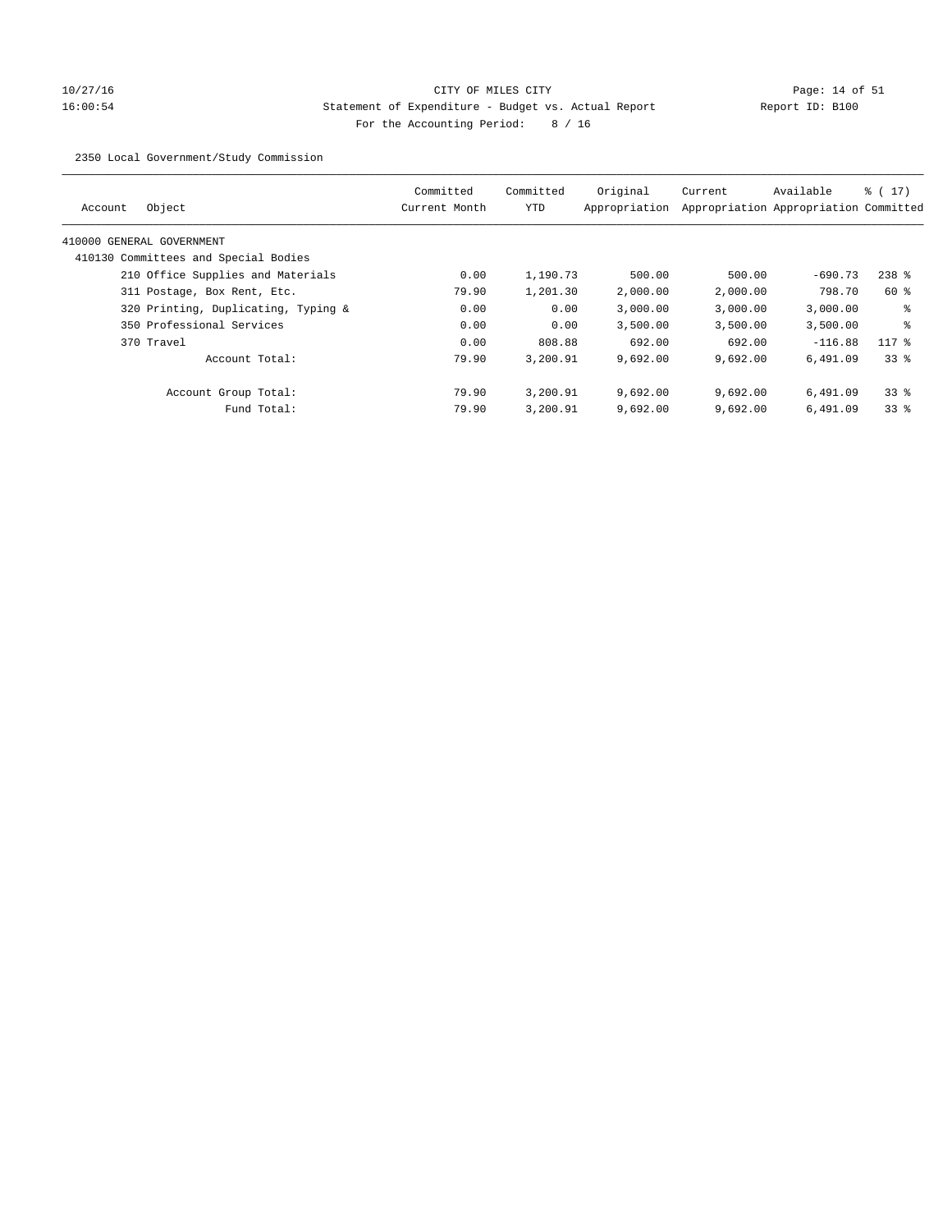CITY OF MILES CITY
Statement of Expenditure - Budget vs. Actual Report
For the Accounting Period: 8 / 16

10/27/16
16:00:54

Report ID: B100

2350 Local Government/Study Commission

| Account | Object | Committed Current Month | Committed YTD | Original Appropriation | Current Appropriation | Available Appropriation | % ( 17) Committed |
|---|---|---|---|---|---|---|---|
| 410000 GENERAL GOVERNMENT | | | | | | | |
| 410130 Committees and Special Bodies | | | | | | | |
| | 210 Office Supplies and Materials | 0.00 | 1,190.73 | 500.00 | 500.00 | -690.73 | 238 % |
| | 311 Postage, Box Rent, Etc. | 79.90 | 1,201.30 | 2,000.00 | 2,000.00 | 798.70 | 60 % |
| | 320 Printing, Duplicating, Typing & | 0.00 | 0.00 | 3,000.00 | 3,000.00 | 3,000.00 | % |
| | 350 Professional Services | 0.00 | 0.00 | 3,500.00 | 3,500.00 | 3,500.00 | % |
| | 370 Travel | 0.00 | 808.88 | 692.00 | 692.00 | -116.88 | 117 % |
| | Account Total: | 79.90 | 3,200.91 | 9,692.00 | 9,692.00 | 6,491.09 | 33 % |
| | Account Group Total: | 79.90 | 3,200.91 | 9,692.00 | 9,692.00 | 6,491.09 | 33 % |
| | Fund Total: | 79.90 | 3,200.91 | 9,692.00 | 9,692.00 | 6,491.09 | 33 % |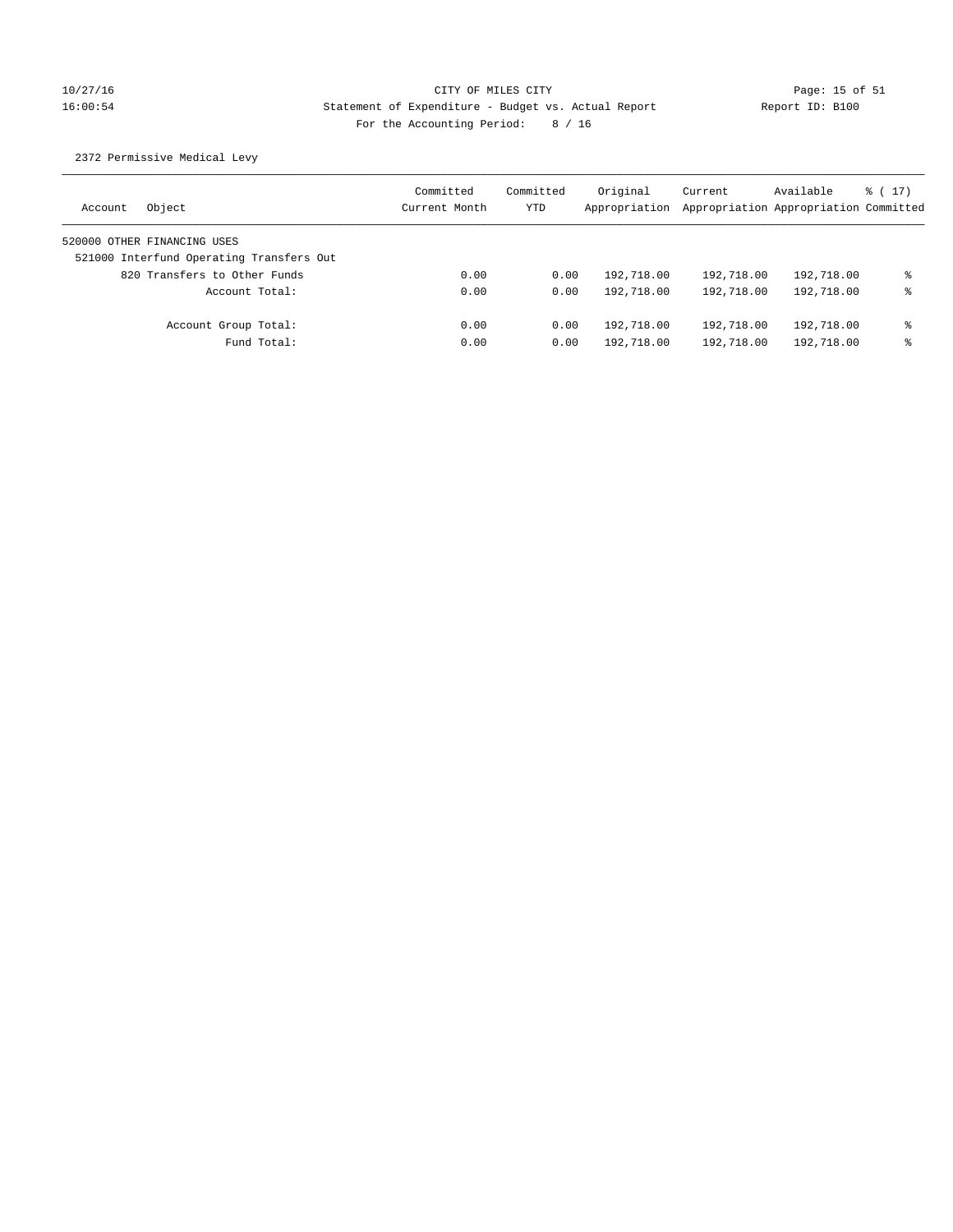CITY OF MILES CITY
Statement of Expenditure - Budget vs. Actual Report
For the Accounting Period: 8 / 16

10/27/16
16:00:54

Report ID: B100

2372 Permissive Medical Levy

| Account | Object | Committed Current Month | Committed YTD | Original Appropriation | Current Appropriation | Available Appropriation | % ( 17) Committed |
|---|---|---|---|---|---|---|---|
| 520000 OTHER FINANCING USES | | | | | | | |
| 521000 Interfund Operating Transfers Out | | | | | | | |
| | 820 Transfers to Other Funds | 0.00 | 0.00 | 192,718.00 | 192,718.00 | 192,718.00 | % |
| | Account Total: | 0.00 | 0.00 | 192,718.00 | 192,718.00 | 192,718.00 | % |
| | Account Group Total: | 0.00 | 0.00 | 192,718.00 | 192,718.00 | 192,718.00 | % |
| | Fund Total: | 0.00 | 0.00 | 192,718.00 | 192,718.00 | 192,718.00 | % |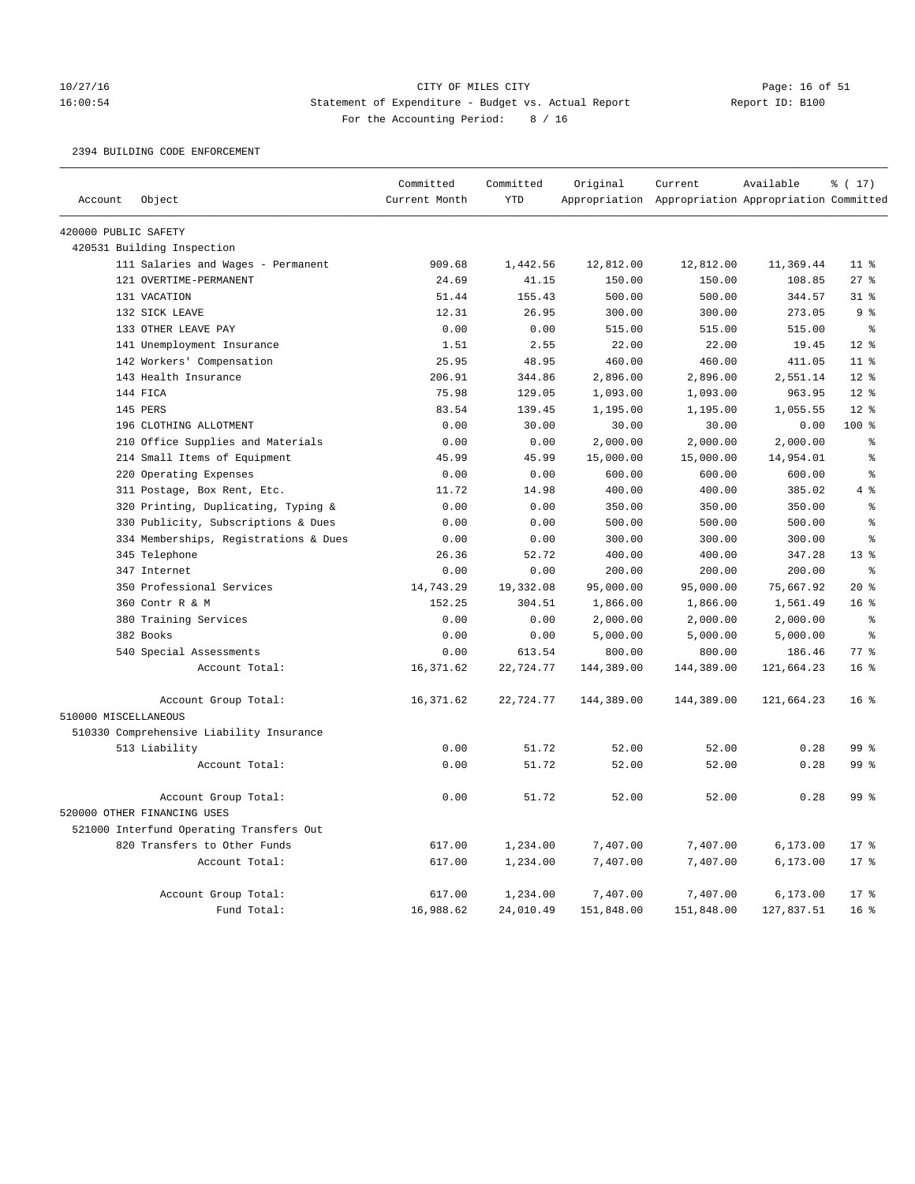CITY OF MILES CITY

Statement of Expenditure - Budget vs. Actual Report

Report ID: B100

For the Accounting Period: 8 / 16

10/27/16 16:00:54

2394 BUILDING CODE ENFORCEMENT

| Account | Object | Committed Current Month | Committed YTD | Original Appropriation | Current Appropriation | Available Appropriation | % ( 17) Committed |
|---|---|---|---|---|---|---|---|
| 420000 PUBLIC SAFETY | | | | | | | |
| 420531 Building Inspection | | | | | | | |
| | 111 Salaries and Wages - Permanent | 909.68 | 1,442.56 | 12,812.00 | 12,812.00 | 11,369.44 | 11 % |
| | 121 OVERTIME-PERMANENT | 24.69 | 41.15 | 150.00 | 150.00 | 108.85 | 27 % |
| | 131 VACATION | 51.44 | 155.43 | 500.00 | 500.00 | 344.57 | 31 % |
| | 132 SICK LEAVE | 12.31 | 26.95 | 300.00 | 300.00 | 273.05 | 9 % |
| | 133 OTHER LEAVE PAY | 0.00 | 0.00 | 515.00 | 515.00 | 515.00 | % |
| | 141 Unemployment Insurance | 1.51 | 2.55 | 22.00 | 22.00 | 19.45 | 12 % |
| | 142 Workers' Compensation | 25.95 | 48.95 | 460.00 | 460.00 | 411.05 | 11 % |
| | 143 Health Insurance | 206.91 | 344.86 | 2,896.00 | 2,896.00 | 2,551.14 | 12 % |
| | 144 FICA | 75.98 | 129.05 | 1,093.00 | 1,093.00 | 963.95 | 12 % |
| | 145 PERS | 83.54 | 139.45 | 1,195.00 | 1,195.00 | 1,055.55 | 12 % |
| | 196 CLOTHING ALLOTMENT | 0.00 | 30.00 | 30.00 | 30.00 | 0.00 | 100 % |
| | 210 Office Supplies and Materials | 0.00 | 0.00 | 2,000.00 | 2,000.00 | 2,000.00 | % |
| | 214 Small Items of Equipment | 45.99 | 45.99 | 15,000.00 | 15,000.00 | 14,954.01 | % |
| | 220 Operating Expenses | 0.00 | 0.00 | 600.00 | 600.00 | 600.00 | % |
| | 311 Postage, Box Rent, Etc. | 11.72 | 14.98 | 400.00 | 400.00 | 385.02 | 4 % |
| | 320 Printing, Duplicating, Typing & | 0.00 | 0.00 | 350.00 | 350.00 | 350.00 | % |
| | 330 Publicity, Subscriptions & Dues | 0.00 | 0.00 | 500.00 | 500.00 | 500.00 | % |
| | 334 Memberships, Registrations & Dues | 0.00 | 0.00 | 300.00 | 300.00 | 300.00 | % |
| | 345 Telephone | 26.36 | 52.72 | 400.00 | 400.00 | 347.28 | 13 % |
| | 347 Internet | 0.00 | 0.00 | 200.00 | 200.00 | 200.00 | % |
| | 350 Professional Services | 14,743.29 | 19,332.08 | 95,000.00 | 95,000.00 | 75,667.92 | 20 % |
| | 360 Contr R & M | 152.25 | 304.51 | 1,866.00 | 1,866.00 | 1,561.49 | 16 % |
| | 380 Training Services | 0.00 | 0.00 | 2,000.00 | 2,000.00 | 2,000.00 | % |
| | 382 Books | 0.00 | 0.00 | 5,000.00 | 5,000.00 | 5,000.00 | % |
| | 540 Special Assessments | 0.00 | 613.54 | 800.00 | 800.00 | 186.46 | 77 % |
| | Account Total: | 16,371.62 | 22,724.77 | 144,389.00 | 144,389.00 | 121,664.23 | 16 % |
| | Account Group Total: | 16,371.62 | 22,724.77 | 144,389.00 | 144,389.00 | 121,664.23 | 16 % |
| 510000 MISCELLANEOUS | | | | | | | |
| 510330 Comprehensive Liability Insurance | | | | | | | |
| | 513 Liability | 0.00 | 51.72 | 52.00 | 52.00 | 0.28 | 99 % |
| | Account Total: | 0.00 | 51.72 | 52.00 | 52.00 | 0.28 | 99 % |
| | Account Group Total: | 0.00 | 51.72 | 52.00 | 52.00 | 0.28 | 99 % |
| 520000 OTHER FINANCING USES | | | | | | | |
| 521000 Interfund Operating Transfers Out | | | | | | | |
| | 820 Transfers to Other Funds | 617.00 | 1,234.00 | 7,407.00 | 7,407.00 | 6,173.00 | 17 % |
| | Account Total: | 617.00 | 1,234.00 | 7,407.00 | 7,407.00 | 6,173.00 | 17 % |
| | Account Group Total: | 617.00 | 1,234.00 | 7,407.00 | 7,407.00 | 6,173.00 | 17 % |
| | Fund Total: | 16,988.62 | 24,010.49 | 151,848.00 | 151,848.00 | 127,837.51 | 16 % |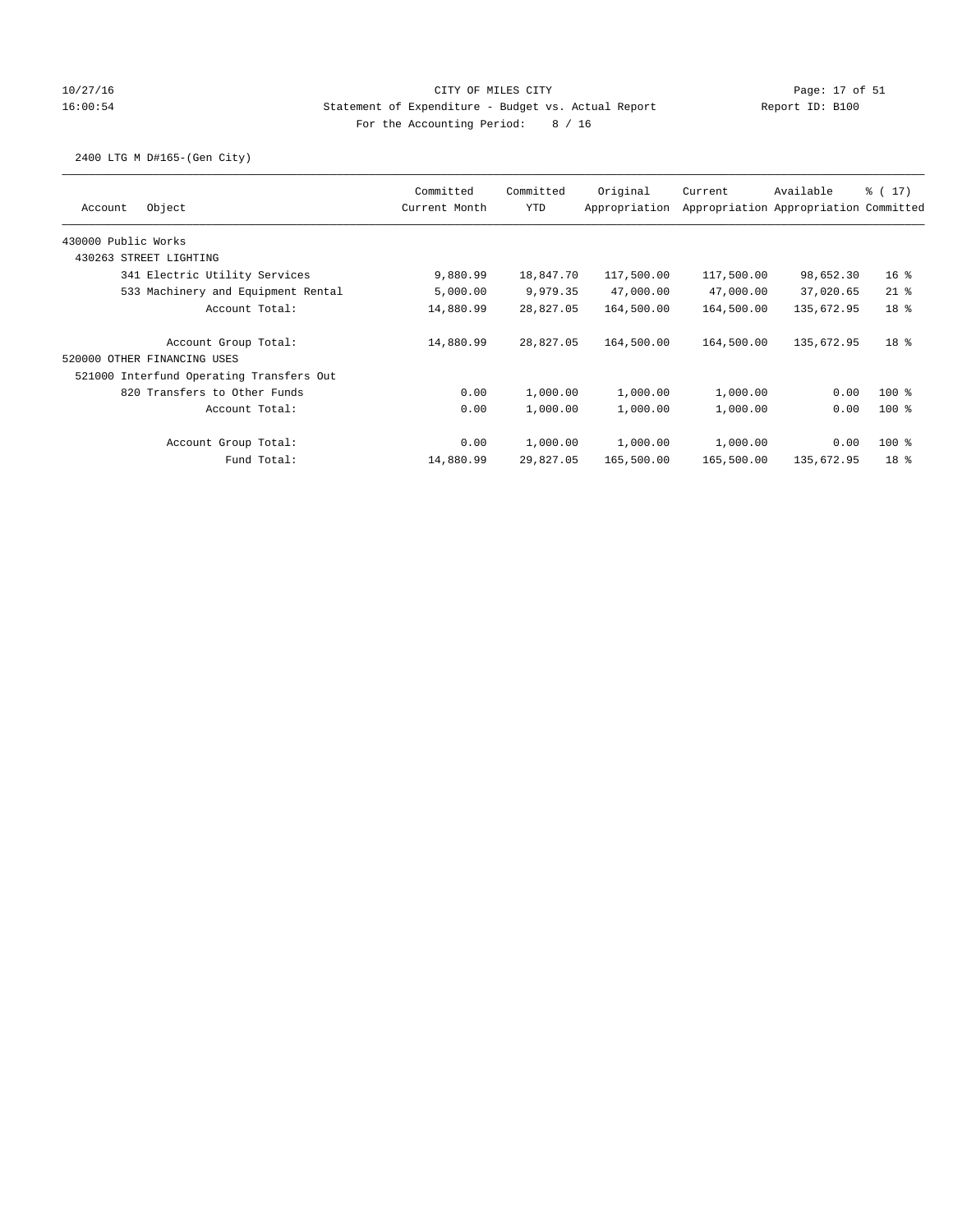CITY OF MILES CITY
Statement of Expenditure - Budget vs. Actual Report
For the Accounting Period: 8 / 16

10/27/16
16:00:54

Report ID: B100

2400 LTG M D#165-(Gen City)

| Account Object | Committed Current Month | Committed YTD | Original Appropriation | Current Appropriation | Available Appropriation | % ( 17) Committed |
|---|---|---|---|---|---|---|
| 430000 Public Works | | | | | | |
| 430263 STREET LIGHTING | | | | | | |
| 341 Electric Utility Services | 9,880.99 | 18,847.70 | 117,500.00 | 117,500.00 | 98,652.30 | 16 % |
| 533 Machinery and Equipment Rental | 5,000.00 | 9,979.35 | 47,000.00 | 47,000.00 | 37,020.65 | 21 % |
| Account Total: | 14,880.99 | 28,827.05 | 164,500.00 | 164,500.00 | 135,672.95 | 18 % |
| Account Group Total: | 14,880.99 | 28,827.05 | 164,500.00 | 164,500.00 | 135,672.95 | 18 % |
| 520000 OTHER FINANCING USES | | | | | | |
| 521000 Interfund Operating Transfers Out | | | | | | |
| 820 Transfers to Other Funds | 0.00 | 1,000.00 | 1,000.00 | 1,000.00 | 0.00 | 100 % |
| Account Total: | 0.00 | 1,000.00 | 1,000.00 | 1,000.00 | 0.00 | 100 % |
| Account Group Total: | 0.00 | 1,000.00 | 1,000.00 | 1,000.00 | 0.00 | 100 % |
| Fund Total: | 14,880.99 | 29,827.05 | 165,500.00 | 165,500.00 | 135,672.95 | 18 % |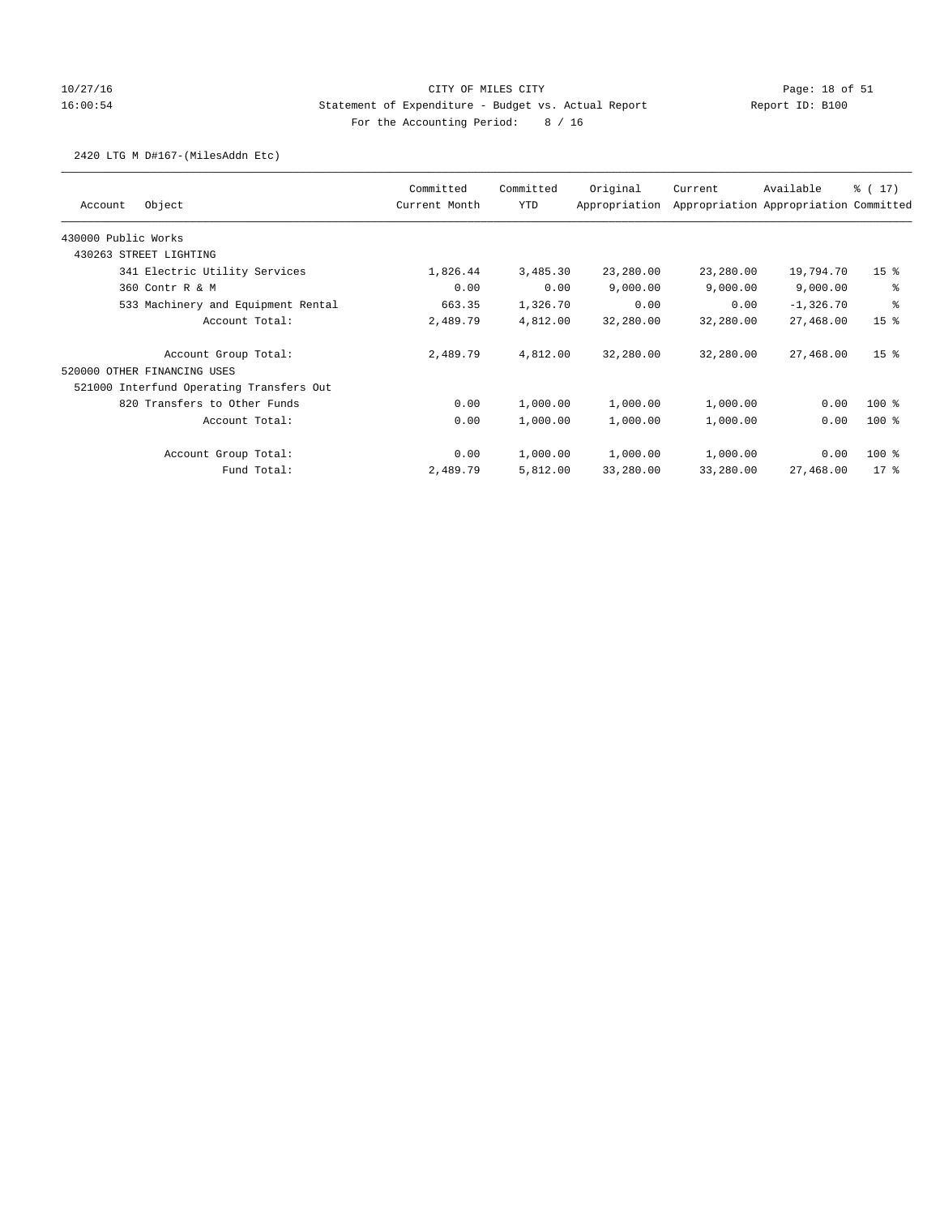CITY OF MILES CITY

Statement of Expenditure - Budget vs. Actual Report

Report ID: B100

For the Accounting Period: 8 / 16

10/27/16 16:00:54

2420 LTG M D#167-(MilesAddn Etc)

| Account Object | Committed Current Month | Committed YTD | Original Appropriation | Current Appropriation | Available Appropriation | % ( 17) Committed |
|---|---|---|---|---|---|---|
| 430000 Public Works | | | | | | |
| 430263 STREET LIGHTING | | | | | | |
| 341 Electric Utility Services | 1,826.44 | 3,485.30 | 23,280.00 | 23,280.00 | 19,794.70 | 15 % |
| 360 Contr R & M | 0.00 | 0.00 | 9,000.00 | 9,000.00 | 9,000.00 | % |
| 533 Machinery and Equipment Rental | 663.35 | 1,326.70 | 0.00 | 0.00 | -1,326.70 | % |
| Account Total: | 2,489.79 | 4,812.00 | 32,280.00 | 32,280.00 | 27,468.00 | 15 % |
| Account Group Total: | 2,489.79 | 4,812.00 | 32,280.00 | 32,280.00 | 27,468.00 | 15 % |
| 520000 OTHER FINANCING USES | | | | | | |
| 521000 Interfund Operating Transfers Out | | | | | | |
| 820 Transfers to Other Funds | 0.00 | 1,000.00 | 1,000.00 | 1,000.00 | 0.00 | 100 % |
| Account Total: | 0.00 | 1,000.00 | 1,000.00 | 1,000.00 | 0.00 | 100 % |
| Account Group Total: | 0.00 | 1,000.00 | 1,000.00 | 1,000.00 | 0.00 | 100 % |
| Fund Total: | 2,489.79 | 5,812.00 | 33,280.00 | 33,280.00 | 27,468.00 | 17 % |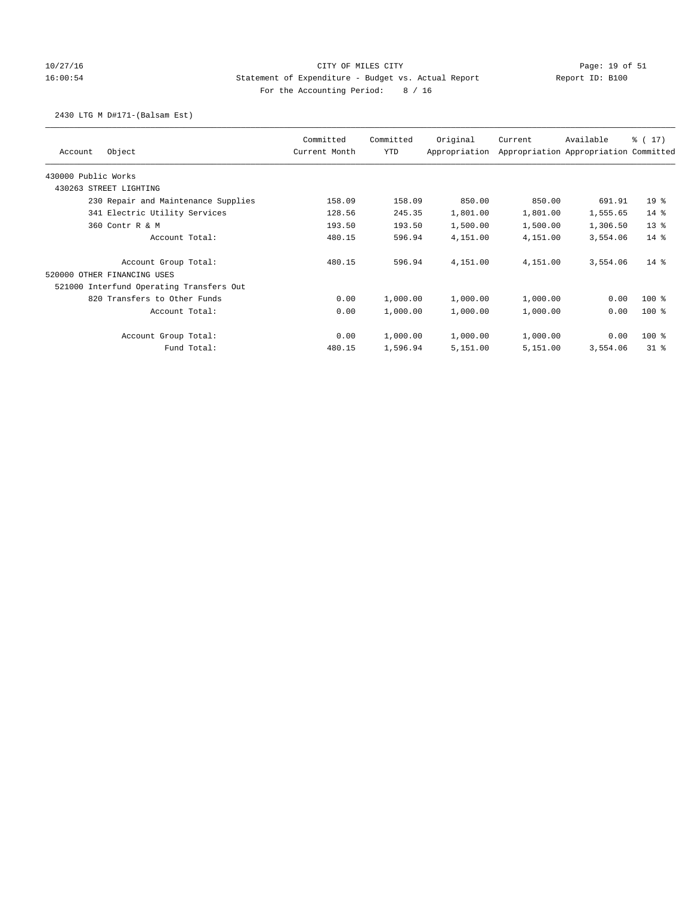CITY OF MILES CITY
Statement of Expenditure - Budget vs. Actual Report
For the Accounting Period: 8 / 16

10/27/16
16:00:54

Report ID: B100

2430 LTG M D#171-(Balsam Est)

| Account | Object | Committed Current Month | Committed YTD | Original Appropriation | Current Appropriation | Available Appropriation | % ( 17) Committed |
|---|---|---|---|---|---|---|---|
| 430000 Public Works | | | | | | | |
| 430263 STREET LIGHTING | | | | | | | |
| | 230 Repair and Maintenance Supplies | 158.09 | 158.09 | 850.00 | 850.00 | 691.91 | 19 % |
| | 341 Electric Utility Services | 128.56 | 245.35 | 1,801.00 | 1,801.00 | 1,555.65 | 14 % |
| | 360 Contr R & M | 193.50 | 193.50 | 1,500.00 | 1,500.00 | 1,306.50 | 13 % |
| | Account Total: | 480.15 | 596.94 | 4,151.00 | 4,151.00 | 3,554.06 | 14 % |
| | Account Group Total: | 480.15 | 596.94 | 4,151.00 | 4,151.00 | 3,554.06 | 14 % |
| 520000 OTHER FINANCING USES | | | | | | | |
| 521000 Interfund Operating Transfers Out | | | | | | | |
| | 820 Transfers to Other Funds | 0.00 | 1,000.00 | 1,000.00 | 1,000.00 | 0.00 | 100 % |
| | Account Total: | 0.00 | 1,000.00 | 1,000.00 | 1,000.00 | 0.00 | 100 % |
| | Account Group Total: | 0.00 | 1,000.00 | 1,000.00 | 1,000.00 | 0.00 | 100 % |
| | Fund Total: | 480.15 | 1,596.94 | 5,151.00 | 5,151.00 | 3,554.06 | 31 % |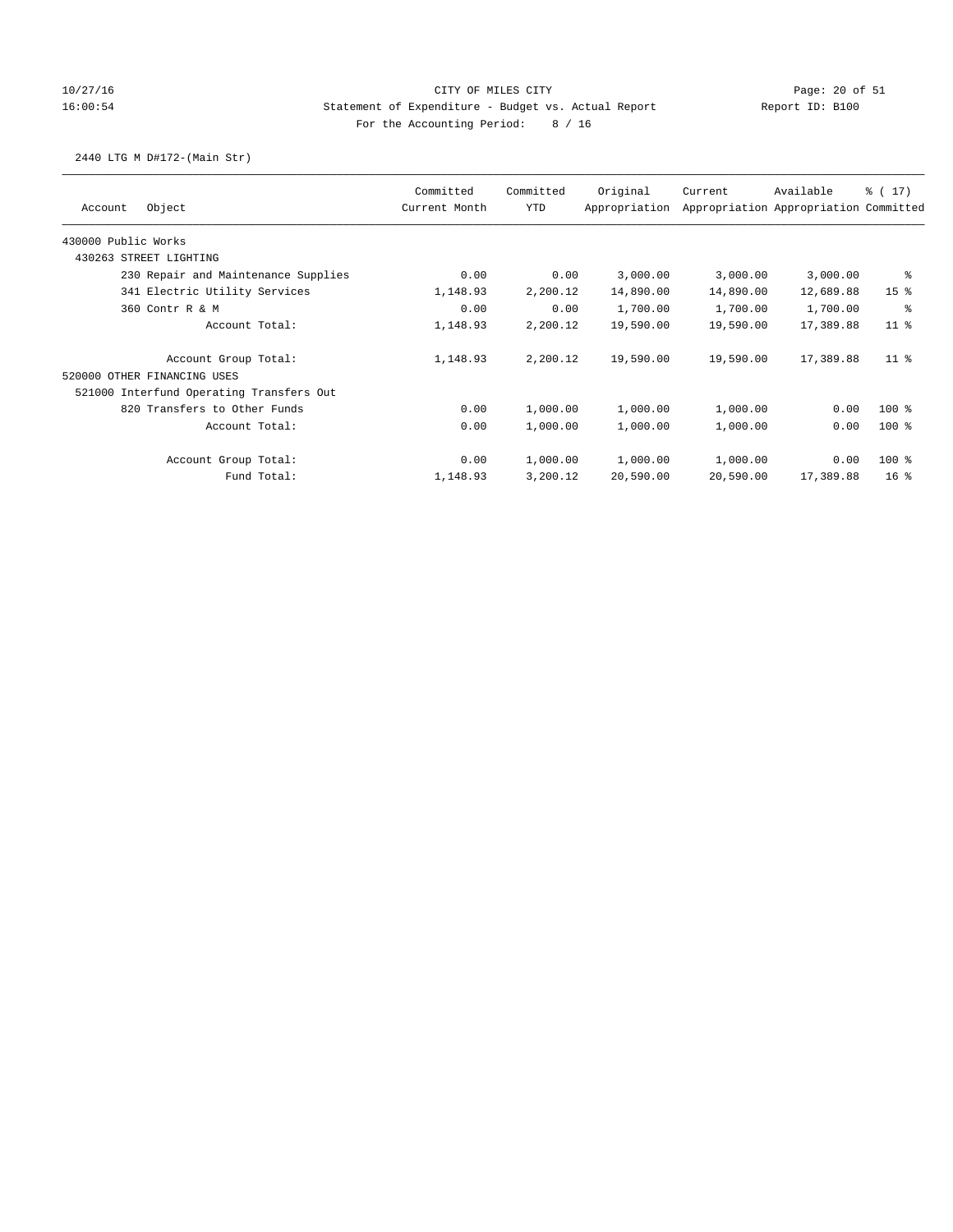CITY OF MILES CITY

Statement of Expenditure - Budget vs. Actual Report

Report ID: B100

For the Accounting Period: 8 / 16

2440 LTG M D#172-(Main Str)

| Account | Object | Committed Current Month | Committed YTD | Original Appropriation | Current Appropriation | Available Appropriation | % ( 17) Committed |
|---|---|---|---|---|---|---|---|
| 430000 Public Works | | | | | | | |
| 430263 STREET LIGHTING | | | | | | | |
| | 230 Repair and Maintenance Supplies | 0.00 | 0.00 | 3,000.00 | 3,000.00 | 3,000.00 | % |
| | 341 Electric Utility Services | 1,148.93 | 2,200.12 | 14,890.00 | 14,890.00 | 12,689.88 | 15 % |
| | 360 Contr R & M | 0.00 | 0.00 | 1,700.00 | 1,700.00 | 1,700.00 | % |
| | Account Total: | 1,148.93 | 2,200.12 | 19,590.00 | 19,590.00 | 17,389.88 | 11 % |
| | Account Group Total: | 1,148.93 | 2,200.12 | 19,590.00 | 19,590.00 | 17,389.88 | 11 % |
| 520000 OTHER FINANCING USES | | | | | | | |
| 521000 Interfund Operating Transfers Out | | | | | | | |
| | 820 Transfers to Other Funds | 0.00 | 1,000.00 | 1,000.00 | 1,000.00 | 0.00 | 100 % |
| | Account Total: | 0.00 | 1,000.00 | 1,000.00 | 1,000.00 | 0.00 | 100 % |
| | Account Group Total: | 0.00 | 1,000.00 | 1,000.00 | 1,000.00 | 0.00 | 100 % |
| | Fund Total: | 1,148.93 | 3,200.12 | 20,590.00 | 20,590.00 | 17,389.88 | 16 % |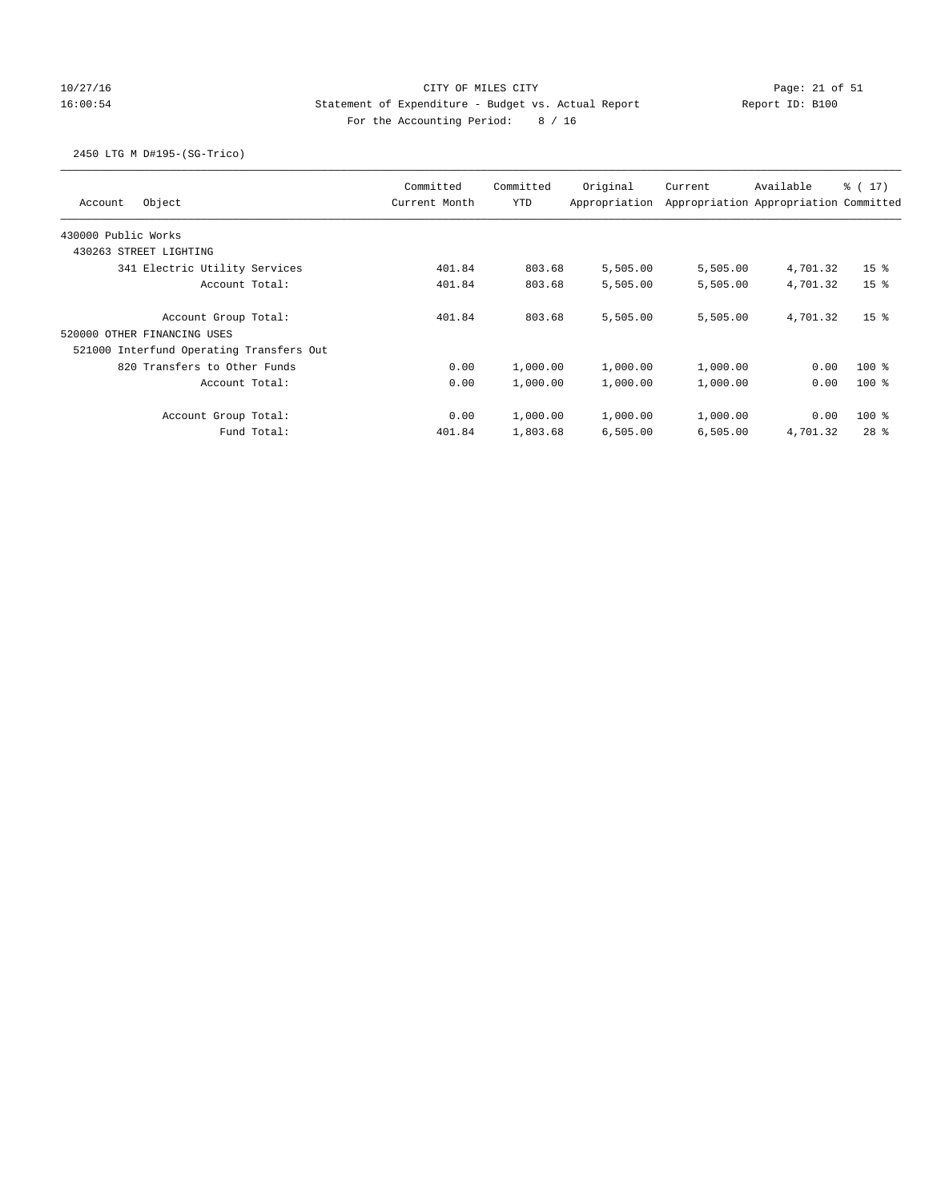CITY OF MILES CITY

Statement of Expenditure - Budget vs. Actual Report

Report ID: B100

For the Accounting Period: 8 / 16

10/27/16 16:00:54

2450 LTG M D#195-(SG-Trico)

| Account Object | Committed Current Month | Committed YTD | Original Appropriation | Current Appropriation | Available Appropriation | % ( 17) Committed |
|---|---|---|---|---|---|---|
| 430000 Public Works | | | | | | |
| 430263 STREET LIGHTING | | | | | | |
| 341 Electric Utility Services | 401.84 | 803.68 | 5,505.00 | 5,505.00 | 4,701.32 | 15 % |
| Account Total: | 401.84 | 803.68 | 5,505.00 | 5,505.00 | 4,701.32 | 15 % |
| Account Group Total: | 401.84 | 803.68 | 5,505.00 | 5,505.00 | 4,701.32 | 15 % |
| 520000 OTHER FINANCING USES | | | | | | |
| 521000 Interfund Operating Transfers Out | | | | | | |
| 820 Transfers to Other Funds | 0.00 | 1,000.00 | 1,000.00 | 1,000.00 | 0.00 | 100 % |
| Account Total: | 0.00 | 1,000.00 | 1,000.00 | 1,000.00 | 0.00 | 100 % |
| Account Group Total: | 0.00 | 1,000.00 | 1,000.00 | 1,000.00 | 0.00 | 100 % |
| Fund Total: | 401.84 | 1,803.68 | 6,505.00 | 6,505.00 | 4,701.32 | 28 % |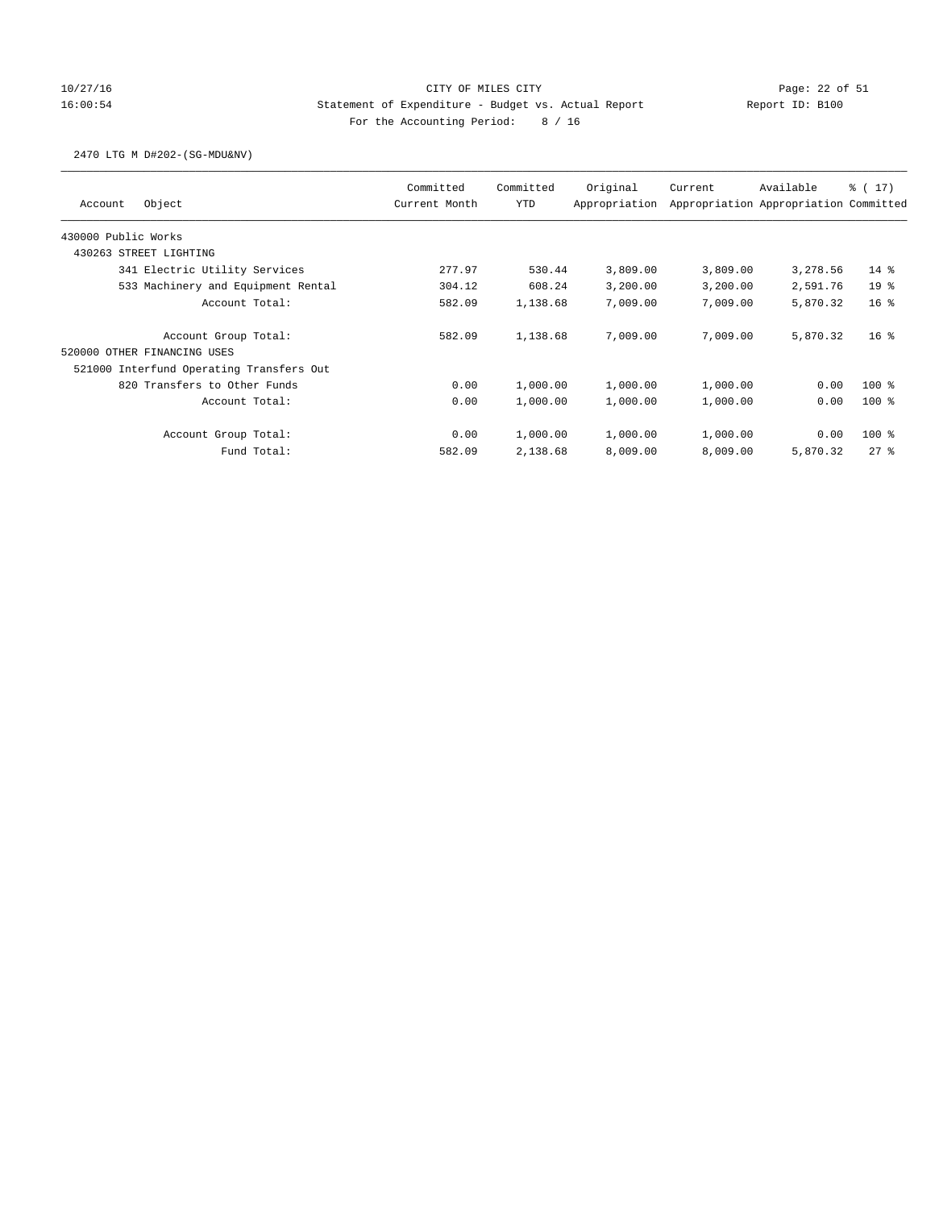CITY OF MILES CITY

Statement of Expenditure - Budget vs. Actual Report

Report ID: B100

For the Accounting Period: 8 / 16

2470 LTG M D#202-(SG-MDU&NV)

| Account Object | Committed Current Month | Committed YTD | Original Appropriation | Current Appropriation | Available Appropriation | % ( 17) Committed |
|---|---|---|---|---|---|---|
| 430000 Public Works | | | | | | |
| 430263 STREET LIGHTING | | | | | | |
| 341 Electric Utility Services | 277.97 | 530.44 | 3,809.00 | 3,809.00 | 3,278.56 | 14 % |
| 533 Machinery and Equipment Rental | 304.12 | 608.24 | 3,200.00 | 3,200.00 | 2,591.76 | 19 % |
| Account Total: | 582.09 | 1,138.68 | 7,009.00 | 7,009.00 | 5,870.32 | 16 % |
| Account Group Total: | 582.09 | 1,138.68 | 7,009.00 | 7,009.00 | 5,870.32 | 16 % |
| 520000 OTHER FINANCING USES | | | | | | |
| 521000 Interfund Operating Transfers Out | | | | | | |
| 820 Transfers to Other Funds | 0.00 | 1,000.00 | 1,000.00 | 1,000.00 | 0.00 | 100 % |
| Account Total: | 0.00 | 1,000.00 | 1,000.00 | 1,000.00 | 0.00 | 100 % |
| Account Group Total: | 0.00 | 1,000.00 | 1,000.00 | 1,000.00 | 0.00 | 100 % |
| Fund Total: | 582.09 | 2,138.68 | 8,009.00 | 8,009.00 | 5,870.32 | 27 % |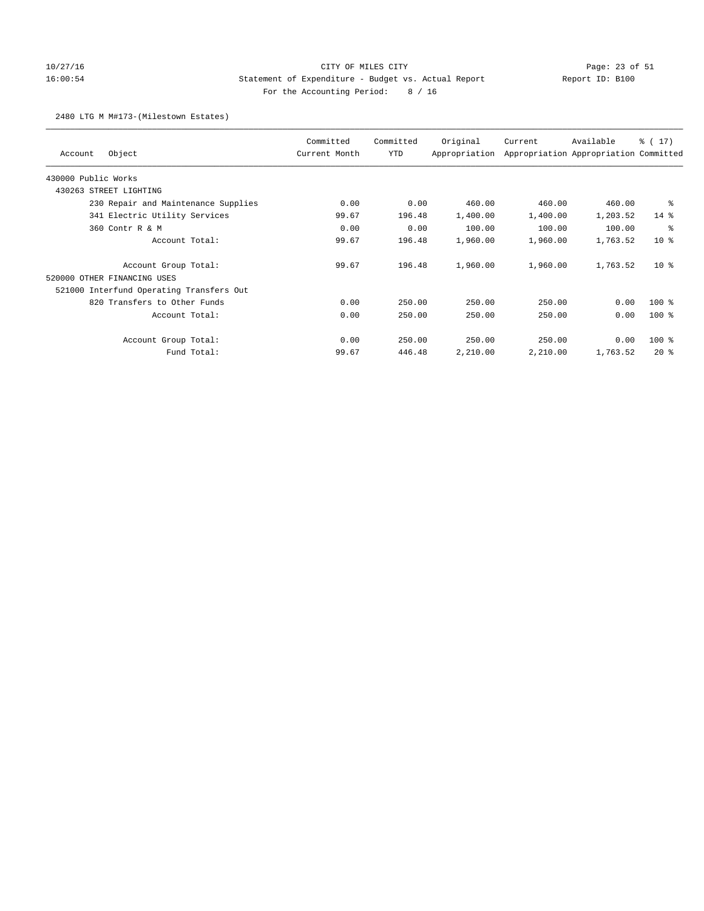CITY OF MILES CITY
Statement of Expenditure - Budget vs. Actual Report
For the Accounting Period: 8 / 16

10/27/16
16:00:54

Report ID: B100

2480 LTG M M#173-(Milestown Estates)

| Account | Object | Committed Current Month | Committed YTD | Original Appropriation | Current Appropriation | Available Appropriation | % ( 17) Committed |
|---|---|---|---|---|---|---|---|
| 430000 Public Works | | | | | | | |
| 430263 STREET LIGHTING | | | | | | | |
| | 230 Repair and Maintenance Supplies | 0.00 | 0.00 | 460.00 | 460.00 | 460.00 | % |
| | 341 Electric Utility Services | 99.67 | 196.48 | 1,400.00 | 1,400.00 | 1,203.52 | 14 % |
| | 360 Contr R & M | 0.00 | 0.00 | 100.00 | 100.00 | 100.00 | % |
| | Account Total: | 99.67 | 196.48 | 1,960.00 | 1,960.00 | 1,763.52 | 10 % |
| | Account Group Total: | 99.67 | 196.48 | 1,960.00 | 1,960.00 | 1,763.52 | 10 % |
| 520000 OTHER FINANCING USES | | | | | | | |
| 521000 Interfund Operating Transfers Out | | | | | | | |
| | 820 Transfers to Other Funds | 0.00 | 250.00 | 250.00 | 250.00 | 0.00 | 100 % |
| | Account Total: | 0.00 | 250.00 | 250.00 | 250.00 | 0.00 | 100 % |
| | Account Group Total: | 0.00 | 250.00 | 250.00 | 250.00 | 0.00 | 100 % |
| | Fund Total: | 99.67 | 446.48 | 2,210.00 | 2,210.00 | 1,763.52 | 20 % |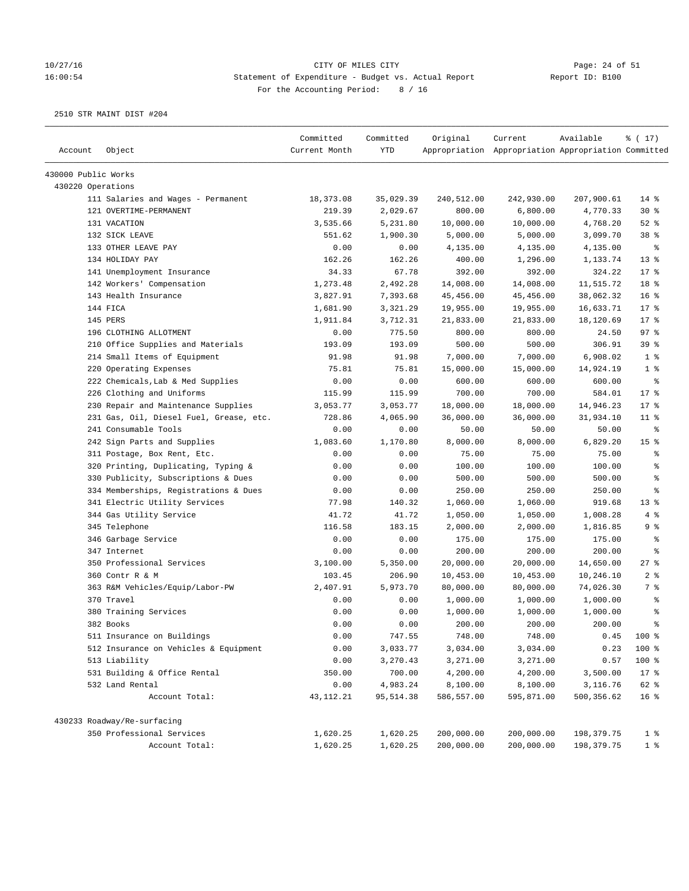CITY OF MILES CITY

Statement of Expenditure - Budget vs. Actual Report

Report ID: B100

For the Accounting Period: 8 / 16

10/27/16 16:00:54

2510 STR MAINT DIST #204

| Account | Object | Committed Current Month | Committed YTD | Original Appropriation | Current Appropriation | Available Appropriation | % ( 17) Committed |
|---|---|---|---|---|---|---|---|
| 430000 Public Works | | | | | | | |
| 430220 Operations | | | | | | | |
| | 111 Salaries and Wages - Permanent | 18,373.08 | 35,029.39 | 240,512.00 | 242,930.00 | 207,900.61 | 14 % |
| | 121 OVERTIME-PERMANENT | 219.39 | 2,029.67 | 800.00 | 6,800.00 | 4,770.33 | 30 % |
| | 131 VACATION | 3,535.66 | 5,231.80 | 10,000.00 | 10,000.00 | 4,768.20 | 52 % |
| | 132 SICK LEAVE | 551.62 | 1,900.30 | 5,000.00 | 5,000.00 | 3,099.70 | 38 % |
| | 133 OTHER LEAVE PAY | 0.00 | 0.00 | 4,135.00 | 4,135.00 | 4,135.00 | % |
| | 134 HOLIDAY PAY | 162.26 | 162.26 | 400.00 | 1,296.00 | 1,133.74 | 13 % |
| | 141 Unemployment Insurance | 34.33 | 67.78 | 392.00 | 392.00 | 324.22 | 17 % |
| | 142 Workers' Compensation | 1,273.48 | 2,492.28 | 14,008.00 | 14,008.00 | 11,515.72 | 18 % |
| | 143 Health Insurance | 3,827.91 | 7,393.68 | 45,456.00 | 45,456.00 | 38,062.32 | 16 % |
| | 144 FICA | 1,681.90 | 3,321.29 | 19,955.00 | 19,955.00 | 16,633.71 | 17 % |
| | 145 PERS | 1,911.84 | 3,712.31 | 21,833.00 | 21,833.00 | 18,120.69 | 17 % |
| | 196 CLOTHING ALLOTMENT | 0.00 | 775.50 | 800.00 | 800.00 | 24.50 | 97 % |
| | 210 Office Supplies and Materials | 193.09 | 193.09 | 500.00 | 500.00 | 306.91 | 39 % |
| | 214 Small Items of Equipment | 91.98 | 91.98 | 7,000.00 | 7,000.00 | 6,908.02 | 1 % |
| | 220 Operating Expenses | 75.81 | 75.81 | 15,000.00 | 15,000.00 | 14,924.19 | 1 % |
| | 222 Chemicals,Lab & Med Supplies | 0.00 | 0.00 | 600.00 | 600.00 | 600.00 | % |
| | 226 Clothing and Uniforms | 115.99 | 115.99 | 700.00 | 700.00 | 584.01 | 17 % |
| | 230 Repair and Maintenance Supplies | 3,053.77 | 3,053.77 | 18,000.00 | 18,000.00 | 14,946.23 | 17 % |
| | 231 Gas, Oil, Diesel Fuel, Grease, etc. | 728.86 | 4,065.90 | 36,000.00 | 36,000.00 | 31,934.10 | 11 % |
| | 241 Consumable Tools | 0.00 | 0.00 | 50.00 | 50.00 | 50.00 | % |
| | 242 Sign Parts and Supplies | 1,083.60 | 1,170.80 | 8,000.00 | 8,000.00 | 6,829.20 | 15 % |
| | 311 Postage, Box Rent, Etc. | 0.00 | 0.00 | 75.00 | 75.00 | 75.00 | % |
| | 320 Printing, Duplicating, Typing & | 0.00 | 0.00 | 100.00 | 100.00 | 100.00 | % |
| | 330 Publicity, Subscriptions & Dues | 0.00 | 0.00 | 500.00 | 500.00 | 500.00 | % |
| | 334 Memberships, Registrations & Dues | 0.00 | 0.00 | 250.00 | 250.00 | 250.00 | % |
| | 341 Electric Utility Services | 77.98 | 140.32 | 1,060.00 | 1,060.00 | 919.68 | 13 % |
| | 344 Gas Utility Service | 41.72 | 41.72 | 1,050.00 | 1,050.00 | 1,008.28 | 4 % |
| | 345 Telephone | 116.58 | 183.15 | 2,000.00 | 2,000.00 | 1,816.85 | 9 % |
| | 346 Garbage Service | 0.00 | 0.00 | 175.00 | 175.00 | 175.00 | % |
| | 347 Internet | 0.00 | 0.00 | 200.00 | 200.00 | 200.00 | % |
| | 350 Professional Services | 3,100.00 | 5,350.00 | 20,000.00 | 20,000.00 | 14,650.00 | 27 % |
| | 360 Contr R & M | 103.45 | 206.90 | 10,453.00 | 10,453.00 | 10,246.10 | 2 % |
| | 363 R&M Vehicles/Equip/Labor-PW | 2,407.91 | 5,973.70 | 80,000.00 | 80,000.00 | 74,026.30 | 7 % |
| | 370 Travel | 0.00 | 0.00 | 1,000.00 | 1,000.00 | 1,000.00 | % |
| | 380 Training Services | 0.00 | 0.00 | 1,000.00 | 1,000.00 | 1,000.00 | % |
| | 382 Books | 0.00 | 0.00 | 200.00 | 200.00 | 200.00 | % |
| | 511 Insurance on Buildings | 0.00 | 747.55 | 748.00 | 748.00 | 0.45 | 100 % |
| | 512 Insurance on Vehicles & Equipment | 0.00 | 3,033.77 | 3,034.00 | 3,034.00 | 0.23 | 100 % |
| | 513 Liability | 0.00 | 3,270.43 | 3,271.00 | 3,271.00 | 0.57 | 100 % |
| | 531 Building & Office Rental | 350.00 | 700.00 | 4,200.00 | 4,200.00 | 3,500.00 | 17 % |
| | 532 Land Rental | 0.00 | 4,983.24 | 8,100.00 | 8,100.00 | 3,116.76 | 62 % |
| | Account Total: | 43,112.21 | 95,514.38 | 586,557.00 | 595,871.00 | 500,356.62 | 16 % |
| 430233 Roadway/Re-surfacing | | | | | | | |
| | 350 Professional Services | 1,620.25 | 1,620.25 | 200,000.00 | 200,000.00 | 198,379.75 | 1 % |
| | Account Total: | 1,620.25 | 1,620.25 | 200,000.00 | 200,000.00 | 198,379.75 | 1 % |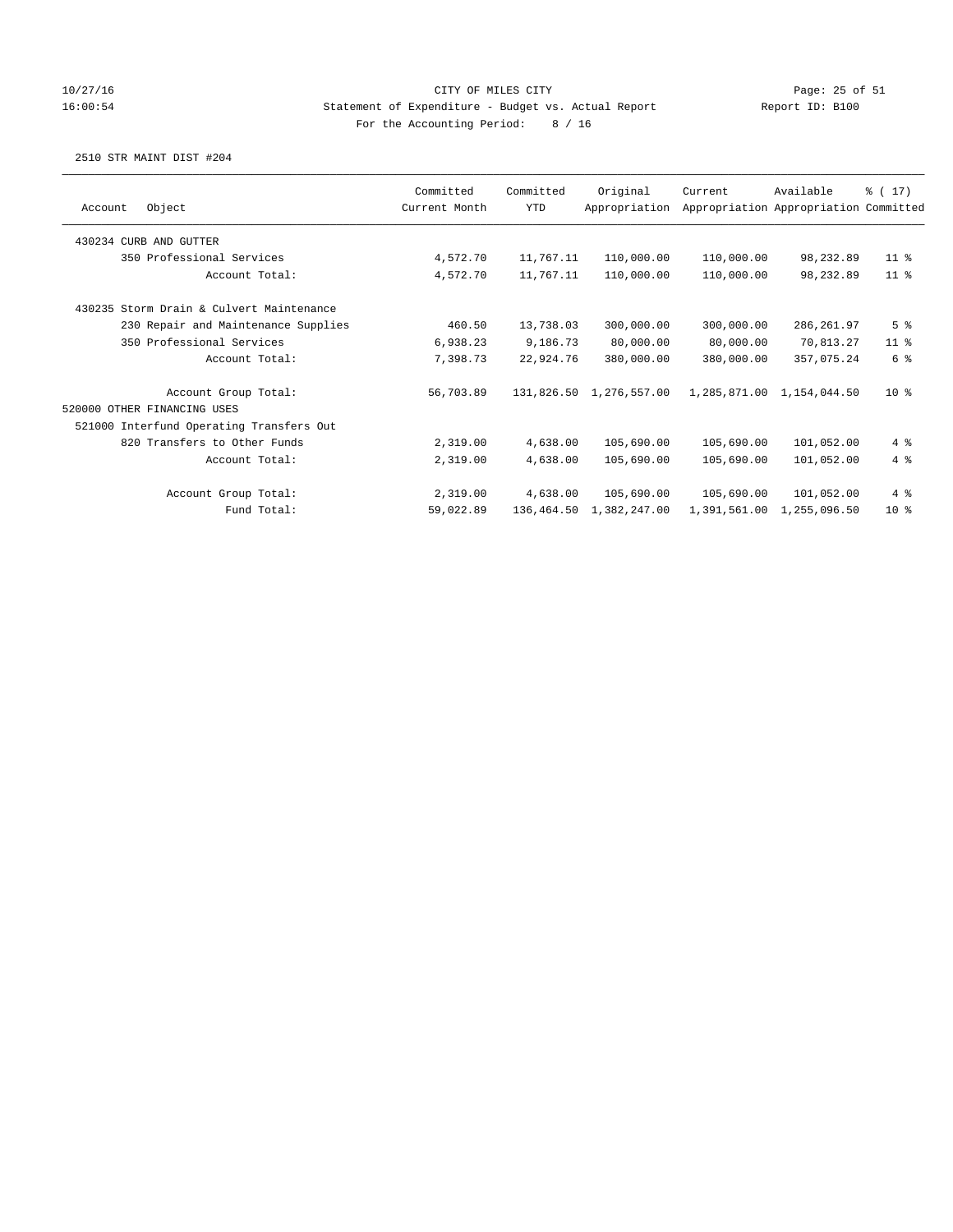CITY OF MILES CITY
Statement of Expenditure - Budget vs. Actual Report
For the Accounting Period: 8 / 16

10/27/16
16:00:54

Report ID: B100

2510 STR MAINT DIST #204

| Account | Object | Committed Current Month | Committed YTD | Original Appropriation | Current Appropriation | Available Appropriation | % ( 17) Committed |
|---|---|---|---|---|---|---|---|
| 430234 CURB AND GUTTER | | | | | | | |
| | 350 Professional Services | 4,572.70 | 11,767.11 | 110,000.00 | 110,000.00 | 98,232.89 | 11 % |
| | Account Total: | 4,572.70 | 11,767.11 | 110,000.00 | 110,000.00 | 98,232.89 | 11 % |
| 430235 Storm Drain & Culvert Maintenance | | | | | | | |
| | 230 Repair and Maintenance Supplies | 460.50 | 13,738.03 | 300,000.00 | 300,000.00 | 286,261.97 | 5 % |
| | 350 Professional Services | 6,938.23 | 9,186.73 | 80,000.00 | 80,000.00 | 70,813.27 | 11 % |
| | Account Total: | 7,398.73 | 22,924.76 | 380,000.00 | 380,000.00 | 357,075.24 | 6 % |
| | Account Group Total: | 56,703.89 | 131,826.50 | 1,276,557.00 | 1,285,871.00 | 1,154,044.50 | 10 % |
| 520000 OTHER FINANCING USES | | | | | | | |
| 521000 Interfund Operating Transfers Out | | | | | | | |
| | 820 Transfers to Other Funds | 2,319.00 | 4,638.00 | 105,690.00 | 105,690.00 | 101,052.00 | 4 % |
| | Account Total: | 2,319.00 | 4,638.00 | 105,690.00 | 105,690.00 | 101,052.00 | 4 % |
| | Account Group Total: | 2,319.00 | 4,638.00 | 105,690.00 | 105,690.00 | 101,052.00 | 4 % |
| | Fund Total: | 59,022.89 | 136,464.50 | 1,382,247.00 | 1,391,561.00 | 1,255,096.50 | 10 % |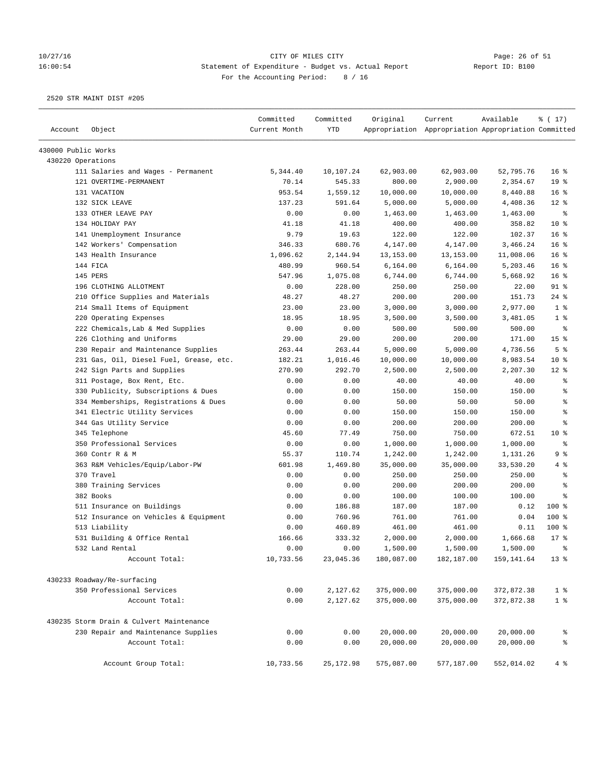CITY OF MILES CITY

Statement of Expenditure - Budget vs. Actual Report

Report ID: B100

For the Accounting Period: 8 / 16

2520 STR MAINT DIST #205

| Account | Object | Committed Current Month | Committed YTD | Original Appropriation | Current Appropriation | Available Appropriation | % ( 17) Committed |
|---|---|---|---|---|---|---|---|
| 430000 Public Works | | | | | | | |
| 430220 Operations | | | | | | | |
| | 111 Salaries and Wages - Permanent | 5,344.40 | 10,107.24 | 62,903.00 | 62,903.00 | 52,795.76 | 16 % |
| | 121 OVERTIME-PERMANENT | 70.14 | 545.33 | 800.00 | 2,900.00 | 2,354.67 | 19 % |
| | 131 VACATION | 953.54 | 1,559.12 | 10,000.00 | 10,000.00 | 8,440.88 | 16 % |
| | 132 SICK LEAVE | 137.23 | 591.64 | 5,000.00 | 5,000.00 | 4,408.36 | 12 % |
| | 133 OTHER LEAVE PAY | 0.00 | 0.00 | 1,463.00 | 1,463.00 | 1,463.00 | % |
| | 134 HOLIDAY PAY | 41.18 | 41.18 | 400.00 | 400.00 | 358.82 | 10 % |
| | 141 Unemployment Insurance | 9.79 | 19.63 | 122.00 | 122.00 | 102.37 | 16 % |
| | 142 Workers' Compensation | 346.33 | 680.76 | 4,147.00 | 4,147.00 | 3,466.24 | 16 % |
| | 143 Health Insurance | 1,096.62 | 2,144.94 | 13,153.00 | 13,153.00 | 11,008.06 | 16 % |
| | 144 FICA | 480.99 | 960.54 | 6,164.00 | 6,164.00 | 5,203.46 | 16 % |
| | 145 PERS | 547.96 | 1,075.08 | 6,744.00 | 6,744.00 | 5,668.92 | 16 % |
| | 196 CLOTHING ALLOTMENT | 0.00 | 228.00 | 250.00 | 250.00 | 22.00 | 91 % |
| | 210 Office Supplies and Materials | 48.27 | 48.27 | 200.00 | 200.00 | 151.73 | 24 % |
| | 214 Small Items of Equipment | 23.00 | 23.00 | 3,000.00 | 3,000.00 | 2,977.00 | 1 % |
| | 220 Operating Expenses | 18.95 | 18.95 | 3,500.00 | 3,500.00 | 3,481.05 | 1 % |
| | 222 Chemicals,Lab & Med Supplies | 0.00 | 0.00 | 500.00 | 500.00 | 500.00 | % |
| | 226 Clothing and Uniforms | 29.00 | 29.00 | 200.00 | 200.00 | 171.00 | 15 % |
| | 230 Repair and Maintenance Supplies | 263.44 | 263.44 | 5,000.00 | 5,000.00 | 4,736.56 | 5 % |
| | 231 Gas, Oil, Diesel Fuel, Grease, etc. | 182.21 | 1,016.46 | 10,000.00 | 10,000.00 | 8,983.54 | 10 % |
| | 242 Sign Parts and Supplies | 270.90 | 292.70 | 2,500.00 | 2,500.00 | 2,207.30 | 12 % |
| | 311 Postage, Box Rent, Etc. | 0.00 | 0.00 | 40.00 | 40.00 | 40.00 | % |
| | 330 Publicity, Subscriptions & Dues | 0.00 | 0.00 | 150.00 | 150.00 | 150.00 | % |
| | 334 Memberships, Registrations & Dues | 0.00 | 0.00 | 50.00 | 50.00 | 50.00 | % |
| | 341 Electric Utility Services | 0.00 | 0.00 | 150.00 | 150.00 | 150.00 | % |
| | 344 Gas Utility Service | 0.00 | 0.00 | 200.00 | 200.00 | 200.00 | % |
| | 345 Telephone | 45.60 | 77.49 | 750.00 | 750.00 | 672.51 | 10 % |
| | 350 Professional Services | 0.00 | 0.00 | 1,000.00 | 1,000.00 | 1,000.00 | % |
| | 360 Contr R & M | 55.37 | 110.74 | 1,242.00 | 1,242.00 | 1,131.26 | 9 % |
| | 363 R&M Vehicles/Equip/Labor-PW | 601.98 | 1,469.80 | 35,000.00 | 35,000.00 | 33,530.20 | 4 % |
| | 370 Travel | 0.00 | 0.00 | 250.00 | 250.00 | 250.00 | % |
| | 380 Training Services | 0.00 | 0.00 | 200.00 | 200.00 | 200.00 | % |
| | 382 Books | 0.00 | 0.00 | 100.00 | 100.00 | 100.00 | % |
| | 511 Insurance on Buildings | 0.00 | 186.88 | 187.00 | 187.00 | 0.12 | 100 % |
| | 512 Insurance on Vehicles & Equipment | 0.00 | 760.96 | 761.00 | 761.00 | 0.04 | 100 % |
| | 513 Liability | 0.00 | 460.89 | 461.00 | 461.00 | 0.11 | 100 % |
| | 531 Building & Office Rental | 166.66 | 333.32 | 2,000.00 | 2,000.00 | 1,666.68 | 17 % |
| | 532 Land Rental | 0.00 | 0.00 | 1,500.00 | 1,500.00 | 1,500.00 | % |
| | Account Total: | 10,733.56 | 23,045.36 | 180,087.00 | 182,187.00 | 159,141.64 | 13 % |
| 430233 Roadway/Re-surfacing | | | | | | | |
| | 350 Professional Services | 0.00 | 2,127.62 | 375,000.00 | 375,000.00 | 372,872.38 | 1 % |
| | Account Total: | 0.00 | 2,127.62 | 375,000.00 | 375,000.00 | 372,872.38 | 1 % |
| 430235 Storm Drain & Culvert Maintenance | | | | | | | |
| | 230 Repair and Maintenance Supplies | 0.00 | 0.00 | 20,000.00 | 20,000.00 | 20,000.00 | % |
| | Account Total: | 0.00 | 0.00 | 20,000.00 | 20,000.00 | 20,000.00 | % |
| | Account Group Total: | 10,733.56 | 25,172.98 | 575,087.00 | 577,187.00 | 552,014.02 | 4 % |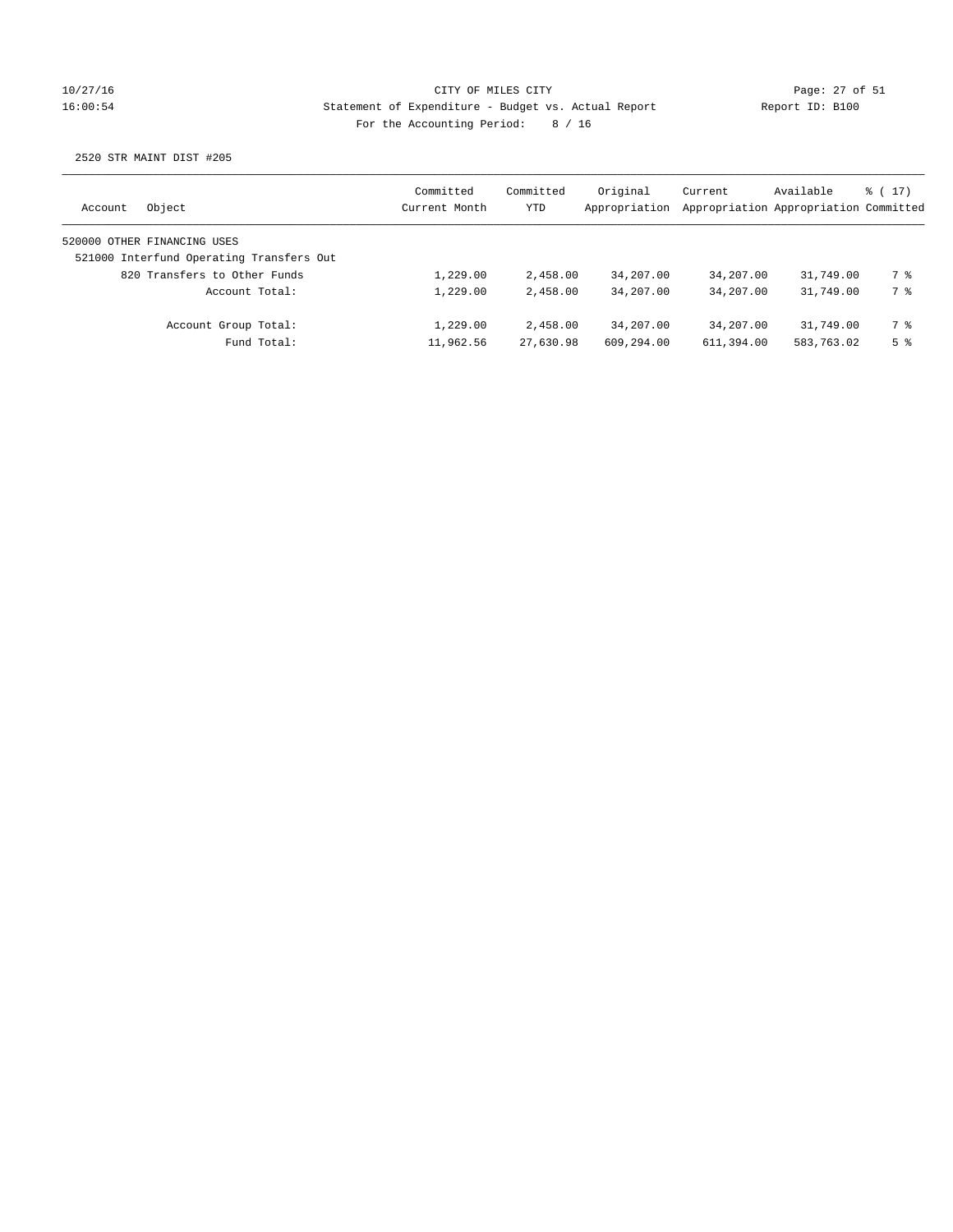CITY OF MILES CITY
Statement of Expenditure - Budget vs. Actual Report
Report ID: B100
For the Accounting Period: 8 / 16

10/27/16
16:00:54

2520 STR MAINT DIST #205

| Account | Object | Committed Current Month | Committed YTD | Original Appropriation | Current Appropriation | Available Appropriation | % ( 17) Committed |
|---|---|---|---|---|---|---|---|
| 520000 OTHER FINANCING USES | | | | | | | |
| 521000 Interfund Operating Transfers Out | | | | | | | |
| | 820 Transfers to Other Funds | 1,229.00 | 2,458.00 | 34,207.00 | 34,207.00 | 31,749.00 | 7 % |
| | Account Total: | 1,229.00 | 2,458.00 | 34,207.00 | 34,207.00 | 31,749.00 | 7 % |
| | Account Group Total: | 1,229.00 | 2,458.00 | 34,207.00 | 34,207.00 | 31,749.00 | 7 % |
| | Fund Total: | 11,962.56 | 27,630.98 | 609,294.00 | 611,394.00 | 583,763.02 | 5 % |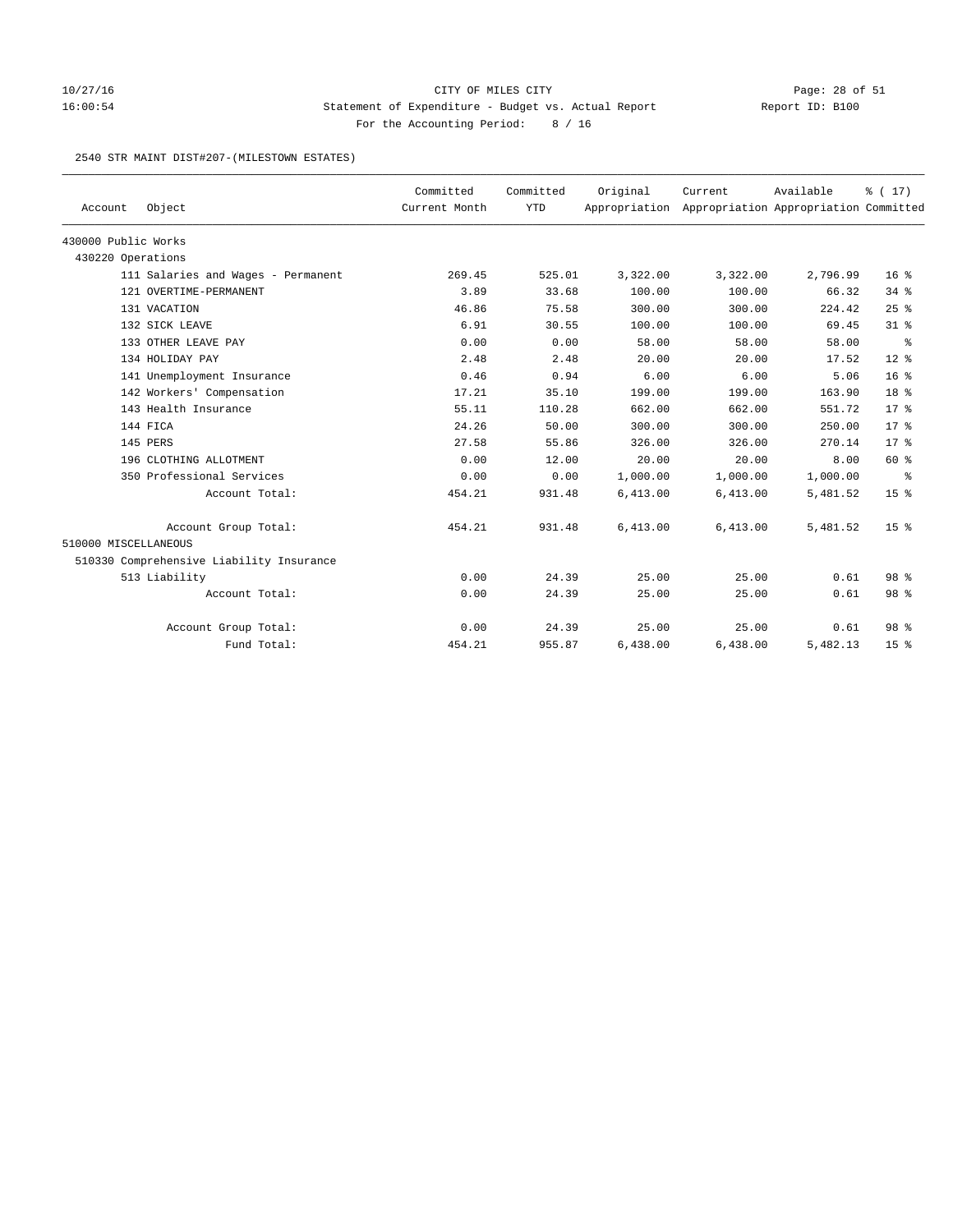CITY OF MILES CITY

Statement of Expenditure - Budget vs. Actual Report

Report ID: B100

For the Accounting Period: 8 / 16

10/27/16 16:00:54

2540 STR MAINT DIST#207-(MILESTOWN ESTATES)

| Account | Object | Committed Current Month | Committed YTD | Original Appropriation | Current Appropriation | Available Appropriation | % ( 17) Committed |
|---|---|---|---|---|---|---|---|
| 430000 Public Works | | | | | | | |
| 430220 Operations | | | | | | | |
| | 111 Salaries and Wages - Permanent | 269.45 | 525.01 | 3,322.00 | 3,322.00 | 2,796.99 | 16 % |
| | 121 OVERTIME-PERMANENT | 3.89 | 33.68 | 100.00 | 100.00 | 66.32 | 34 % |
| | 131 VACATION | 46.86 | 75.58 | 300.00 | 300.00 | 224.42 | 25 % |
| | 132 SICK LEAVE | 6.91 | 30.55 | 100.00 | 100.00 | 69.45 | 31 % |
| | 133 OTHER LEAVE PAY | 0.00 | 0.00 | 58.00 | 58.00 | 58.00 | % |
| | 134 HOLIDAY PAY | 2.48 | 2.48 | 20.00 | 20.00 | 17.52 | 12 % |
| | 141 Unemployment Insurance | 0.46 | 0.94 | 6.00 | 6.00 | 5.06 | 16 % |
| | 142 Workers' Compensation | 17.21 | 35.10 | 199.00 | 199.00 | 163.90 | 18 % |
| | 143 Health Insurance | 55.11 | 110.28 | 662.00 | 662.00 | 551.72 | 17 % |
| | 144 FICA | 24.26 | 50.00 | 300.00 | 300.00 | 250.00 | 17 % |
| | 145 PERS | 27.58 | 55.86 | 326.00 | 326.00 | 270.14 | 17 % |
| | 196 CLOTHING ALLOTMENT | 0.00 | 12.00 | 20.00 | 20.00 | 8.00 | 60 % |
| | 350 Professional Services | 0.00 | 0.00 | 1,000.00 | 1,000.00 | 1,000.00 | % |
| | Account Total: | 454.21 | 931.48 | 6,413.00 | 6,413.00 | 5,481.52 | 15 % |
| | Account Group Total: | 454.21 | 931.48 | 6,413.00 | 6,413.00 | 5,481.52 | 15 % |
| 510000 MISCELLANEOUS | | | | | | | |
| 510330 Comprehensive Liability Insurance | | | | | | | |
| | 513 Liability | 0.00 | 24.39 | 25.00 | 25.00 | 0.61 | 98 % |
| | Account Total: | 0.00 | 24.39 | 25.00 | 25.00 | 0.61 | 98 % |
| | Account Group Total: | 0.00 | 24.39 | 25.00 | 25.00 | 0.61 | 98 % |
| | Fund Total: | 454.21 | 955.87 | 6,438.00 | 6,438.00 | 5,482.13 | 15 % |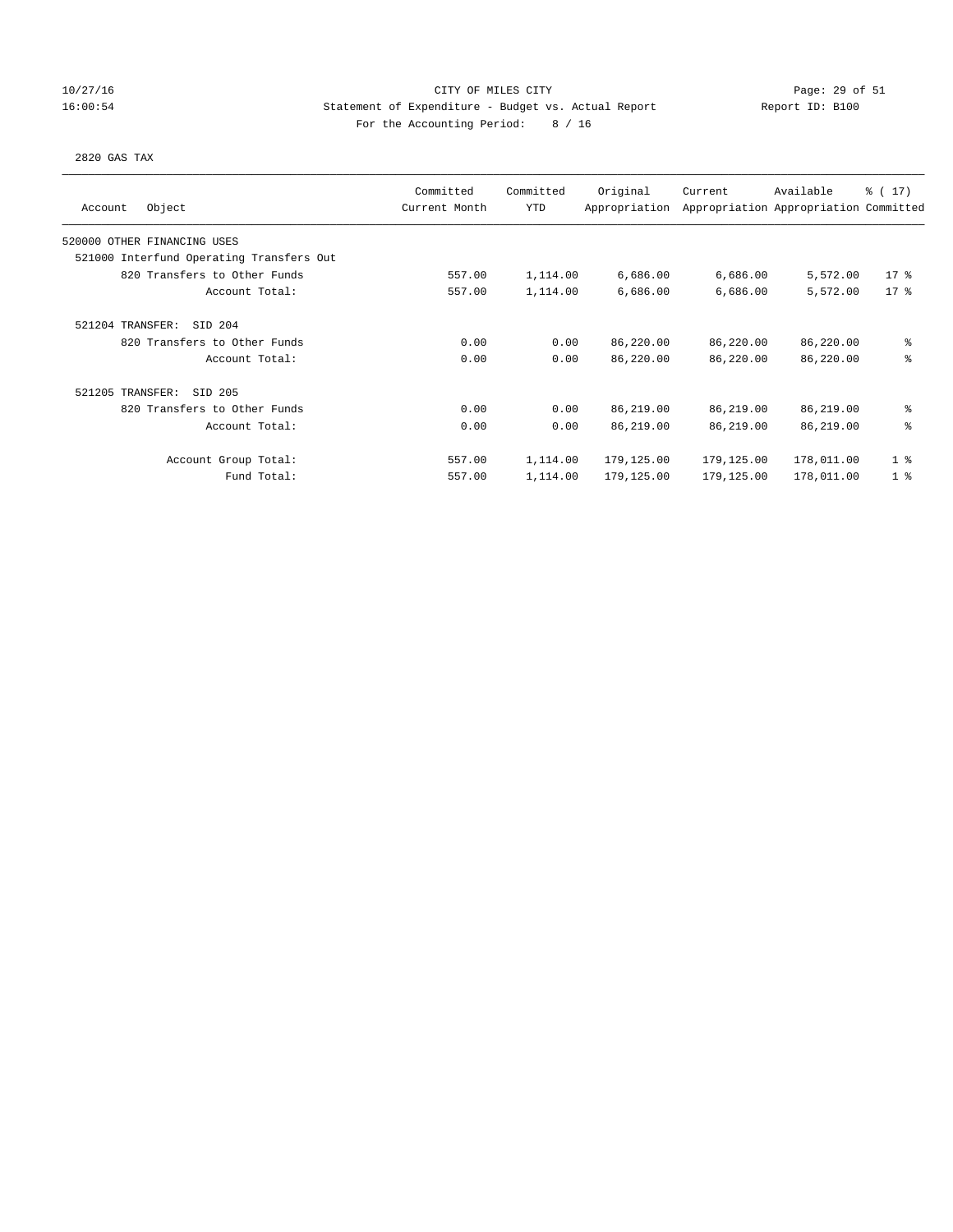CITY OF MILES CITY

Statement of Expenditure - Budget vs. Actual Report

Report ID: B100

10/27/16 16:00:54

For the Accounting Period: 8 / 16

2820 GAS TAX

| Account Object | Committed Current Month | Committed YTD | Original Appropriation | Current Appropriation | Available Appropriation | % ( 17) Committed |
|---|---|---|---|---|---|---|
| 520000 OTHER FINANCING USES | | | | | | |
| 521000 Interfund Operating Transfers Out | | | | | | |
| 820 Transfers to Other Funds | 557.00 | 1,114.00 | 6,686.00 | 6,686.00 | 5,572.00 | 17 % |
| Account Total: | 557.00 | 1,114.00 | 6,686.00 | 6,686.00 | 5,572.00 | 17 % |
| 521204 TRANSFER: SID 204 | | | | | | |
| 820 Transfers to Other Funds | 0.00 | 0.00 | 86,220.00 | 86,220.00 | 86,220.00 | % |
| Account Total: | 0.00 | 0.00 | 86,220.00 | 86,220.00 | 86,220.00 | % |
| 521205 TRANSFER: SID 205 | | | | | | |
| 820 Transfers to Other Funds | 0.00 | 0.00 | 86,219.00 | 86,219.00 | 86,219.00 | % |
| Account Total: | 0.00 | 0.00 | 86,219.00 | 86,219.00 | 86,219.00 | % |
| Account Group Total: | 557.00 | 1,114.00 | 179,125.00 | 179,125.00 | 178,011.00 | 1 % |
| Fund Total: | 557.00 | 1,114.00 | 179,125.00 | 179,125.00 | 178,011.00 | 1 % |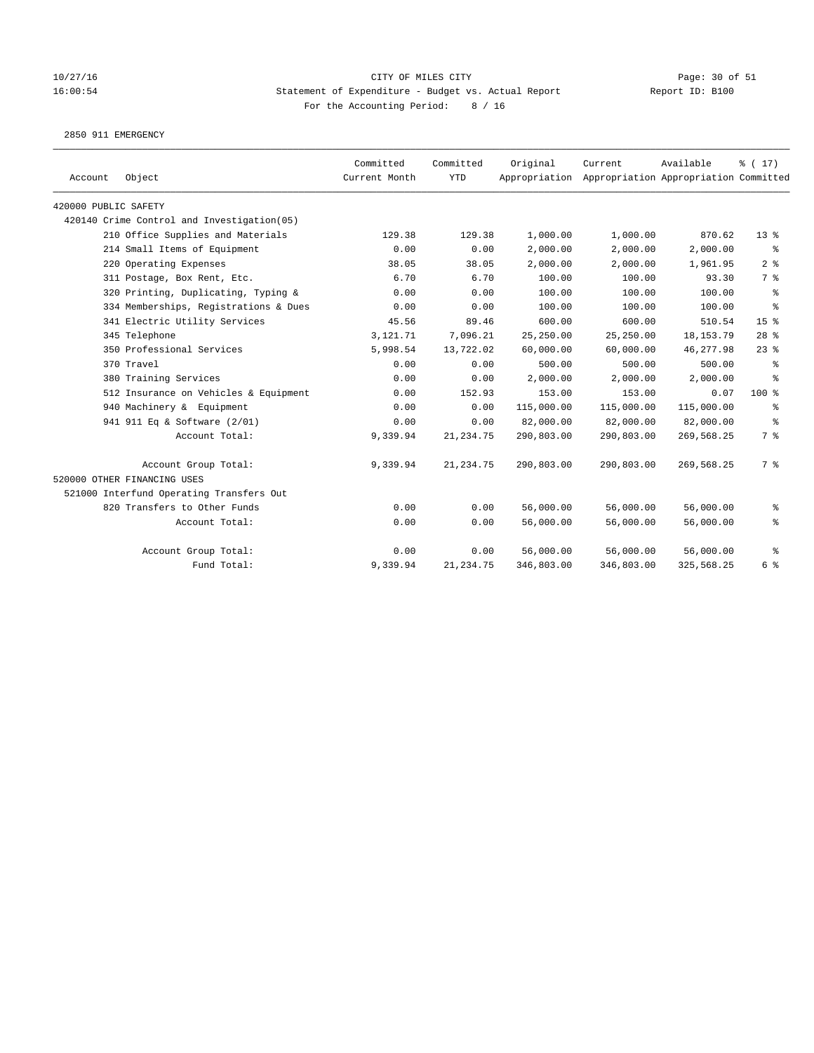CITY OF MILES CITY

Statement of Expenditure - Budget vs. Actual Report

Report ID: B100

For the Accounting Period: 8 / 16

10/27/16
16:00:54

2850 911 EMERGENCY

| Account Object | Committed Current Month | Committed YTD | Original Appropriation | Current Appropriation | Available Appropriation | % ( 17) Committed |
|---|---|---|---|---|---|---|
| 420000 PUBLIC SAFETY | | | | | | |
| 420140 Crime Control and Investigation(05) | | | | | | |
| 210 Office Supplies and Materials | 129.38 | 129.38 | 1,000.00 | 1,000.00 | 870.62 | 13 % |
| 214 Small Items of Equipment | 0.00 | 0.00 | 2,000.00 | 2,000.00 | 2,000.00 | % |
| 220 Operating Expenses | 38.05 | 38.05 | 2,000.00 | 2,000.00 | 1,961.95 | 2 % |
| 311 Postage, Box Rent, Etc. | 6.70 | 6.70 | 100.00 | 100.00 | 93.30 | 7 % |
| 320 Printing, Duplicating, Typing & | 0.00 | 0.00 | 100.00 | 100.00 | 100.00 | % |
| 334 Memberships, Registrations & Dues | 0.00 | 0.00 | 100.00 | 100.00 | 100.00 | % |
| 341 Electric Utility Services | 45.56 | 89.46 | 600.00 | 600.00 | 510.54 | 15 % |
| 345 Telephone | 3,121.71 | 7,096.21 | 25,250.00 | 25,250.00 | 18,153.79 | 28 % |
| 350 Professional Services | 5,998.54 | 13,722.02 | 60,000.00 | 60,000.00 | 46,277.98 | 23 % |
| 370 Travel | 0.00 | 0.00 | 500.00 | 500.00 | 500.00 | % |
| 380 Training Services | 0.00 | 0.00 | 2,000.00 | 2,000.00 | 2,000.00 | % |
| 512 Insurance on Vehicles & Equipment | 0.00 | 152.93 | 153.00 | 153.00 | 0.07 | 100 % |
| 940 Machinery & Equipment | 0.00 | 0.00 | 115,000.00 | 115,000.00 | 115,000.00 | % |
| 941 911 Eq & Software (2/01) | 0.00 | 0.00 | 82,000.00 | 82,000.00 | 82,000.00 | % |
| Account Total: | 9,339.94 | 21,234.75 | 290,803.00 | 290,803.00 | 269,568.25 | 7 % |
| Account Group Total: | 9,339.94 | 21,234.75 | 290,803.00 | 290,803.00 | 269,568.25 | 7 % |
| 520000 OTHER FINANCING USES | | | | | | |
| 521000 Interfund Operating Transfers Out | | | | | | |
| 820 Transfers to Other Funds | 0.00 | 0.00 | 56,000.00 | 56,000.00 | 56,000.00 | % |
| Account Total: | 0.00 | 0.00 | 56,000.00 | 56,000.00 | 56,000.00 | % |
| Account Group Total: | 0.00 | 0.00 | 56,000.00 | 56,000.00 | 56,000.00 | % |
| Fund Total: | 9,339.94 | 21,234.75 | 346,803.00 | 346,803.00 | 325,568.25 | 6 % |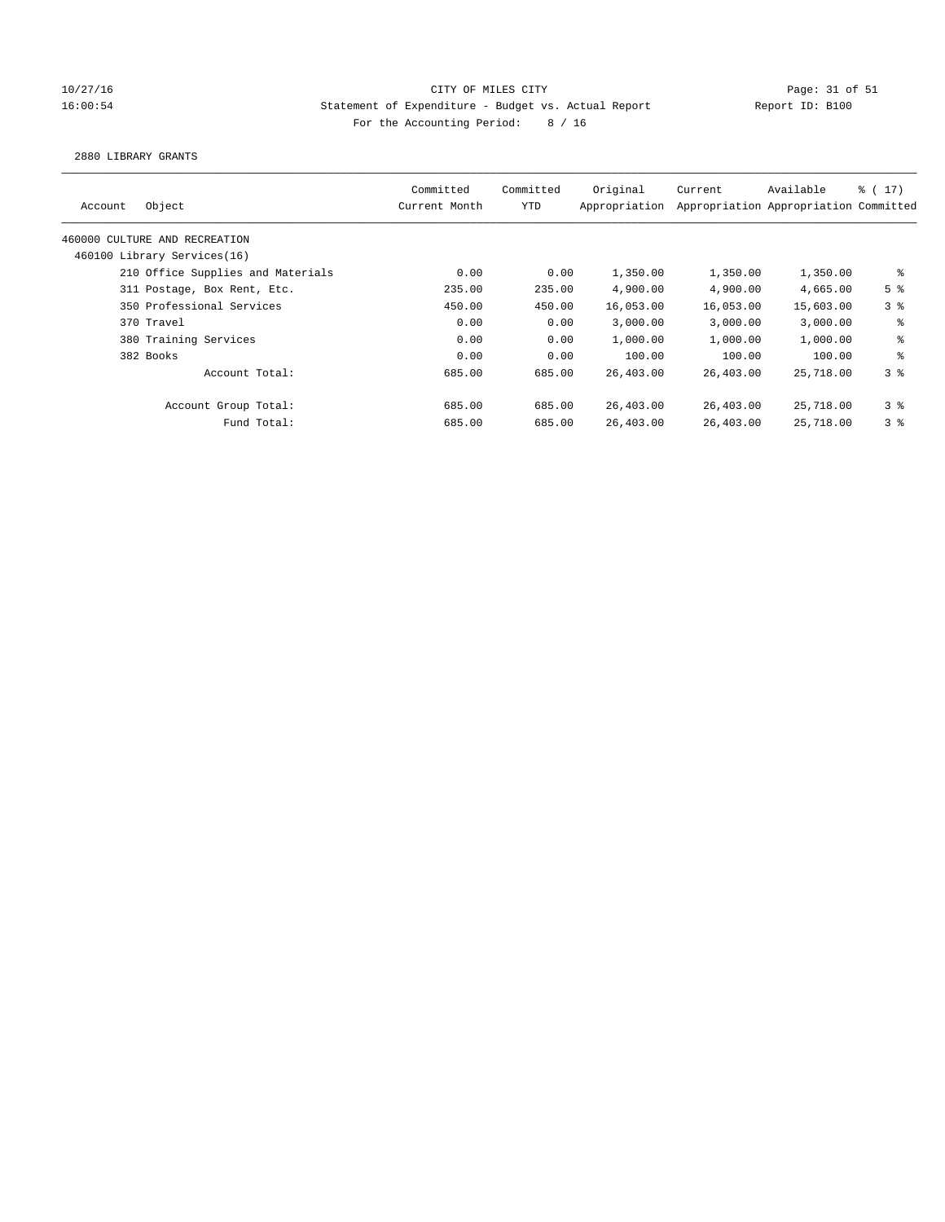CITY OF MILES CITY
Statement of Expenditure - Budget vs. Actual Report
Report ID: B100
For the Accounting Period: 8 / 16

10/27/16
16:00:54

2880 LIBRARY GRANTS

| Account | Object | Committed Current Month | Committed YTD | Original Appropriation | Current Appropriation | Available Appropriation | % ( 17) Committed |
|---|---|---|---|---|---|---|---|
| 460000 CULTURE AND RECREATION | | | | | | | |
| 460100 Library Services(16) | | | | | | | |
| | 210 Office Supplies and Materials | 0.00 | 0.00 | 1,350.00 | 1,350.00 | 1,350.00 | % |
| | 311 Postage, Box Rent, Etc. | 235.00 | 235.00 | 4,900.00 | 4,900.00 | 4,665.00 | 5 % |
| | 350 Professional Services | 450.00 | 450.00 | 16,053.00 | 16,053.00 | 15,603.00 | 3 % |
| | 370 Travel | 0.00 | 0.00 | 3,000.00 | 3,000.00 | 3,000.00 | % |
| | 380 Training Services | 0.00 | 0.00 | 1,000.00 | 1,000.00 | 1,000.00 | % |
| | 382 Books | 0.00 | 0.00 | 100.00 | 100.00 | 100.00 | % |
| | Account Total: | 685.00 | 685.00 | 26,403.00 | 26,403.00 | 25,718.00 | 3 % |
| | Account Group Total: | 685.00 | 685.00 | 26,403.00 | 26,403.00 | 25,718.00 | 3 % |
| | Fund Total: | 685.00 | 685.00 | 26,403.00 | 26,403.00 | 25,718.00 | 3 % |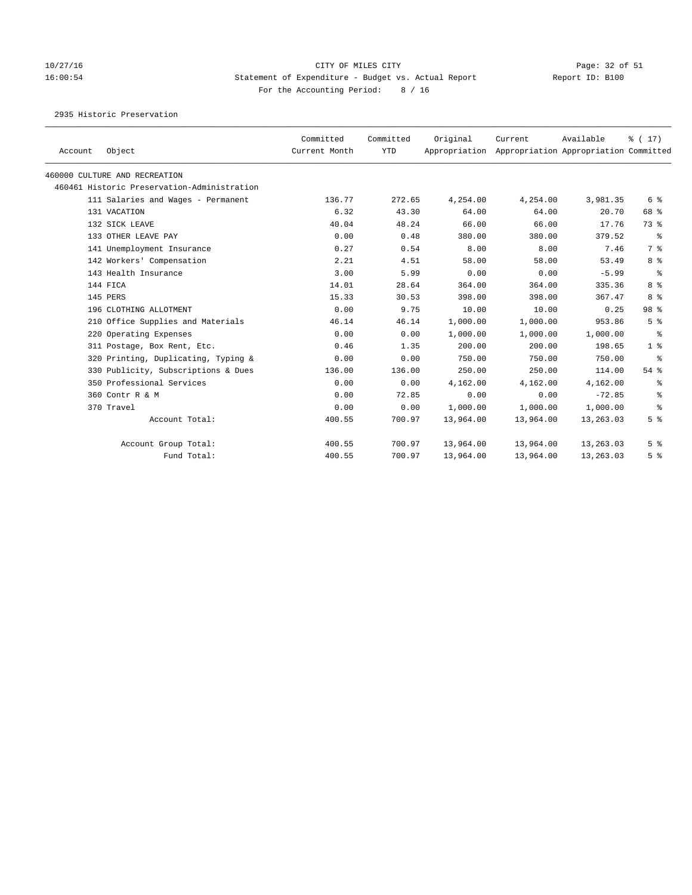CITY OF MILES CITY
Statement of Expenditure - Budget vs. Actual Report
For the Accounting Period: 8 / 16

10/27/16
16:00:54

Report ID: B100

2935 Historic Preservation

| Account | Object | Committed Current Month | Committed YTD | Original Appropriation | Current Appropriation | Available Appropriation | % ( 17) Committed |
|---|---|---|---|---|---|---|---|
| 460000 CULTURE AND RECREATION | | | | | | | |
| 460461 Historic Preservation-Administration | | | | | | | |
| 111 | Salaries and Wages - Permanent | 136.77 | 272.65 | 4,254.00 | 4,254.00 | 3,981.35 | 6 % |
| 131 | VACATION | 6.32 | 43.30 | 64.00 | 64.00 | 20.70 | 68 % |
| 132 | SICK LEAVE | 40.04 | 48.24 | 66.00 | 66.00 | 17.76 | 73 % |
| 133 | OTHER LEAVE PAY | 0.00 | 0.48 | 380.00 | 380.00 | 379.52 | % |
| 141 | Unemployment Insurance | 0.27 | 0.54 | 8.00 | 8.00 | 7.46 | 7 % |
| 142 | Workers' Compensation | 2.21 | 4.51 | 58.00 | 58.00 | 53.49 | 8 % |
| 143 | Health Insurance | 3.00 | 5.99 | 0.00 | 0.00 | -5.99 | % |
| 144 | FICA | 14.01 | 28.64 | 364.00 | 364.00 | 335.36 | 8 % |
| 145 | PERS | 15.33 | 30.53 | 398.00 | 398.00 | 367.47 | 8 % |
| 196 | CLOTHING ALLOTMENT | 0.00 | 9.75 | 10.00 | 10.00 | 0.25 | 98 % |
| 210 | Office Supplies and Materials | 46.14 | 46.14 | 1,000.00 | 1,000.00 | 953.86 | 5 % |
| 220 | Operating Expenses | 0.00 | 0.00 | 1,000.00 | 1,000.00 | 1,000.00 | % |
| 311 | Postage, Box Rent, Etc. | 0.46 | 1.35 | 200.00 | 200.00 | 198.65 | 1 % |
| 320 | Printing, Duplicating, Typing & | 0.00 | 0.00 | 750.00 | 750.00 | 750.00 | % |
| 330 | Publicity, Subscriptions & Dues | 136.00 | 136.00 | 250.00 | 250.00 | 114.00 | 54 % |
| 350 | Professional Services | 0.00 | 0.00 | 4,162.00 | 4,162.00 | 4,162.00 | % |
| 360 | Contr R & M | 0.00 | 72.85 | 0.00 | 0.00 | -72.85 | % |
| 370 | Travel | 0.00 | 0.00 | 1,000.00 | 1,000.00 | 1,000.00 | % |
| | Account Total: | 400.55 | 700.97 | 13,964.00 | 13,964.00 | 13,263.03 | 5 % |
| | Account Group Total: | 400.55 | 700.97 | 13,964.00 | 13,964.00 | 13,263.03 | 5 % |
| | Fund Total: | 400.55 | 700.97 | 13,964.00 | 13,964.00 | 13,263.03 | 5 % |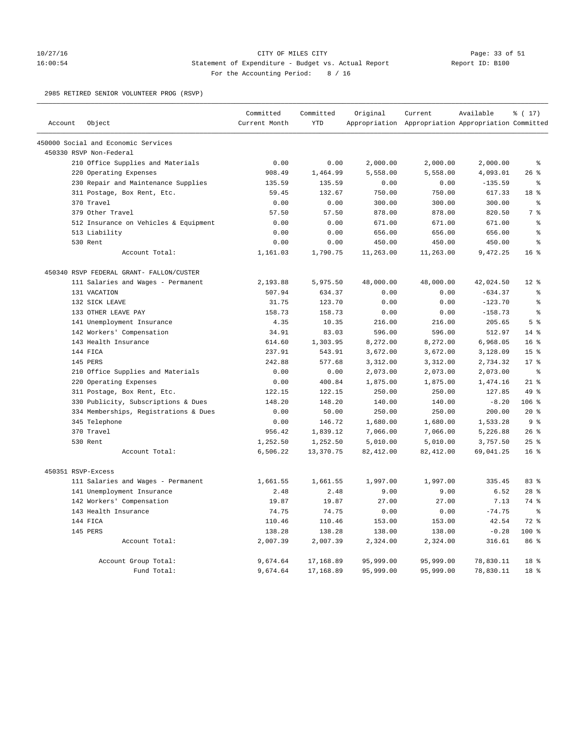CITY OF MILES CITY
Statement of Expenditure - Budget vs. Actual Report
For the Accounting Period: 8 / 16

10/27/16
16:00:54

Report ID: B100

2985 RETIRED SENIOR VOLUNTEER PROG (RSVP)

| Account | Object | Committed Current Month | Committed YTD | Original Appropriation | Current Appropriation | Available Appropriation | % ( 17) Committed |
|---|---|---|---|---|---|---|---|
| 450000 Social and Economic Services | | | | | | | |
| 450330 RSVP Non-Federal | | | | | | | |
| | 210 Office Supplies and Materials | 0.00 | 0.00 | 2,000.00 | 2,000.00 | 2,000.00 | % |
| | 220 Operating Expenses | 908.49 | 1,464.99 | 5,558.00 | 5,558.00 | 4,093.01 | 26 % |
| | 230 Repair and Maintenance Supplies | 135.59 | 135.59 | 0.00 | 0.00 | -135.59 | % |
| | 311 Postage, Box Rent, Etc. | 59.45 | 132.67 | 750.00 | 750.00 | 617.33 | 18 % |
| | 370 Travel | 0.00 | 0.00 | 300.00 | 300.00 | 300.00 | % |
| | 379 Other Travel | 57.50 | 57.50 | 878.00 | 878.00 | 820.50 | 7 % |
| | 512 Insurance on Vehicles & Equipment | 0.00 | 0.00 | 671.00 | 671.00 | 671.00 | % |
| | 513 Liability | 0.00 | 0.00 | 656.00 | 656.00 | 656.00 | % |
| | 530 Rent | 0.00 | 0.00 | 450.00 | 450.00 | 450.00 | % |
| | Account Total: | 1,161.03 | 1,790.75 | 11,263.00 | 11,263.00 | 9,472.25 | 16 % |
| 450340 RSVP FEDERAL GRANT- FALLON/CUSTER | | | | | | | |
| | 111 Salaries and Wages - Permanent | 2,193.88 | 5,975.50 | 48,000.00 | 48,000.00 | 42,024.50 | 12 % |
| | 131 VACATION | 507.94 | 634.37 | 0.00 | 0.00 | -634.37 | % |
| | 132 SICK LEAVE | 31.75 | 123.70 | 0.00 | 0.00 | -123.70 | % |
| | 133 OTHER LEAVE PAY | 158.73 | 158.73 | 0.00 | 0.00 | -158.73 | % |
| | 141 Unemployment Insurance | 4.35 | 10.35 | 216.00 | 216.00 | 205.65 | 5 % |
| | 142 Workers' Compensation | 34.91 | 83.03 | 596.00 | 596.00 | 512.97 | 14 % |
| | 143 Health Insurance | 614.60 | 1,303.95 | 8,272.00 | 8,272.00 | 6,968.05 | 16 % |
| | 144 FICA | 237.91 | 543.91 | 3,672.00 | 3,672.00 | 3,128.09 | 15 % |
| | 145 PERS | 242.88 | 577.68 | 3,312.00 | 3,312.00 | 2,734.32 | 17 % |
| | 210 Office Supplies and Materials | 0.00 | 0.00 | 2,073.00 | 2,073.00 | 2,073.00 | % |
| | 220 Operating Expenses | 0.00 | 400.84 | 1,875.00 | 1,875.00 | 1,474.16 | 21 % |
| | 311 Postage, Box Rent, Etc. | 122.15 | 122.15 | 250.00 | 250.00 | 127.85 | 49 % |
| | 330 Publicity, Subscriptions & Dues | 148.20 | 148.20 | 140.00 | 140.00 | -8.20 | 106 % |
| | 334 Memberships, Registrations & Dues | 0.00 | 50.00 | 250.00 | 250.00 | 200.00 | 20 % |
| | 345 Telephone | 0.00 | 146.72 | 1,680.00 | 1,680.00 | 1,533.28 | 9 % |
| | 370 Travel | 956.42 | 1,839.12 | 7,066.00 | 7,066.00 | 5,226.88 | 26 % |
| | 530 Rent | 1,252.50 | 1,252.50 | 5,010.00 | 5,010.00 | 3,757.50 | 25 % |
| | Account Total: | 6,506.22 | 13,370.75 | 82,412.00 | 82,412.00 | 69,041.25 | 16 % |
| 450351 RSVP-Excess | | | | | | | |
| | 111 Salaries and Wages - Permanent | 1,661.55 | 1,661.55 | 1,997.00 | 1,997.00 | 335.45 | 83 % |
| | 141 Unemployment Insurance | 2.48 | 2.48 | 9.00 | 9.00 | 6.52 | 28 % |
| | 142 Workers' Compensation | 19.87 | 19.87 | 27.00 | 27.00 | 7.13 | 74 % |
| | 143 Health Insurance | 74.75 | 74.75 | 0.00 | 0.00 | -74.75 | % |
| | 144 FICA | 110.46 | 110.46 | 153.00 | 153.00 | 42.54 | 72 % |
| | 145 PERS | 138.28 | 138.28 | 138.00 | 138.00 | -0.28 | 100 % |
| | Account Total: | 2,007.39 | 2,007.39 | 2,324.00 | 2,324.00 | 316.61 | 86 % |
| | Account Group Total: | 9,674.64 | 17,168.89 | 95,999.00 | 95,999.00 | 78,830.11 | 18 % |
| | Fund Total: | 9,674.64 | 17,168.89 | 95,999.00 | 95,999.00 | 78,830.11 | 18 % |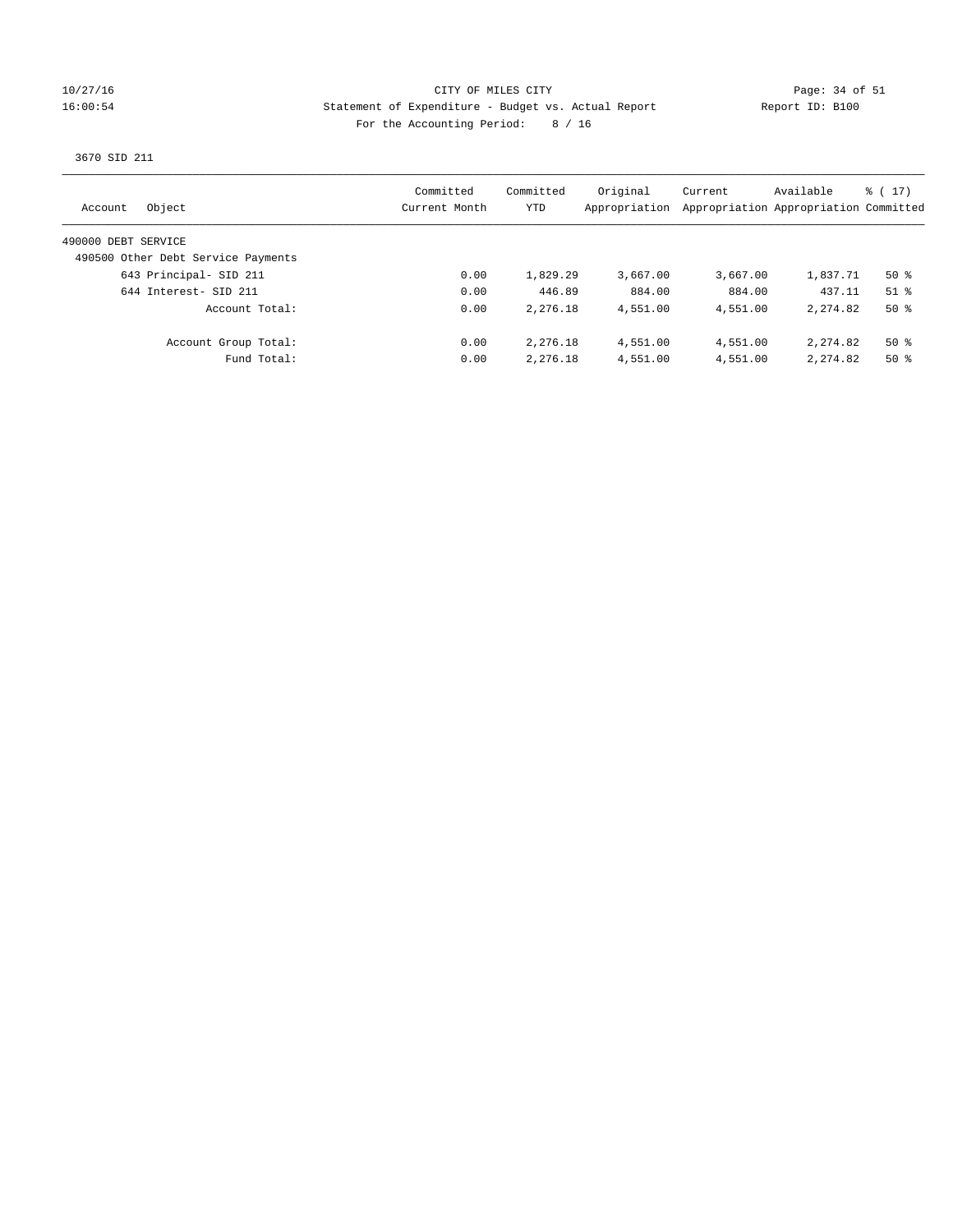CITY OF MILES CITY

Statement of Expenditure - Budget vs. Actual Report

Report ID: B100

For the Accounting Period: 8 / 16

10/27/16
16:00:54

3670 SID 211

| Account | Object | Committed Current Month | Committed YTD | Original Appropriation | Current Appropriation | Available Appropriation | % ( 17) Committed |
|---|---|---|---|---|---|---|---|
| 490000 DEBT SERVICE | | | | | | | |
| 490500 Other Debt Service Payments | | | | | | | |
| | 643 Principal- SID 211 | 0.00 | 1,829.29 | 3,667.00 | 3,667.00 | 1,837.71 | 50 % |
| | 644 Interest- SID 211 | 0.00 | 446.89 | 884.00 | 884.00 | 437.11 | 51 % |
| | Account Total: | 0.00 | 2,276.18 | 4,551.00 | 4,551.00 | 2,274.82 | 50 % |
| | Account Group Total: | 0.00 | 2,276.18 | 4,551.00 | 4,551.00 | 2,274.82 | 50 % |
| | Fund Total: | 0.00 | 2,276.18 | 4,551.00 | 4,551.00 | 2,274.82 | 50 % |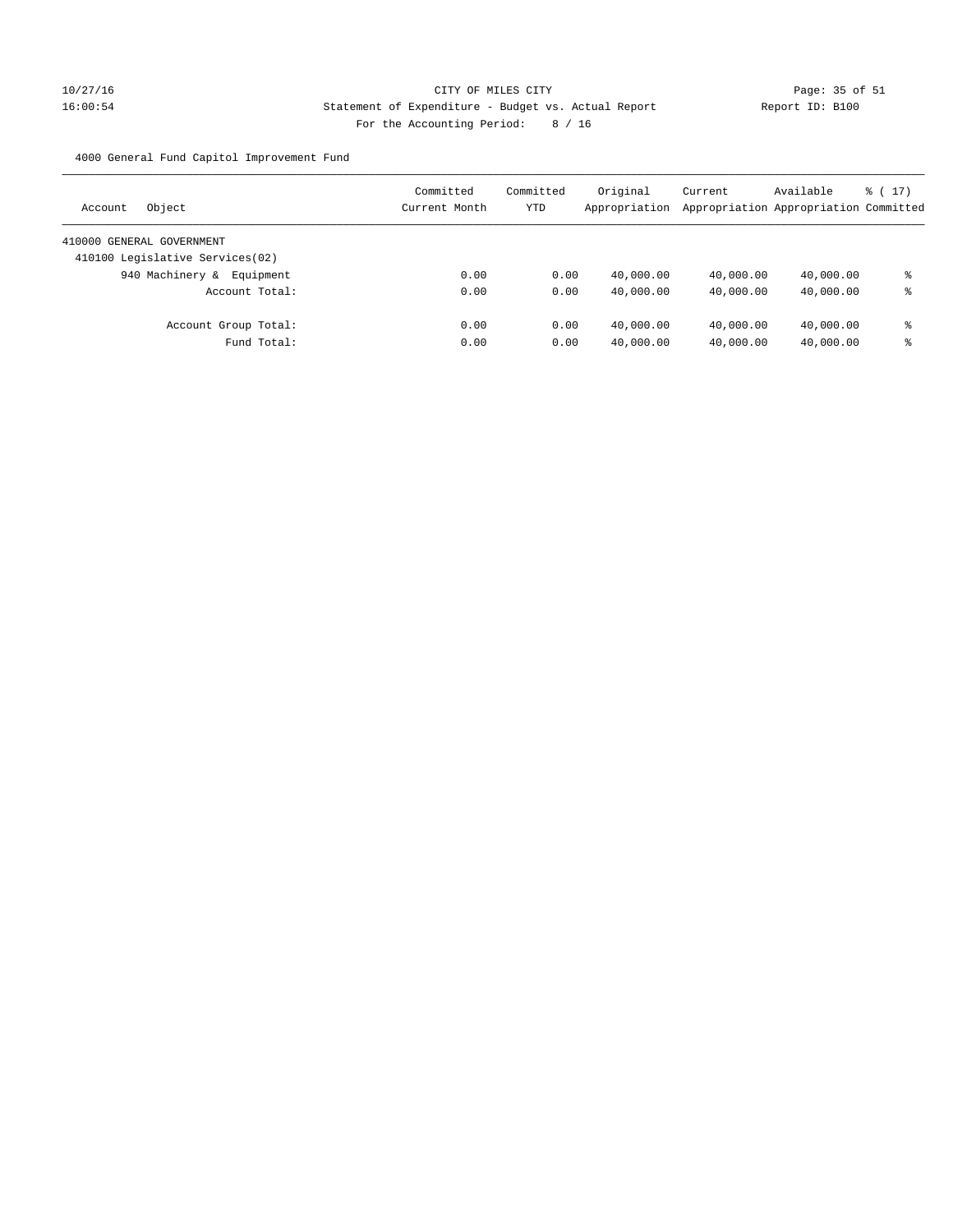CITY OF MILES CITY

Statement of Expenditure - Budget vs. Actual Report

Report ID: B100

For the Accounting Period: 8 / 16

10/27/16 16:00:54

4000 General Fund Capitol Improvement Fund

| Account Object | Committed Current Month | Committed YTD | Original Appropriation | Current Appropriation | Available Appropriation | % ( 17) Committed |
|---|---|---|---|---|---|---|
| 410000 GENERAL GOVERNMENT | | | | | | |
| 410100 Legislative Services(02) | | | | | | |
| 940 Machinery & Equipment | 0.00 | 0.00 | 40,000.00 | 40,000.00 | 40,000.00 | % |
| Account Total: | 0.00 | 0.00 | 40,000.00 | 40,000.00 | 40,000.00 | % |
| Account Group Total: | 0.00 | 0.00 | 40,000.00 | 40,000.00 | 40,000.00 | % |
| Fund Total: | 0.00 | 0.00 | 40,000.00 | 40,000.00 | 40,000.00 | % |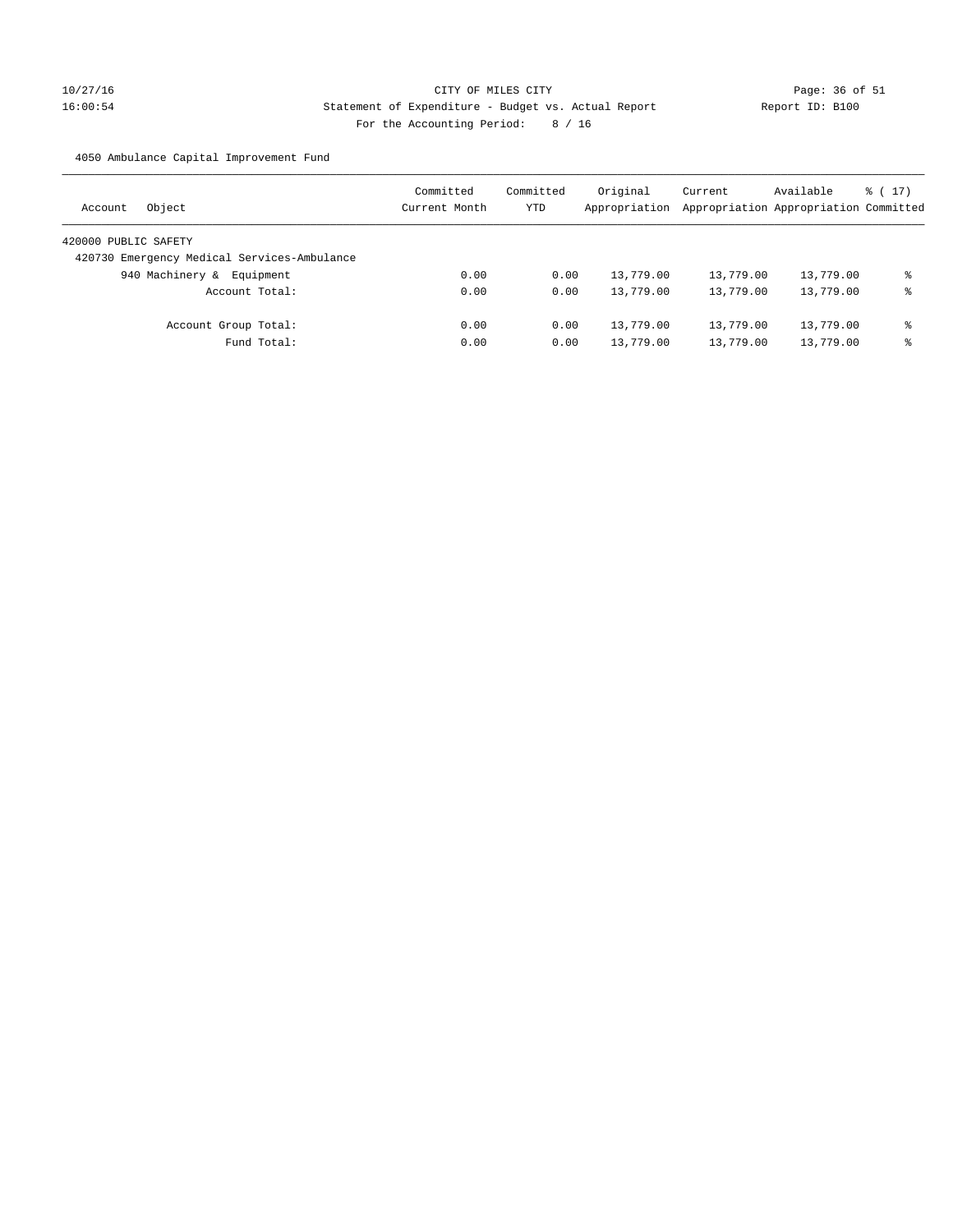CITY OF MILES CITY
Statement of Expenditure - Budget vs. Actual Report
For the Accounting Period: 8 / 16

10/27/16 16:00:54 — Report ID: B100

4050 Ambulance Capital Improvement Fund

| Account Object | Committed Current Month | Committed YTD | Original Appropriation | Current Appropriation | Available Appropriation | % ( 17) Committed |
|---|---|---|---|---|---|---|
| 420000 PUBLIC SAFETY | | | | | | |
| 420730 Emergency Medical Services-Ambulance | | | | | | |
| 940 Machinery & Equipment | 0.00 | 0.00 | 13,779.00 | 13,779.00 | 13,779.00 | % |
| Account Total: | 0.00 | 0.00 | 13,779.00 | 13,779.00 | 13,779.00 | % |
| Account Group Total: | 0.00 | 0.00 | 13,779.00 | 13,779.00 | 13,779.00 | % |
| Fund Total: | 0.00 | 0.00 | 13,779.00 | 13,779.00 | 13,779.00 | % |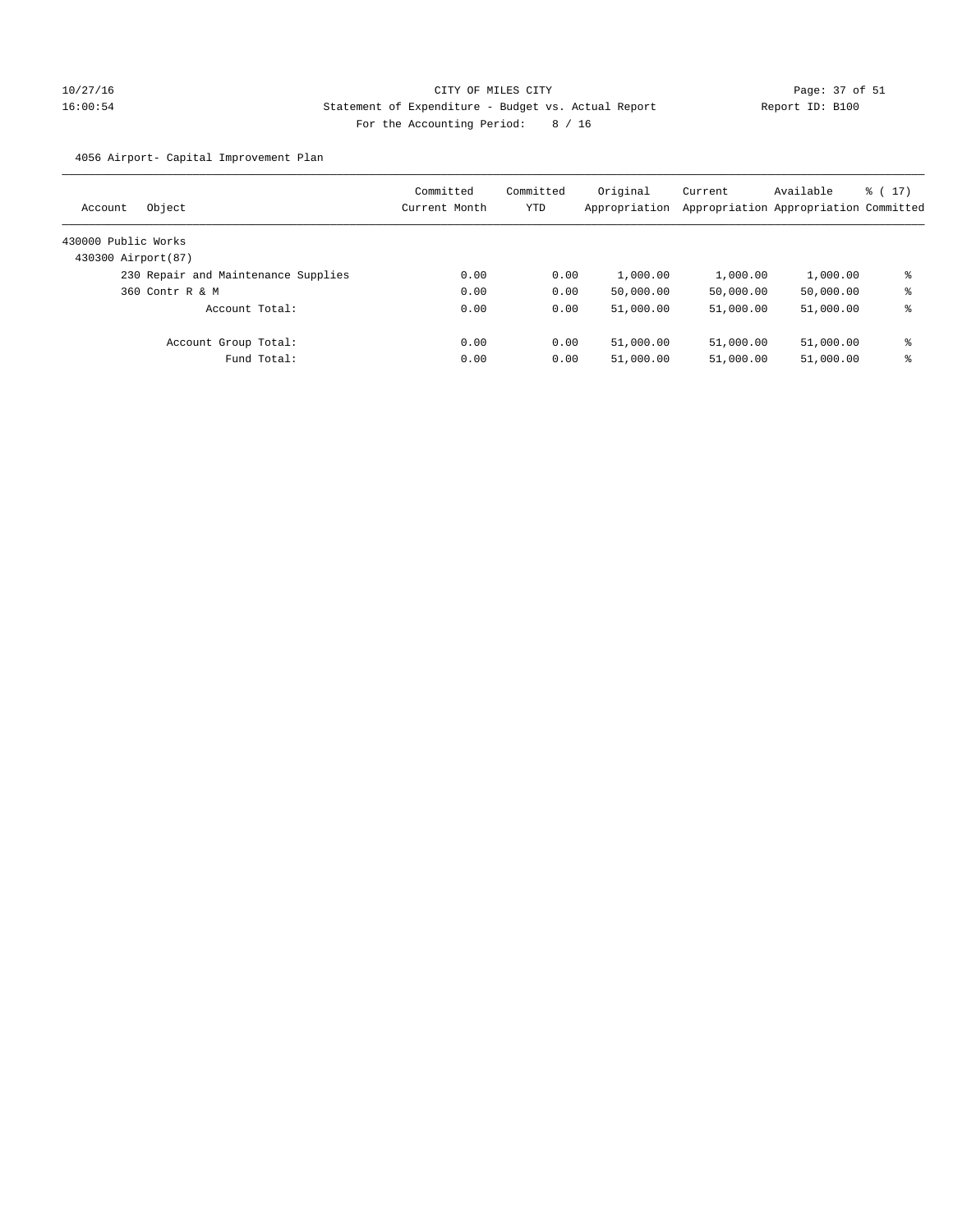CITY OF MILES CITY

Statement of Expenditure - Budget vs. Actual Report

For the Accounting Period: 8 / 16

10/27/16 16:00:54 — Report ID: B100

4056 Airport- Capital Improvement Plan

| Account | Object | Committed Current Month | Committed YTD | Original Appropriation | Current Appropriation | Available Appropriation | % ( 17) Committed |
|---|---|---|---|---|---|---|---|
| 430000 Public Works | | | | | | | |
| 430300 Airport(87) | | | | | | | |
| | 230 Repair and Maintenance Supplies | 0.00 | 0.00 | 1,000.00 | 1,000.00 | 1,000.00 | % |
| | 360 Contr R & M | 0.00 | 0.00 | 50,000.00 | 50,000.00 | 50,000.00 | % |
| | Account Total: | 0.00 | 0.00 | 51,000.00 | 51,000.00 | 51,000.00 | % |
| | Account Group Total: | 0.00 | 0.00 | 51,000.00 | 51,000.00 | 51,000.00 | % |
| | Fund Total: | 0.00 | 0.00 | 51,000.00 | 51,000.00 | 51,000.00 | % |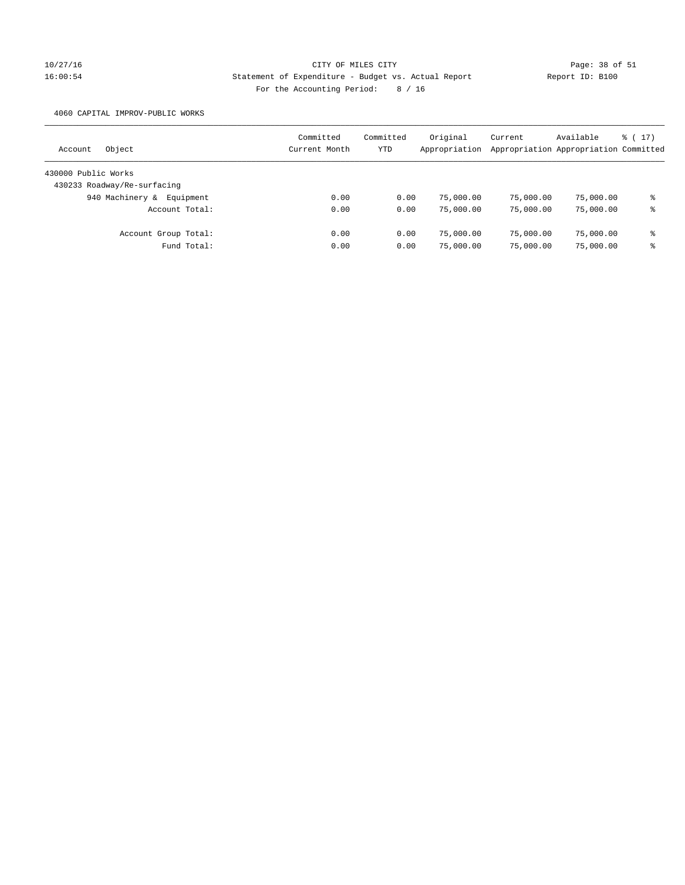CITY OF MILES CITY
Statement of Expenditure - Budget vs. Actual Report
For the Accounting Period: 8 / 16

10/27/16
16:00:54

Report ID: B100

4060 CAPITAL IMPROV-PUBLIC WORKS

| Account Object | Committed Current Month | Committed YTD | Original Appropriation | Current Appropriation | Available Appropriation | % ( 17) Committed |
|---|---|---|---|---|---|---|
| 430000 Public Works | | | | | | |
| 430233 Roadway/Re-surfacing | | | | | | |
| 940 Machinery & Equipment | 0.00 | 0.00 | 75,000.00 | 75,000.00 | 75,000.00 | % |
| Account Total: | 0.00 | 0.00 | 75,000.00 | 75,000.00 | 75,000.00 | % |
| Account Group Total: | 0.00 | 0.00 | 75,000.00 | 75,000.00 | 75,000.00 | % |
| Fund Total: | 0.00 | 0.00 | 75,000.00 | 75,000.00 | 75,000.00 | % |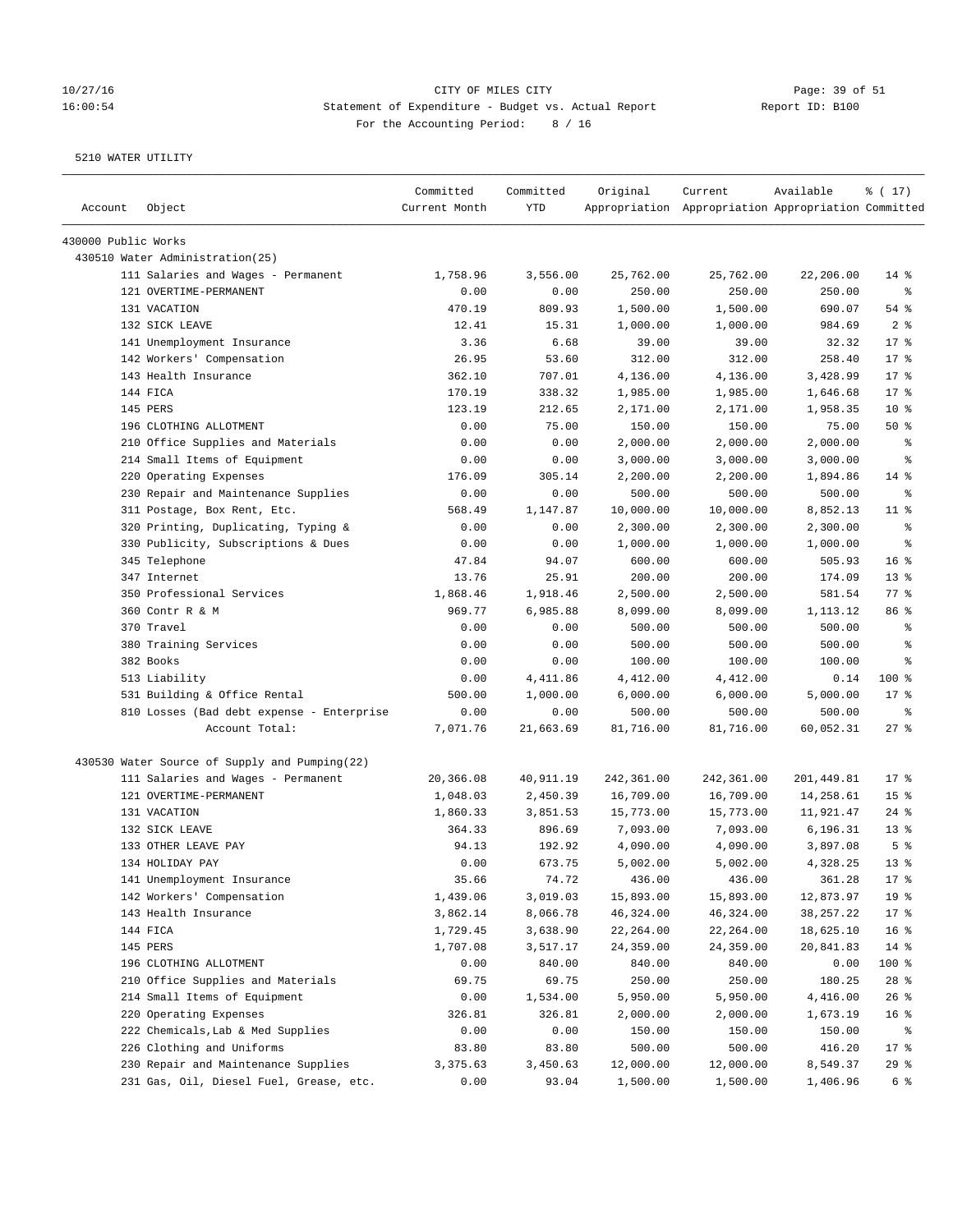CITY OF MILES CITY
Statement of Expenditure - Budget vs. Actual Report
For the Accounting Period: 8 / 16

5210 WATER UTILITY

| Account | Object | Committed Current Month | Committed YTD | Original Appropriation | Current Appropriation | Available Appropriation | % ( 17) Committed |
|---|---|---|---|---|---|---|---|
| 430000 Public Works | | | | | | | |
| 430510 Water Administration(25) | | | | | | | |
| | 111 Salaries and Wages - Permanent | 1,758.96 | 3,556.00 | 25,762.00 | 25,762.00 | 22,206.00 | 14 % |
| | 121 OVERTIME-PERMANENT | 0.00 | 0.00 | 250.00 | 250.00 | 250.00 | % |
| | 131 VACATION | 470.19 | 809.93 | 1,500.00 | 1,500.00 | 690.07 | 54 % |
| | 132 SICK LEAVE | 12.41 | 15.31 | 1,000.00 | 1,000.00 | 984.69 | 2 % |
| | 141 Unemployment Insurance | 3.36 | 6.68 | 39.00 | 39.00 | 32.32 | 17 % |
| | 142 Workers' Compensation | 26.95 | 53.60 | 312.00 | 312.00 | 258.40 | 17 % |
| | 143 Health Insurance | 362.10 | 707.01 | 4,136.00 | 4,136.00 | 3,428.99 | 17 % |
| | 144 FICA | 170.19 | 338.32 | 1,985.00 | 1,985.00 | 1,646.68 | 17 % |
| | 145 PERS | 123.19 | 212.65 | 2,171.00 | 2,171.00 | 1,958.35 | 10 % |
| | 196 CLOTHING ALLOTMENT | 0.00 | 75.00 | 150.00 | 150.00 | 75.00 | 50 % |
| | 210 Office Supplies and Materials | 0.00 | 0.00 | 2,000.00 | 2,000.00 | 2,000.00 | % |
| | 214 Small Items of Equipment | 0.00 | 0.00 | 3,000.00 | 3,000.00 | 3,000.00 | % |
| | 220 Operating Expenses | 176.09 | 305.14 | 2,200.00 | 2,200.00 | 1,894.86 | 14 % |
| | 230 Repair and Maintenance Supplies | 0.00 | 0.00 | 500.00 | 500.00 | 500.00 | % |
| | 311 Postage, Box Rent, Etc. | 568.49 | 1,147.87 | 10,000.00 | 10,000.00 | 8,852.13 | 11 % |
| | 320 Printing, Duplicating, Typing & | 0.00 | 0.00 | 2,300.00 | 2,300.00 | 2,300.00 | % |
| | 330 Publicity, Subscriptions & Dues | 0.00 | 0.00 | 1,000.00 | 1,000.00 | 1,000.00 | % |
| | 345 Telephone | 47.84 | 94.07 | 600.00 | 600.00 | 505.93 | 16 % |
| | 347 Internet | 13.76 | 25.91 | 200.00 | 200.00 | 174.09 | 13 % |
| | 350 Professional Services | 1,868.46 | 1,918.46 | 2,500.00 | 2,500.00 | 581.54 | 77 % |
| | 360 Contr R & M | 969.77 | 6,985.88 | 8,099.00 | 8,099.00 | 1,113.12 | 86 % |
| | 370 Travel | 0.00 | 0.00 | 500.00 | 500.00 | 500.00 | % |
| | 380 Training Services | 0.00 | 0.00 | 500.00 | 500.00 | 500.00 | % |
| | 382 Books | 0.00 | 0.00 | 100.00 | 100.00 | 100.00 | % |
| | 513 Liability | 0.00 | 4,411.86 | 4,412.00 | 4,412.00 | 0.14 | 100 % |
| | 531 Building & Office Rental | 500.00 | 1,000.00 | 6,000.00 | 6,000.00 | 5,000.00 | 17 % |
| | 810 Losses (Bad debt expense - Enterprise | 0.00 | 0.00 | 500.00 | 500.00 | 500.00 | % |
| | Account Total: | 7,071.76 | 21,663.69 | 81,716.00 | 81,716.00 | 60,052.31 | 27 % |
| 430530 Water Source of Supply and Pumping(22) | | | | | | | |
| | 111 Salaries and Wages - Permanent | 20,366.08 | 40,911.19 | 242,361.00 | 242,361.00 | 201,449.81 | 17 % |
| | 121 OVERTIME-PERMANENT | 1,048.03 | 2,450.39 | 16,709.00 | 16,709.00 | 14,258.61 | 15 % |
| | 131 VACATION | 1,860.33 | 3,851.53 | 15,773.00 | 15,773.00 | 11,921.47 | 24 % |
| | 132 SICK LEAVE | 364.33 | 896.69 | 7,093.00 | 7,093.00 | 6,196.31 | 13 % |
| | 133 OTHER LEAVE PAY | 94.13 | 192.92 | 4,090.00 | 4,090.00 | 3,897.08 | 5 % |
| | 134 HOLIDAY PAY | 0.00 | 673.75 | 5,002.00 | 5,002.00 | 4,328.25 | 13 % |
| | 141 Unemployment Insurance | 35.66 | 74.72 | 436.00 | 436.00 | 361.28 | 17 % |
| | 142 Workers' Compensation | 1,439.06 | 3,019.03 | 15,893.00 | 15,893.00 | 12,873.97 | 19 % |
| | 143 Health Insurance | 3,862.14 | 8,066.78 | 46,324.00 | 46,324.00 | 38,257.22 | 17 % |
| | 144 FICA | 1,729.45 | 3,638.90 | 22,264.00 | 22,264.00 | 18,625.10 | 16 % |
| | 145 PERS | 1,707.08 | 3,517.17 | 24,359.00 | 24,359.00 | 20,841.83 | 14 % |
| | 196 CLOTHING ALLOTMENT | 0.00 | 840.00 | 840.00 | 840.00 | 0.00 | 100 % |
| | 210 Office Supplies and Materials | 69.75 | 69.75 | 250.00 | 250.00 | 180.25 | 28 % |
| | 214 Small Items of Equipment | 0.00 | 1,534.00 | 5,950.00 | 5,950.00 | 4,416.00 | 26 % |
| | 220 Operating Expenses | 326.81 | 326.81 | 2,000.00 | 2,000.00 | 1,673.19 | 16 % |
| | 222 Chemicals,Lab & Med Supplies | 0.00 | 0.00 | 150.00 | 150.00 | 150.00 | % |
| | 226 Clothing and Uniforms | 83.80 | 83.80 | 500.00 | 500.00 | 416.20 | 17 % |
| | 230 Repair and Maintenance Supplies | 3,375.63 | 3,450.63 | 12,000.00 | 12,000.00 | 8,549.37 | 29 % |
| | 231 Gas, Oil, Diesel Fuel, Grease, etc. | 0.00 | 93.04 | 1,500.00 | 1,500.00 | 1,406.96 | 6 % |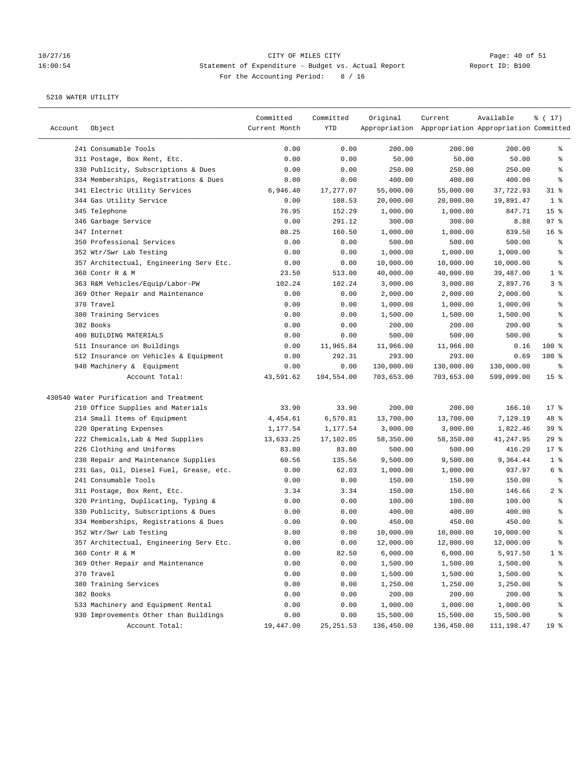CITY OF MILES CITY
Statement of Expenditure - Budget vs. Actual Report
For the Accounting Period: 8 / 16

5210 WATER UTILITY

| Account | Object | Committed Current Month | Committed YTD | Original Appropriation | Current Appropriation | Available Appropriation | % ( 17) Committed |
|---|---|---|---|---|---|---|---|
| | 241 Consumable Tools | 0.00 | 0.00 | 200.00 | 200.00 | 200.00 | % |
| | 311 Postage, Box Rent, Etc. | 0.00 | 0.00 | 50.00 | 50.00 | 50.00 | % |
| | 330 Publicity, Subscriptions & Dues | 0.00 | 0.00 | 250.00 | 250.00 | 250.00 | % |
| | 334 Memberships, Registrations & Dues | 0.00 | 0.00 | 400.00 | 400.00 | 400.00 | % |
| | 341 Electric Utility Services | 6,946.40 | 17,277.07 | 55,000.00 | 55,000.00 | 37,722.93 | 31 % |
| | 344 Gas Utility Service | 0.00 | 108.53 | 20,000.00 | 20,000.00 | 19,891.47 | 1 % |
| | 345 Telephone | 76.95 | 152.29 | 1,000.00 | 1,000.00 | 847.71 | 15 % |
| | 346 Garbage Service | 0.00 | 291.12 | 300.00 | 300.00 | 8.88 | 97 % |
| | 347 Internet | 80.25 | 160.50 | 1,000.00 | 1,000.00 | 839.50 | 16 % |
| | 350 Professional Services | 0.00 | 0.00 | 500.00 | 500.00 | 500.00 | % |
| | 352 Wtr/Swr Lab Testing | 0.00 | 0.00 | 1,000.00 | 1,000.00 | 1,000.00 | % |
| | 357 Architectual, Engineering Serv Etc. | 0.00 | 0.00 | 10,000.00 | 10,000.00 | 10,000.00 | % |
| | 360 Contr R & M | 23.50 | 513.00 | 40,000.00 | 40,000.00 | 39,487.00 | 1 % |
| | 363 R&M Vehicles/Equip/Labor-PW | 102.24 | 102.24 | 3,000.00 | 3,000.00 | 2,897.76 | 3 % |
| | 369 Other Repair and Maintenance | 0.00 | 0.00 | 2,000.00 | 2,000.00 | 2,000.00 | % |
| | 370 Travel | 0.00 | 0.00 | 1,000.00 | 1,000.00 | 1,000.00 | % |
| | 380 Training Services | 0.00 | 0.00 | 1,500.00 | 1,500.00 | 1,500.00 | % |
| | 382 Books | 0.00 | 0.00 | 200.00 | 200.00 | 200.00 | % |
| | 400 BUILDING MATERIALS | 0.00 | 0.00 | 500.00 | 500.00 | 500.00 | % |
| | 511 Insurance on Buildings | 0.00 | 11,965.84 | 11,966.00 | 11,966.00 | 0.16 | 100 % |
| | 512 Insurance on Vehicles & Equipment | 0.00 | 292.31 | 293.00 | 293.00 | 0.69 | 100 % |
| | 940 Machinery & Equipment | 0.00 | 0.00 | 130,000.00 | 130,000.00 | 130,000.00 | % |
| | Account Total: | 43,591.62 | 104,554.00 | 703,653.00 | 703,653.00 | 599,099.00 | 15 % |
| 430540 | Water Purification and Treatment | | | | | | |
| | 210 Office Supplies and Materials | 33.90 | 33.90 | 200.00 | 200.00 | 166.10 | 17 % |
| | 214 Small Items of Equipment | 4,454.61 | 6,570.81 | 13,700.00 | 13,700.00 | 7,129.19 | 48 % |
| | 220 Operating Expenses | 1,177.54 | 1,177.54 | 3,000.00 | 3,000.00 | 1,822.46 | 39 % |
| | 222 Chemicals,Lab & Med Supplies | 13,633.25 | 17,102.05 | 58,350.00 | 58,350.00 | 41,247.95 | 29 % |
| | 226 Clothing and Uniforms | 83.80 | 83.80 | 500.00 | 500.00 | 416.20 | 17 % |
| | 230 Repair and Maintenance Supplies | 60.56 | 135.56 | 9,500.00 | 9,500.00 | 9,364.44 | 1 % |
| | 231 Gas, Oil, Diesel Fuel, Grease, etc. | 0.00 | 62.03 | 1,000.00 | 1,000.00 | 937.97 | 6 % |
| | 241 Consumable Tools | 0.00 | 0.00 | 150.00 | 150.00 | 150.00 | % |
| | 311 Postage, Box Rent, Etc. | 3.34 | 3.34 | 150.00 | 150.00 | 146.66 | 2 % |
| | 320 Printing, Duplicating, Typing & | 0.00 | 0.00 | 100.00 | 100.00 | 100.00 | % |
| | 330 Publicity, Subscriptions & Dues | 0.00 | 0.00 | 400.00 | 400.00 | 400.00 | % |
| | 334 Memberships, Registrations & Dues | 0.00 | 0.00 | 450.00 | 450.00 | 450.00 | % |
| | 352 Wtr/Swr Lab Testing | 0.00 | 0.00 | 10,000.00 | 10,000.00 | 10,000.00 | % |
| | 357 Architectual, Engineering Serv Etc. | 0.00 | 0.00 | 12,000.00 | 12,000.00 | 12,000.00 | % |
| | 360 Contr R & M | 0.00 | 82.50 | 6,000.00 | 6,000.00 | 5,917.50 | 1 % |
| | 369 Other Repair and Maintenance | 0.00 | 0.00 | 1,500.00 | 1,500.00 | 1,500.00 | % |
| | 370 Travel | 0.00 | 0.00 | 1,500.00 | 1,500.00 | 1,500.00 | % |
| | 380 Training Services | 0.00 | 0.00 | 1,250.00 | 1,250.00 | 1,250.00 | % |
| | 382 Books | 0.00 | 0.00 | 200.00 | 200.00 | 200.00 | % |
| | 533 Machinery and Equipment Rental | 0.00 | 0.00 | 1,000.00 | 1,000.00 | 1,000.00 | % |
| | 930 Improvements Other than Buildings | 0.00 | 0.00 | 15,500.00 | 15,500.00 | 15,500.00 | % |
| | Account Total: | 19,447.00 | 25,251.53 | 136,450.00 | 136,450.00 | 111,198.47 | 19 % |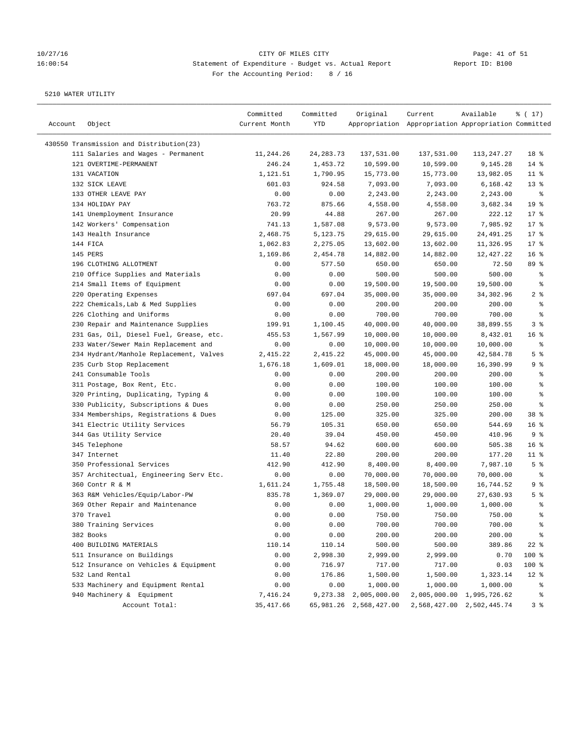10/27/16 CITY OF MILES CITY
16:00:54 Statement of Expenditure - Budget vs. Actual Report Report ID: B100
For the Accounting Period: 8 / 16

5210 WATER UTILITY

| Account | Object | Committed Current Month | Committed YTD | Original Appropriation | Current Appropriation | Available Appropriation | % ( 17) Committed |
|---|---|---|---|---|---|---|---|
| 430550 Transmission and Distribution(23) | | | | | | | |
| | 111 Salaries and Wages - Permanent | 11,244.26 | 24,283.73 | 137,531.00 | 137,531.00 | 113,247.27 | 18 % |
| | 121 OVERTIME-PERMANENT | 246.24 | 1,453.72 | 10,599.00 | 10,599.00 | 9,145.28 | 14 % |
| | 131 VACATION | 1,121.51 | 1,790.95 | 15,773.00 | 15,773.00 | 13,982.05 | 11 % |
| | 132 SICK LEAVE | 601.03 | 924.58 | 7,093.00 | 7,093.00 | 6,168.42 | 13 % |
| | 133 OTHER LEAVE PAY | 0.00 | 0.00 | 2,243.00 | 2,243.00 | 2,243.00 | % |
| | 134 HOLIDAY PAY | 763.72 | 875.66 | 4,558.00 | 4,558.00 | 3,682.34 | 19 % |
| | 141 Unemployment Insurance | 20.99 | 44.88 | 267.00 | 267.00 | 222.12 | 17 % |
| | 142 Workers' Compensation | 741.13 | 1,587.08 | 9,573.00 | 9,573.00 | 7,985.92 | 17 % |
| | 143 Health Insurance | 2,468.75 | 5,123.75 | 29,615.00 | 29,615.00 | 24,491.25 | 17 % |
| | 144 FICA | 1,062.83 | 2,275.05 | 13,602.00 | 13,602.00 | 11,326.95 | 17 % |
| | 145 PERS | 1,169.86 | 2,454.78 | 14,882.00 | 14,882.00 | 12,427.22 | 16 % |
| | 196 CLOTHING ALLOTMENT | 0.00 | 577.50 | 650.00 | 650.00 | 72.50 | 89 % |
| | 210 Office Supplies and Materials | 0.00 | 0.00 | 500.00 | 500.00 | 500.00 | % |
| | 214 Small Items of Equipment | 0.00 | 0.00 | 19,500.00 | 19,500.00 | 19,500.00 | % |
| | 220 Operating Expenses | 697.04 | 697.04 | 35,000.00 | 35,000.00 | 34,302.96 | 2 % |
| | 222 Chemicals,Lab & Med Supplies | 0.00 | 0.00 | 200.00 | 200.00 | 200.00 | % |
| | 226 Clothing and Uniforms | 0.00 | 0.00 | 700.00 | 700.00 | 700.00 | % |
| | 230 Repair and Maintenance Supplies | 199.91 | 1,100.45 | 40,000.00 | 40,000.00 | 38,899.55 | 3 % |
| | 231 Gas, Oil, Diesel Fuel, Grease, etc. | 455.53 | 1,567.99 | 10,000.00 | 10,000.00 | 8,432.01 | 16 % |
| | 233 Water/Sewer Main Replacement and | 0.00 | 0.00 | 10,000.00 | 10,000.00 | 10,000.00 | % |
| | 234 Hydrant/Manhole Replacement, Valves | 2,415.22 | 2,415.22 | 45,000.00 | 45,000.00 | 42,584.78 | 5 % |
| | 235 Curb Stop Replacement | 1,676.18 | 1,609.01 | 18,000.00 | 18,000.00 | 16,390.99 | 9 % |
| | 241 Consumable Tools | 0.00 | 0.00 | 200.00 | 200.00 | 200.00 | % |
| | 311 Postage, Box Rent, Etc. | 0.00 | 0.00 | 100.00 | 100.00 | 100.00 | % |
| | 320 Printing, Duplicating, Typing & | 0.00 | 0.00 | 100.00 | 100.00 | 100.00 | % |
| | 330 Publicity, Subscriptions & Dues | 0.00 | 0.00 | 250.00 | 250.00 | 250.00 | % |
| | 334 Memberships, Registrations & Dues | 0.00 | 125.00 | 325.00 | 325.00 | 200.00 | 38 % |
| | 341 Electric Utility Services | 56.79 | 105.31 | 650.00 | 650.00 | 544.69 | 16 % |
| | 344 Gas Utility Service | 20.40 | 39.04 | 450.00 | 450.00 | 410.96 | 9 % |
| | 345 Telephone | 58.57 | 94.62 | 600.00 | 600.00 | 505.38 | 16 % |
| | 347 Internet | 11.40 | 22.80 | 200.00 | 200.00 | 177.20 | 11 % |
| | 350 Professional Services | 412.90 | 412.90 | 8,400.00 | 8,400.00 | 7,987.10 | 5 % |
| | 357 Architectual, Engineering Serv Etc. | 0.00 | 0.00 | 70,000.00 | 70,000.00 | 70,000.00 | % |
| | 360 Contr R & M | 1,611.24 | 1,755.48 | 18,500.00 | 18,500.00 | 16,744.52 | 9 % |
| | 363 R&M Vehicles/Equip/Labor-PW | 835.78 | 1,369.07 | 29,000.00 | 29,000.00 | 27,630.93 | 5 % |
| | 369 Other Repair and Maintenance | 0.00 | 0.00 | 1,000.00 | 1,000.00 | 1,000.00 | % |
| | 370 Travel | 0.00 | 0.00 | 750.00 | 750.00 | 750.00 | % |
| | 380 Training Services | 0.00 | 0.00 | 700.00 | 700.00 | 700.00 | % |
| | 382 Books | 0.00 | 0.00 | 200.00 | 200.00 | 200.00 | % |
| | 400 BUILDING MATERIALS | 110.14 | 110.14 | 500.00 | 500.00 | 389.86 | 22 % |
| | 511 Insurance on Buildings | 0.00 | 2,998.30 | 2,999.00 | 2,999.00 | 0.70 | 100 % |
| | 512 Insurance on Vehicles & Equipment | 0.00 | 716.97 | 717.00 | 717.00 | 0.03 | 100 % |
| | 532 Land Rental | 0.00 | 176.86 | 1,500.00 | 1,500.00 | 1,323.14 | 12 % |
| | 533 Machinery and Equipment Rental | 0.00 | 0.00 | 1,000.00 | 1,000.00 | 1,000.00 | % |
| | 940 Machinery & Equipment | 7,416.24 | 9,273.38 | 2,005,000.00 | 2,005,000.00 | 1,995,726.62 | % |
| | Account Total: | 35,417.66 | 65,981.26 | 2,568,427.00 | 2,568,427.00 | 2,502,445.74 | 3 % |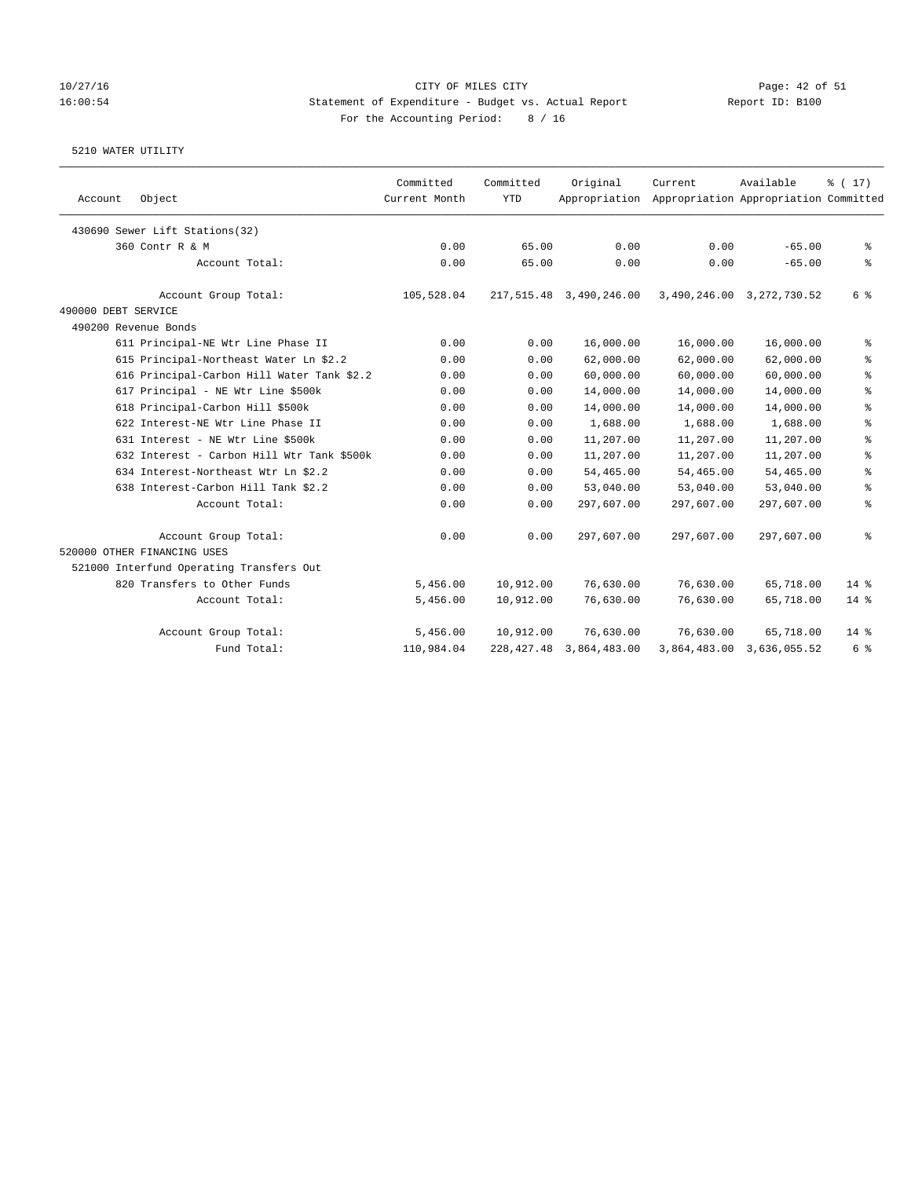CITY OF MILES CITY
Statement of Expenditure - Budget vs. Actual Report
For the Accounting Period: 8 / 16

10/27/16
16:00:54

Report ID: B100

5210 WATER UTILITY

| Account Object | Committed Current Month | Committed YTD | Original Appropriation | Current Appropriation | Available Appropriation | % ( 17) Committed |
|---|---|---|---|---|---|---|
| 430690 Sewer Lift Stations(32) | | | | | | |
| 360 Contr R & M | 0.00 | 65.00 | 0.00 | 0.00 | -65.00 | % |
| Account Total: | 0.00 | 65.00 | 0.00 | 0.00 | -65.00 | % |
| Account Group Total: | 105,528.04 | 217,515.48 | 3,490,246.00 | 3,490,246.00 | 3,272,730.52 | 6 % |
| 490000 DEBT SERVICE | | | | | | |
| 490200 Revenue Bonds | | | | | | |
| 611 Principal-NE Wtr Line Phase II | 0.00 | 0.00 | 16,000.00 | 16,000.00 | 16,000.00 | % |
| 615 Principal-Northeast Water Ln $2.2 | 0.00 | 0.00 | 62,000.00 | 62,000.00 | 62,000.00 | % |
| 616 Principal-Carbon Hill Water Tank $2.2 | 0.00 | 0.00 | 60,000.00 | 60,000.00 | 60,000.00 | % |
| 617 Principal - NE Wtr Line $500k | 0.00 | 0.00 | 14,000.00 | 14,000.00 | 14,000.00 | % |
| 618 Principal-Carbon Hill $500k | 0.00 | 0.00 | 14,000.00 | 14,000.00 | 14,000.00 | % |
| 622 Interest-NE Wtr Line Phase II | 0.00 | 0.00 | 1,688.00 | 1,688.00 | 1,688.00 | % |
| 631 Interest - NE Wtr Line $500k | 0.00 | 0.00 | 11,207.00 | 11,207.00 | 11,207.00 | % |
| 632 Interest - Carbon Hill Wtr Tank $500k | 0.00 | 0.00 | 11,207.00 | 11,207.00 | 11,207.00 | % |
| 634 Interest-Northeast Wtr Ln $2.2 | 0.00 | 0.00 | 54,465.00 | 54,465.00 | 54,465.00 | % |
| 638 Interest-Carbon Hill Tank $2.2 | 0.00 | 0.00 | 53,040.00 | 53,040.00 | 53,040.00 | % |
| Account Total: | 0.00 | 0.00 | 297,607.00 | 297,607.00 | 297,607.00 | % |
| Account Group Total: | 0.00 | 0.00 | 297,607.00 | 297,607.00 | 297,607.00 | % |
| 520000 OTHER FINANCING USES | | | | | | |
| 521000 Interfund Operating Transfers Out | | | | | | |
| 820 Transfers to Other Funds | 5,456.00 | 10,912.00 | 76,630.00 | 76,630.00 | 65,718.00 | 14 % |
| Account Total: | 5,456.00 | 10,912.00 | 76,630.00 | 76,630.00 | 65,718.00 | 14 % |
| Account Group Total: | 5,456.00 | 10,912.00 | 76,630.00 | 76,630.00 | 65,718.00 | 14 % |
| Fund Total: | 110,984.04 | 228,427.48 | 3,864,483.00 | 3,864,483.00 | 3,636,055.52 | 6 % |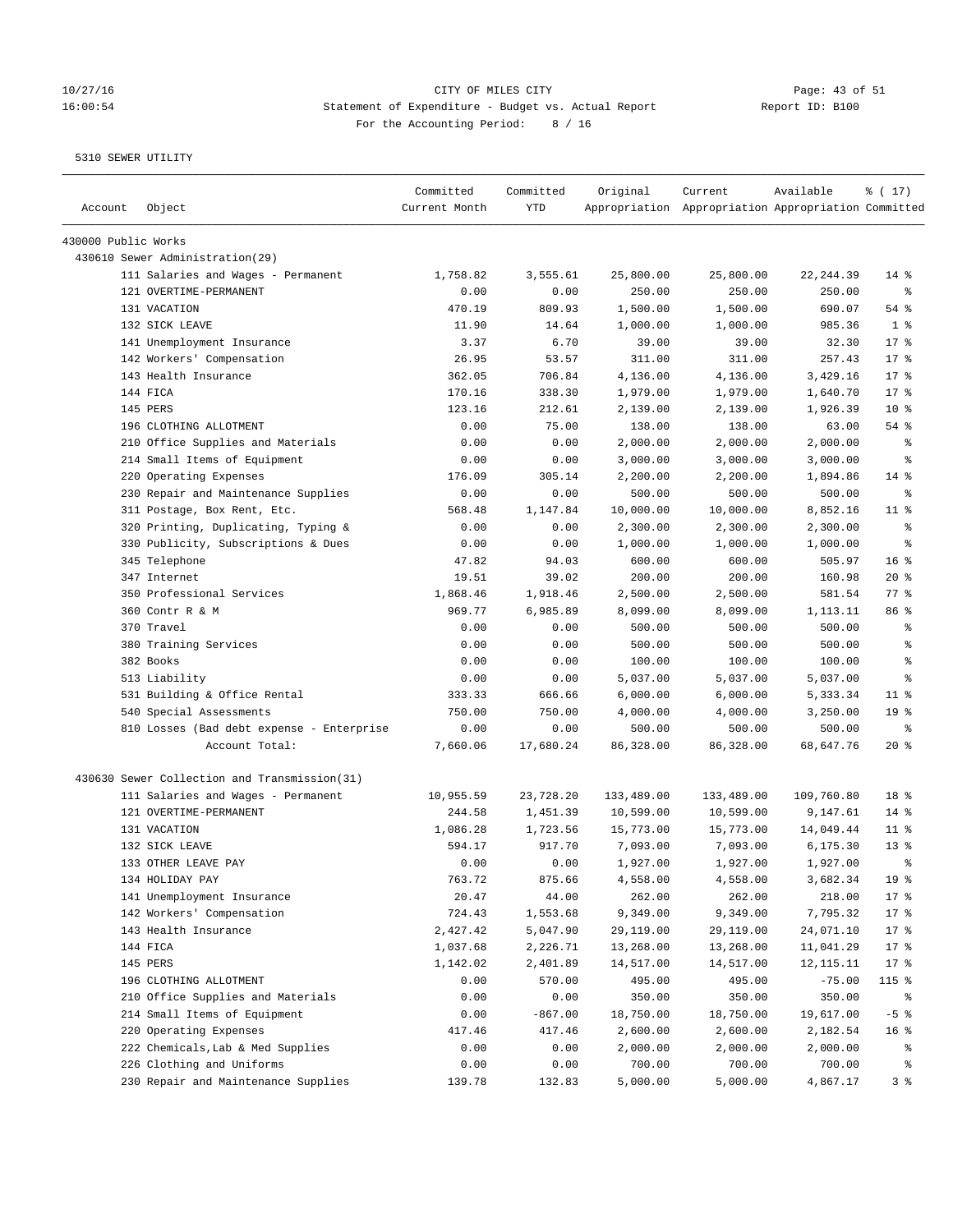CITY OF MILES CITY

Statement of Expenditure - Budget vs. Actual Report

For the Accounting Period: 8 / 16

10/27/16 16:00:54 Report ID: B100

5310 SEWER UTILITY

| Account | Object | Committed Current Month | Committed YTD | Original Appropriation | Current Appropriation | Available Appropriation | % ( 17) Committed |
|---|---|---|---|---|---|---|---|
| 430000 Public Works | | | | | | | |
| 430610 Sewer Administration(29) | | | | | | | |
| | 111 Salaries and Wages - Permanent | 1,758.82 | 3,555.61 | 25,800.00 | 25,800.00 | 22,244.39 | 14 % |
| | 121 OVERTIME-PERMANENT | 0.00 | 0.00 | 250.00 | 250.00 | 250.00 | % |
| | 131 VACATION | 470.19 | 809.93 | 1,500.00 | 1,500.00 | 690.07 | 54 % |
| | 132 SICK LEAVE | 11.90 | 14.64 | 1,000.00 | 1,000.00 | 985.36 | 1 % |
| | 141 Unemployment Insurance | 3.37 | 6.70 | 39.00 | 39.00 | 32.30 | 17 % |
| | 142 Workers' Compensation | 26.95 | 53.57 | 311.00 | 311.00 | 257.43 | 17 % |
| | 143 Health Insurance | 362.05 | 706.84 | 4,136.00 | 4,136.00 | 3,429.16 | 17 % |
| | 144 FICA | 170.16 | 338.30 | 1,979.00 | 1,979.00 | 1,640.70 | 17 % |
| | 145 PERS | 123.16 | 212.61 | 2,139.00 | 2,139.00 | 1,926.39 | 10 % |
| | 196 CLOTHING ALLOTMENT | 0.00 | 75.00 | 138.00 | 138.00 | 63.00 | 54 % |
| | 210 Office Supplies and Materials | 0.00 | 0.00 | 2,000.00 | 2,000.00 | 2,000.00 | % |
| | 214 Small Items of Equipment | 0.00 | 0.00 | 3,000.00 | 3,000.00 | 3,000.00 | % |
| | 220 Operating Expenses | 176.09 | 305.14 | 2,200.00 | 2,200.00 | 1,894.86 | 14 % |
| | 230 Repair and Maintenance Supplies | 0.00 | 0.00 | 500.00 | 500.00 | 500.00 | % |
| | 311 Postage, Box Rent, Etc. | 568.48 | 1,147.84 | 10,000.00 | 10,000.00 | 8,852.16 | 11 % |
| | 320 Printing, Duplicating, Typing & | 0.00 | 0.00 | 2,300.00 | 2,300.00 | 2,300.00 | % |
| | 330 Publicity, Subscriptions & Dues | 0.00 | 0.00 | 1,000.00 | 1,000.00 | 1,000.00 | % |
| | 345 Telephone | 47.82 | 94.03 | 600.00 | 600.00 | 505.97 | 16 % |
| | 347 Internet | 19.51 | 39.02 | 200.00 | 200.00 | 160.98 | 20 % |
| | 350 Professional Services | 1,868.46 | 1,918.46 | 2,500.00 | 2,500.00 | 581.54 | 77 % |
| | 360 Contr R & M | 969.77 | 6,985.89 | 8,099.00 | 8,099.00 | 1,113.11 | 86 % |
| | 370 Travel | 0.00 | 0.00 | 500.00 | 500.00 | 500.00 | % |
| | 380 Training Services | 0.00 | 0.00 | 500.00 | 500.00 | 500.00 | % |
| | 382 Books | 0.00 | 0.00 | 100.00 | 100.00 | 100.00 | % |
| | 513 Liability | 0.00 | 0.00 | 5,037.00 | 5,037.00 | 5,037.00 | % |
| | 531 Building & Office Rental | 333.33 | 666.66 | 6,000.00 | 6,000.00 | 5,333.34 | 11 % |
| | 540 Special Assessments | 750.00 | 750.00 | 4,000.00 | 4,000.00 | 3,250.00 | 19 % |
| | 810 Losses (Bad debt expense - Enterprise | 0.00 | 0.00 | 500.00 | 500.00 | 500.00 | % |
| | Account Total: | 7,660.06 | 17,680.24 | 86,328.00 | 86,328.00 | 68,647.76 | 20 % |
| 430630 Sewer Collection and Transmission(31) | | | | | | | |
| | 111 Salaries and Wages - Permanent | 10,955.59 | 23,728.20 | 133,489.00 | 133,489.00 | 109,760.80 | 18 % |
| | 121 OVERTIME-PERMANENT | 244.58 | 1,451.39 | 10,599.00 | 10,599.00 | 9,147.61 | 14 % |
| | 131 VACATION | 1,086.28 | 1,723.56 | 15,773.00 | 15,773.00 | 14,049.44 | 11 % |
| | 132 SICK LEAVE | 594.17 | 917.70 | 7,093.00 | 7,093.00 | 6,175.30 | 13 % |
| | 133 OTHER LEAVE PAY | 0.00 | 0.00 | 1,927.00 | 1,927.00 | 1,927.00 | % |
| | 134 HOLIDAY PAY | 763.72 | 875.66 | 4,558.00 | 4,558.00 | 3,682.34 | 19 % |
| | 141 Unemployment Insurance | 20.47 | 44.00 | 262.00 | 262.00 | 218.00 | 17 % |
| | 142 Workers' Compensation | 724.43 | 1,553.68 | 9,349.00 | 9,349.00 | 7,795.32 | 17 % |
| | 143 Health Insurance | 2,427.42 | 5,047.90 | 29,119.00 | 29,119.00 | 24,071.10 | 17 % |
| | 144 FICA | 1,037.68 | 2,226.71 | 13,268.00 | 13,268.00 | 11,041.29 | 17 % |
| | 145 PERS | 1,142.02 | 2,401.89 | 14,517.00 | 14,517.00 | 12,115.11 | 17 % |
| | 196 CLOTHING ALLOTMENT | 0.00 | 570.00 | 495.00 | 495.00 | -75.00 | 115 % |
| | 210 Office Supplies and Materials | 0.00 | 0.00 | 350.00 | 350.00 | 350.00 | % |
| | 214 Small Items of Equipment | 0.00 | -867.00 | 18,750.00 | 18,750.00 | 19,617.00 | -5 % |
| | 220 Operating Expenses | 417.46 | 417.46 | 2,600.00 | 2,600.00 | 2,182.54 | 16 % |
| | 222 Chemicals,Lab & Med Supplies | 0.00 | 0.00 | 2,000.00 | 2,000.00 | 2,000.00 | % |
| | 226 Clothing and Uniforms | 0.00 | 0.00 | 700.00 | 700.00 | 700.00 | % |
| | 230 Repair and Maintenance Supplies | 139.78 | 132.83 | 5,000.00 | 5,000.00 | 4,867.17 | 3 % |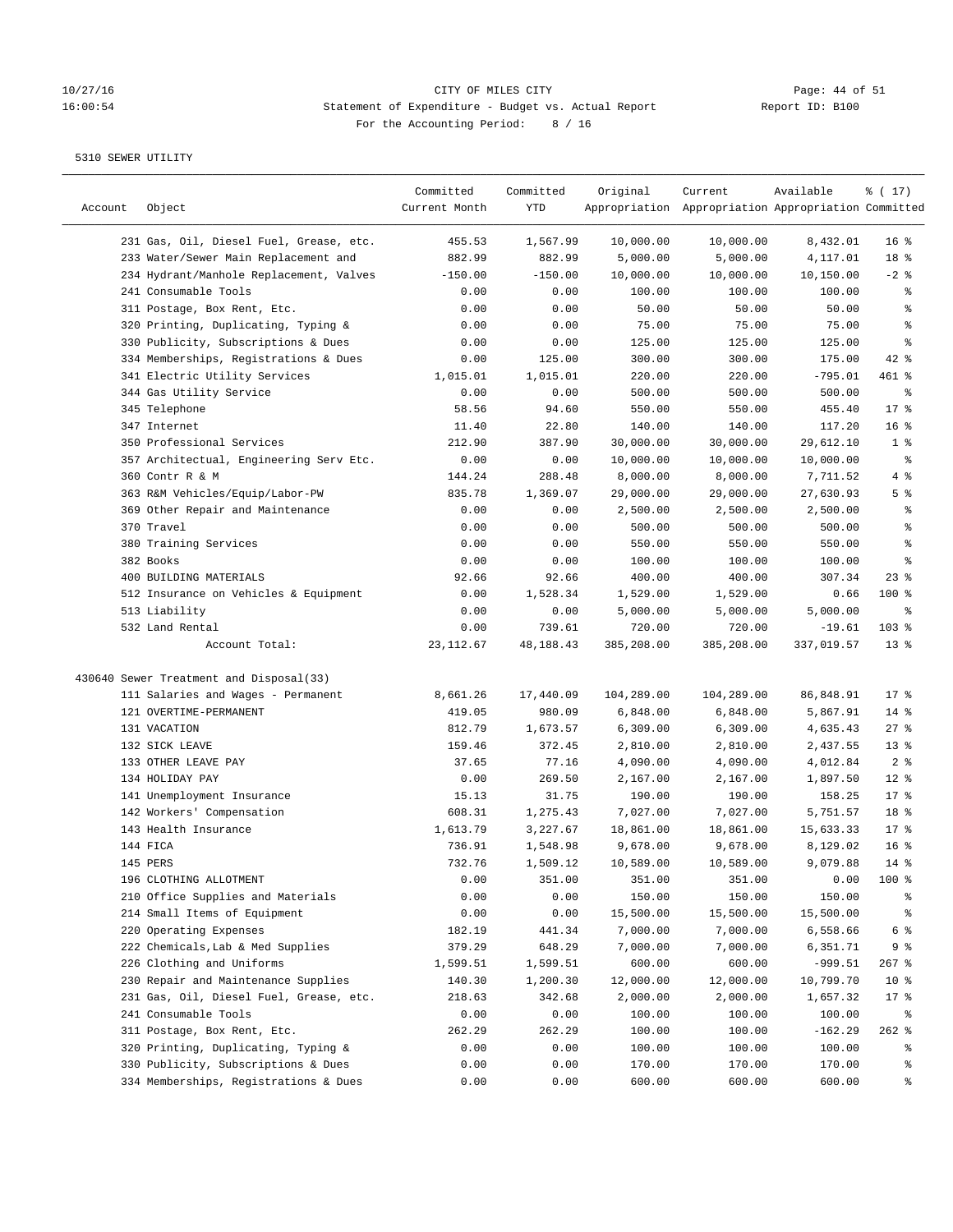CITY OF MILES CITY

Statement of Expenditure - Budget vs. Actual Report

For the Accounting Period: 8 / 16

5310 SEWER UTILITY

| Account | Object | Committed Current Month | Committed YTD | Original Appropriation | Current Appropriation | Available Appropriation | % ( 17) Committed |
|---|---|---|---|---|---|---|---|
| | 231 Gas, Oil, Diesel Fuel, Grease, etc. | 455.53 | 1,567.99 | 10,000.00 | 10,000.00 | 8,432.01 | 16 % |
| | 233 Water/Sewer Main Replacement and | 882.99 | 882.99 | 5,000.00 | 5,000.00 | 4,117.01 | 18 % |
| | 234 Hydrant/Manhole Replacement, Valves | -150.00 | -150.00 | 10,000.00 | 10,000.00 | 10,150.00 | -2 % |
| | 241 Consumable Tools | 0.00 | 0.00 | 100.00 | 100.00 | 100.00 | % |
| | 311 Postage, Box Rent, Etc. | 0.00 | 0.00 | 50.00 | 50.00 | 50.00 | % |
| | 320 Printing, Duplicating, Typing & | 0.00 | 0.00 | 75.00 | 75.00 | 75.00 | % |
| | 330 Publicity, Subscriptions & Dues | 0.00 | 0.00 | 125.00 | 125.00 | 125.00 | % |
| | 334 Memberships, Registrations & Dues | 0.00 | 125.00 | 300.00 | 300.00 | 175.00 | 42 % |
| | 341 Electric Utility Services | 1,015.01 | 1,015.01 | 220.00 | 220.00 | -795.01 | 461 % |
| | 344 Gas Utility Service | 0.00 | 0.00 | 500.00 | 500.00 | 500.00 | % |
| | 345 Telephone | 58.56 | 94.60 | 550.00 | 550.00 | 455.40 | 17 % |
| | 347 Internet | 11.40 | 22.80 | 140.00 | 140.00 | 117.20 | 16 % |
| | 350 Professional Services | 212.90 | 387.90 | 30,000.00 | 30,000.00 | 29,612.10 | 1 % |
| | 357 Architectual, Engineering Serv Etc. | 0.00 | 0.00 | 10,000.00 | 10,000.00 | 10,000.00 | % |
| | 360 Contr R & M | 144.24 | 288.48 | 8,000.00 | 8,000.00 | 7,711.52 | 4 % |
| | 363 R&M Vehicles/Equip/Labor-PW | 835.78 | 1,369.07 | 29,000.00 | 29,000.00 | 27,630.93 | 5 % |
| | 369 Other Repair and Maintenance | 0.00 | 0.00 | 2,500.00 | 2,500.00 | 2,500.00 | % |
| | 370 Travel | 0.00 | 0.00 | 500.00 | 500.00 | 500.00 | % |
| | 380 Training Services | 0.00 | 0.00 | 550.00 | 550.00 | 550.00 | % |
| | 382 Books | 0.00 | 0.00 | 100.00 | 100.00 | 100.00 | % |
| | 400 BUILDING MATERIALS | 92.66 | 92.66 | 400.00 | 400.00 | 307.34 | 23 % |
| | 512 Insurance on Vehicles & Equipment | 0.00 | 1,528.34 | 1,529.00 | 1,529.00 | 0.66 | 100 % |
| | 513 Liability | 0.00 | 0.00 | 5,000.00 | 5,000.00 | 5,000.00 | % |
| | 532 Land Rental | 0.00 | 739.61 | 720.00 | 720.00 | -19.61 | 103 % |
| | Account Total: | 23,112.67 | 48,188.43 | 385,208.00 | 385,208.00 | 337,019.57 | 13 % |
| 430640 Sewer Treatment and Disposal(33) | | | | | | | |
| | 111 Salaries and Wages - Permanent | 8,661.26 | 17,440.09 | 104,289.00 | 104,289.00 | 86,848.91 | 17 % |
| | 121 OVERTIME-PERMANENT | 419.05 | 980.09 | 6,848.00 | 6,848.00 | 5,867.91 | 14 % |
| | 131 VACATION | 812.79 | 1,673.57 | 6,309.00 | 6,309.00 | 4,635.43 | 27 % |
| | 132 SICK LEAVE | 159.46 | 372.45 | 2,810.00 | 2,810.00 | 2,437.55 | 13 % |
| | 133 OTHER LEAVE PAY | 37.65 | 77.16 | 4,090.00 | 4,090.00 | 4,012.84 | 2 % |
| | 134 HOLIDAY PAY | 0.00 | 269.50 | 2,167.00 | 2,167.00 | 1,897.50 | 12 % |
| | 141 Unemployment Insurance | 15.13 | 31.75 | 190.00 | 190.00 | 158.25 | 17 % |
| | 142 Workers' Compensation | 608.31 | 1,275.43 | 7,027.00 | 7,027.00 | 5,751.57 | 18 % |
| | 143 Health Insurance | 1,613.79 | 3,227.67 | 18,861.00 | 18,861.00 | 15,633.33 | 17 % |
| | 144 FICA | 736.91 | 1,548.98 | 9,678.00 | 9,678.00 | 8,129.02 | 16 % |
| | 145 PERS | 732.76 | 1,509.12 | 10,589.00 | 10,589.00 | 9,079.88 | 14 % |
| | 196 CLOTHING ALLOTMENT | 0.00 | 351.00 | 351.00 | 351.00 | 0.00 | 100 % |
| | 210 Office Supplies and Materials | 0.00 | 0.00 | 150.00 | 150.00 | 150.00 | % |
| | 214 Small Items of Equipment | 0.00 | 0.00 | 15,500.00 | 15,500.00 | 15,500.00 | % |
| | 220 Operating Expenses | 182.19 | 441.34 | 7,000.00 | 7,000.00 | 6,558.66 | 6 % |
| | 222 Chemicals,Lab & Med Supplies | 379.29 | 648.29 | 7,000.00 | 7,000.00 | 6,351.71 | 9 % |
| | 226 Clothing and Uniforms | 1,599.51 | 1,599.51 | 600.00 | 600.00 | -999.51 | 267 % |
| | 230 Repair and Maintenance Supplies | 140.30 | 1,200.30 | 12,000.00 | 12,000.00 | 10,799.70 | 10 % |
| | 231 Gas, Oil, Diesel Fuel, Grease, etc. | 218.63 | 342.68 | 2,000.00 | 2,000.00 | 1,657.32 | 17 % |
| | 241 Consumable Tools | 0.00 | 0.00 | 100.00 | 100.00 | 100.00 | % |
| | 311 Postage, Box Rent, Etc. | 262.29 | 262.29 | 100.00 | 100.00 | -162.29 | 262 % |
| | 320 Printing, Duplicating, Typing & | 0.00 | 0.00 | 100.00 | 100.00 | 100.00 | % |
| | 330 Publicity, Subscriptions & Dues | 0.00 | 0.00 | 170.00 | 170.00 | 170.00 | % |
| | 334 Memberships, Registrations & Dues | 0.00 | 0.00 | 600.00 | 600.00 | 600.00 | % |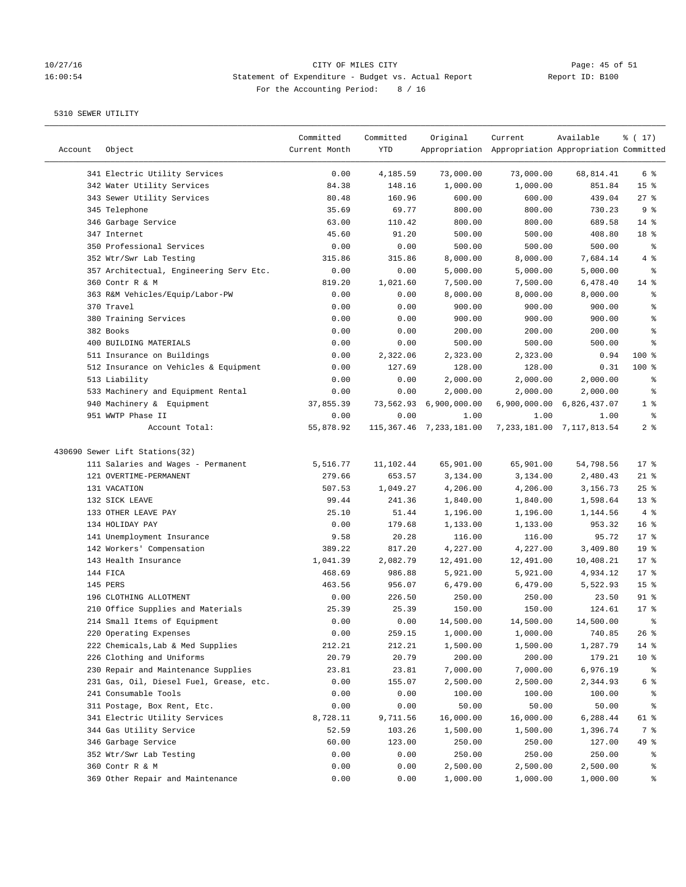CITY OF MILES CITY
Statement of Expenditure - Budget vs. Actual Report
For the Accounting Period: 8 / 16

5310 SEWER UTILITY

| Account | Object | Committed Current Month | Committed YTD | Original Appropriation | Current Appropriation | Available Appropriation | % ( 17) Committed |
|---|---|---|---|---|---|---|---|
| | 341 Electric Utility Services | 0.00 | 4,185.59 | 73,000.00 | 73,000.00 | 68,814.41 | 6 % |
| | 342 Water Utility Services | 84.38 | 148.16 | 1,000.00 | 1,000.00 | 851.84 | 15 % |
| | 343 Sewer Utility Services | 80.48 | 160.96 | 600.00 | 600.00 | 439.04 | 27 % |
| | 345 Telephone | 35.69 | 69.77 | 800.00 | 800.00 | 730.23 | 9 % |
| | 346 Garbage Service | 63.00 | 110.42 | 800.00 | 800.00 | 689.58 | 14 % |
| | 347 Internet | 45.60 | 91.20 | 500.00 | 500.00 | 408.80 | 18 % |
| | 350 Professional Services | 0.00 | 0.00 | 500.00 | 500.00 | 500.00 | % |
| | 352 Wtr/Swr Lab Testing | 315.86 | 315.86 | 8,000.00 | 8,000.00 | 7,684.14 | 4 % |
| | 357 Architectual, Engineering Serv Etc. | 0.00 | 0.00 | 5,000.00 | 5,000.00 | 5,000.00 | % |
| | 360 Contr R & M | 819.20 | 1,021.60 | 7,500.00 | 7,500.00 | 6,478.40 | 14 % |
| | 363 R&M Vehicles/Equip/Labor-PW | 0.00 | 0.00 | 8,000.00 | 8,000.00 | 8,000.00 | % |
| | 370 Travel | 0.00 | 0.00 | 900.00 | 900.00 | 900.00 | % |
| | 380 Training Services | 0.00 | 0.00 | 900.00 | 900.00 | 900.00 | % |
| | 382 Books | 0.00 | 0.00 | 200.00 | 200.00 | 200.00 | % |
| | 400 BUILDING MATERIALS | 0.00 | 0.00 | 500.00 | 500.00 | 500.00 | % |
| | 511 Insurance on Buildings | 0.00 | 2,322.06 | 2,323.00 | 2,323.00 | 0.94 | 100 % |
| | 512 Insurance on Vehicles & Equipment | 0.00 | 127.69 | 128.00 | 128.00 | 0.31 | 100 % |
| | 513 Liability | 0.00 | 0.00 | 2,000.00 | 2,000.00 | 2,000.00 | % |
| | 533 Machinery and Equipment Rental | 0.00 | 0.00 | 2,000.00 | 2,000.00 | 2,000.00 | % |
| | 940 Machinery & Equipment | 37,855.39 | 73,562.93 | 6,900,000.00 | 6,900,000.00 | 6,826,437.07 | 1 % |
| | 951 WWTP Phase II | 0.00 | 0.00 | 1.00 | 1.00 | 1.00 | % |
| | Account Total: | 55,878.92 | 115,367.46 | 7,233,181.00 | 7,233,181.00 | 7,117,813.54 | 2 % |
| 430690 Sewer Lift Stations(32) | | | | | | | |
| | 111 Salaries and Wages - Permanent | 5,516.77 | 11,102.44 | 65,901.00 | 65,901.00 | 54,798.56 | 17 % |
| | 121 OVERTIME-PERMANENT | 279.66 | 653.57 | 3,134.00 | 3,134.00 | 2,480.43 | 21 % |
| | 131 VACATION | 507.53 | 1,049.27 | 4,206.00 | 4,206.00 | 3,156.73 | 25 % |
| | 132 SICK LEAVE | 99.44 | 241.36 | 1,840.00 | 1,840.00 | 1,598.64 | 13 % |
| | 133 OTHER LEAVE PAY | 25.10 | 51.44 | 1,196.00 | 1,196.00 | 1,144.56 | 4 % |
| | 134 HOLIDAY PAY | 0.00 | 179.68 | 1,133.00 | 1,133.00 | 953.32 | 16 % |
| | 141 Unemployment Insurance | 9.58 | 20.28 | 116.00 | 116.00 | 95.72 | 17 % |
| | 142 Workers' Compensation | 389.22 | 817.20 | 4,227.00 | 4,227.00 | 3,409.80 | 19 % |
| | 143 Health Insurance | 1,041.39 | 2,082.79 | 12,491.00 | 12,491.00 | 10,408.21 | 17 % |
| | 144 FICA | 468.69 | 986.88 | 5,921.00 | 5,921.00 | 4,934.12 | 17 % |
| | 145 PERS | 463.56 | 956.07 | 6,479.00 | 6,479.00 | 5,522.93 | 15 % |
| | 196 CLOTHING ALLOTMENT | 0.00 | 226.50 | 250.00 | 250.00 | 23.50 | 91 % |
| | 210 Office Supplies and Materials | 25.39 | 25.39 | 150.00 | 150.00 | 124.61 | 17 % |
| | 214 Small Items of Equipment | 0.00 | 0.00 | 14,500.00 | 14,500.00 | 14,500.00 | % |
| | 220 Operating Expenses | 0.00 | 259.15 | 1,000.00 | 1,000.00 | 740.85 | 26 % |
| | 222 Chemicals,Lab & Med Supplies | 212.21 | 212.21 | 1,500.00 | 1,500.00 | 1,287.79 | 14 % |
| | 226 Clothing and Uniforms | 20.79 | 20.79 | 200.00 | 200.00 | 179.21 | 10 % |
| | 230 Repair and Maintenance Supplies | 23.81 | 23.81 | 7,000.00 | 7,000.00 | 6,976.19 | % |
| | 231 Gas, Oil, Diesel Fuel, Grease, etc. | 0.00 | 155.07 | 2,500.00 | 2,500.00 | 2,344.93 | 6 % |
| | 241 Consumable Tools | 0.00 | 0.00 | 100.00 | 100.00 | 100.00 | % |
| | 311 Postage, Box Rent, Etc. | 0.00 | 0.00 | 50.00 | 50.00 | 50.00 | % |
| | 341 Electric Utility Services | 8,728.11 | 9,711.56 | 16,000.00 | 16,000.00 | 6,288.44 | 61 % |
| | 344 Gas Utility Service | 52.59 | 103.26 | 1,500.00 | 1,500.00 | 1,396.74 | 7 % |
| | 346 Garbage Service | 60.00 | 123.00 | 250.00 | 250.00 | 127.00 | 49 % |
| | 352 Wtr/Swr Lab Testing | 0.00 | 0.00 | 250.00 | 250.00 | 250.00 | % |
| | 360 Contr R & M | 0.00 | 0.00 | 2,500.00 | 2,500.00 | 2,500.00 | % |
| | 369 Other Repair and Maintenance | 0.00 | 0.00 | 1,000.00 | 1,000.00 | 1,000.00 | % |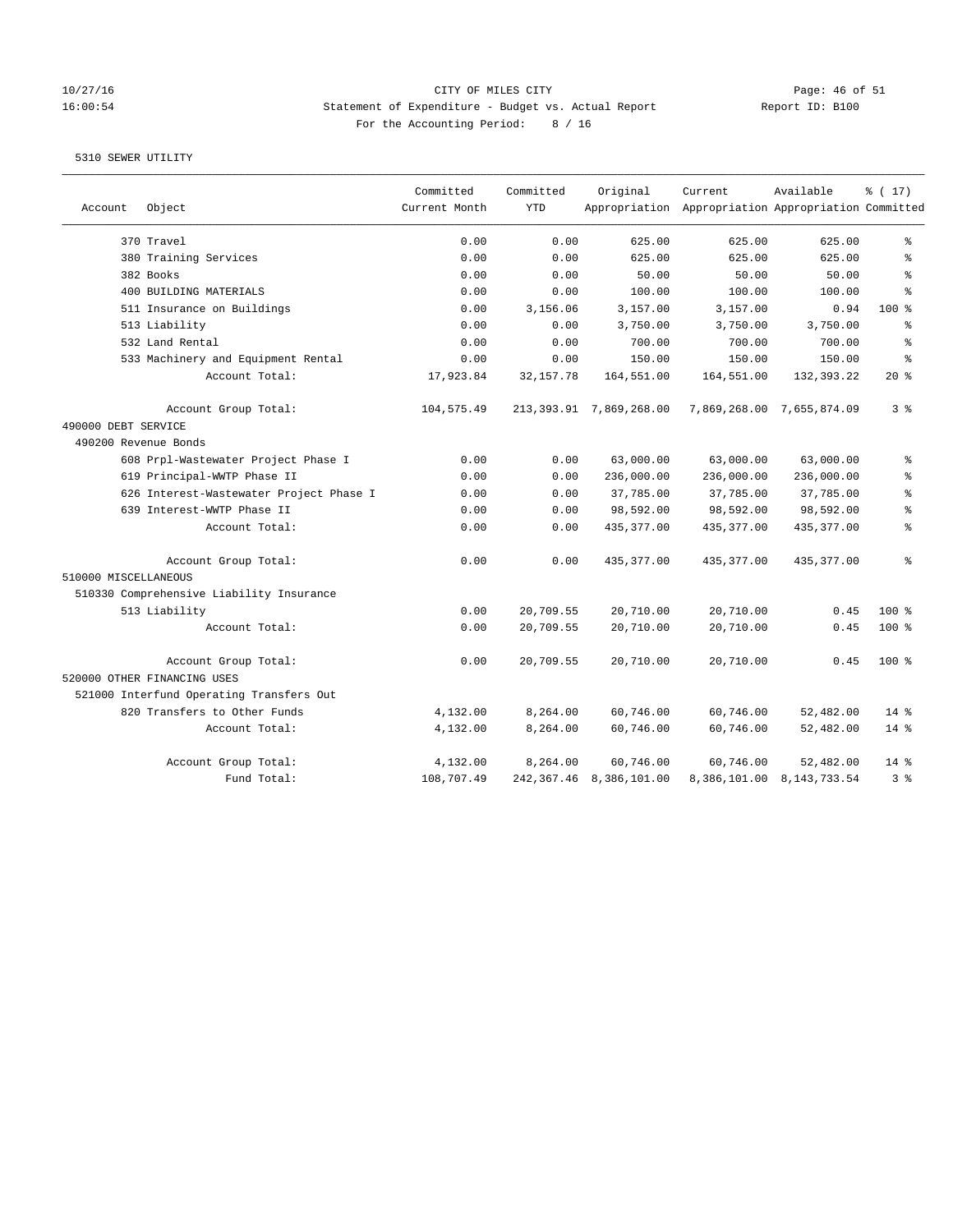CITY OF MILES CITY
Statement of Expenditure - Budget vs. Actual Report
For the Accounting Period: 8 / 16

5310 SEWER UTILITY

| Account | Object | Committed Current Month | Committed YTD | Original Appropriation | Current Appropriation | Available Appropriation | % ( 17) Committed |
|---|---|---|---|---|---|---|---|
| | 370 Travel | 0.00 | 0.00 | 625.00 | 625.00 | 625.00 | % |
| | 380 Training Services | 0.00 | 0.00 | 625.00 | 625.00 | 625.00 | % |
| | 382 Books | 0.00 | 0.00 | 50.00 | 50.00 | 50.00 | % |
| | 400 BUILDING MATERIALS | 0.00 | 0.00 | 100.00 | 100.00 | 100.00 | % |
| | 511 Insurance on Buildings | 0.00 | 3,156.06 | 3,157.00 | 3,157.00 | 0.94 | 100 % |
| | 513 Liability | 0.00 | 0.00 | 3,750.00 | 3,750.00 | 3,750.00 | % |
| | 532 Land Rental | 0.00 | 0.00 | 700.00 | 700.00 | 700.00 | % |
| | 533 Machinery and Equipment Rental | 0.00 | 0.00 | 150.00 | 150.00 | 150.00 | % |
| | Account Total: | 17,923.84 | 32,157.78 | 164,551.00 | 164,551.00 | 132,393.22 | 20 % |
| | Account Group Total: | 104,575.49 | 213,393.91 | 7,869,268.00 | 7,869,268.00 | 7,655,874.09 | 3 % |
| 490000 DEBT SERVICE | | | | | | | |
| 490200 Revenue Bonds | | | | | | | |
| | 608 Prpl-Wastewater Project Phase I | 0.00 | 0.00 | 63,000.00 | 63,000.00 | 63,000.00 | % |
| | 619 Principal-WWTP Phase II | 0.00 | 0.00 | 236,000.00 | 236,000.00 | 236,000.00 | % |
| | 626 Interest-Wastewater Project Phase I | 0.00 | 0.00 | 37,785.00 | 37,785.00 | 37,785.00 | % |
| | 639 Interest-WWTP Phase II | 0.00 | 0.00 | 98,592.00 | 98,592.00 | 98,592.00 | % |
| | Account Total: | 0.00 | 0.00 | 435,377.00 | 435,377.00 | 435,377.00 | % |
| | Account Group Total: | 0.00 | 0.00 | 435,377.00 | 435,377.00 | 435,377.00 | % |
| 510000 MISCELLANEOUS | | | | | | | |
| 510330 Comprehensive Liability Insurance | | | | | | | |
| | 513 Liability | 0.00 | 20,709.55 | 20,710.00 | 20,710.00 | 0.45 | 100 % |
| | Account Total: | 0.00 | 20,709.55 | 20,710.00 | 20,710.00 | 0.45 | 100 % |
| | Account Group Total: | 0.00 | 20,709.55 | 20,710.00 | 20,710.00 | 0.45 | 100 % |
| 520000 OTHER FINANCING USES | | | | | | | |
| 521000 Interfund Operating Transfers Out | | | | | | | |
| | 820 Transfers to Other Funds | 4,132.00 | 8,264.00 | 60,746.00 | 60,746.00 | 52,482.00 | 14 % |
| | Account Total: | 4,132.00 | 8,264.00 | 60,746.00 | 60,746.00 | 52,482.00 | 14 % |
| | Account Group Total: | 4,132.00 | 8,264.00 | 60,746.00 | 60,746.00 | 52,482.00 | 14 % |
| | Fund Total: | 108,707.49 | 242,367.46 | 8,386,101.00 | 8,386,101.00 | 8,143,733.54 | 3 % |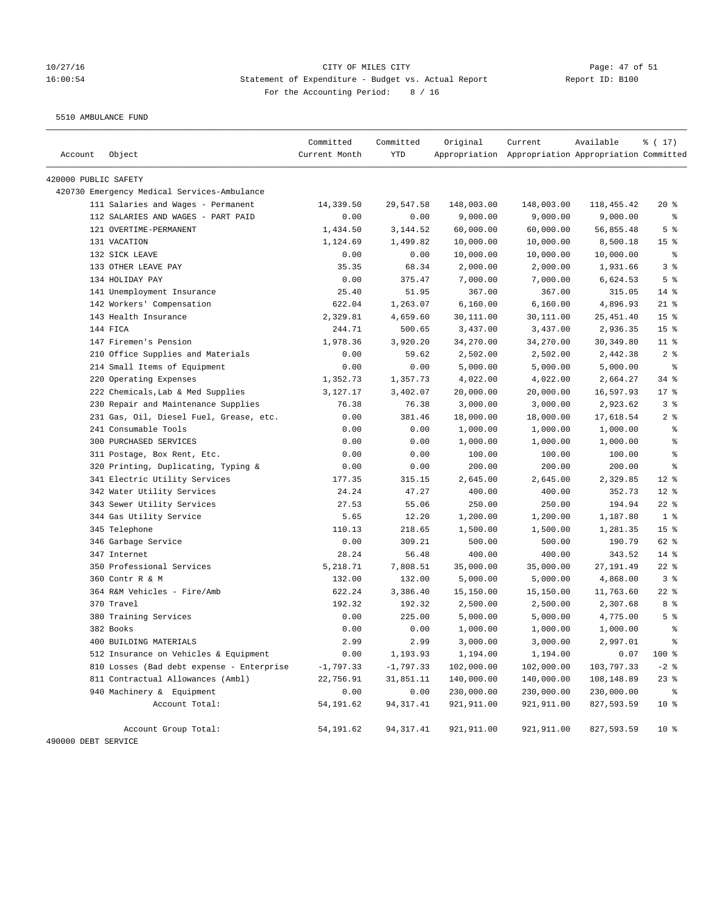CITY OF MILES CITY
Statement of Expenditure - Budget vs. Actual Report
For the Accounting Period: 8 / 16

10/27/16 16:00:54 — Report ID: B100

5510 AMBULANCE FUND

| Account | Object | Committed Current Month | Committed YTD | Original Appropriation | Current Appropriation | Available Appropriation | % ( 17) Committed |
|---|---|---|---|---|---|---|---|
| 420000 PUBLIC SAFETY | | | | | | | |
| 420730 Emergency Medical Services-Ambulance | | | | | | | |
| | 111 Salaries and Wages - Permanent | 14,339.50 | 29,547.58 | 148,003.00 | 148,003.00 | 118,455.42 | 20 % |
| | 112 SALARIES AND WAGES - PART PAID | 0.00 | 0.00 | 9,000.00 | 9,000.00 | 9,000.00 | % |
| | 121 OVERTIME-PERMANENT | 1,434.50 | 3,144.52 | 60,000.00 | 60,000.00 | 56,855.48 | 5 % |
| | 131 VACATION | 1,124.69 | 1,499.82 | 10,000.00 | 10,000.00 | 8,500.18 | 15 % |
| | 132 SICK LEAVE | 0.00 | 0.00 | 10,000.00 | 10,000.00 | 10,000.00 | % |
| | 133 OTHER LEAVE PAY | 35.35 | 68.34 | 2,000.00 | 2,000.00 | 1,931.66 | 3 % |
| | 134 HOLIDAY PAY | 0.00 | 375.47 | 7,000.00 | 7,000.00 | 6,624.53 | 5 % |
| | 141 Unemployment Insurance | 25.40 | 51.95 | 367.00 | 367.00 | 315.05 | 14 % |
| | 142 Workers' Compensation | 622.04 | 1,263.07 | 6,160.00 | 6,160.00 | 4,896.93 | 21 % |
| | 143 Health Insurance | 2,329.81 | 4,659.60 | 30,111.00 | 30,111.00 | 25,451.40 | 15 % |
| | 144 FICA | 244.71 | 500.65 | 3,437.00 | 3,437.00 | 2,936.35 | 15 % |
| | 147 Firemen's Pension | 1,978.36 | 3,920.20 | 34,270.00 | 34,270.00 | 30,349.80 | 11 % |
| | 210 Office Supplies and Materials | 0.00 | 59.62 | 2,502.00 | 2,502.00 | 2,442.38 | 2 % |
| | 214 Small Items of Equipment | 0.00 | 0.00 | 5,000.00 | 5,000.00 | 5,000.00 | % |
| | 220 Operating Expenses | 1,352.73 | 1,357.73 | 4,022.00 | 4,022.00 | 2,664.27 | 34 % |
| | 222 Chemicals,Lab & Med Supplies | 3,127.17 | 3,402.07 | 20,000.00 | 20,000.00 | 16,597.93 | 17 % |
| | 230 Repair and Maintenance Supplies | 76.38 | 76.38 | 3,000.00 | 3,000.00 | 2,923.62 | 3 % |
| | 231 Gas, Oil, Diesel Fuel, Grease, etc. | 0.00 | 381.46 | 18,000.00 | 18,000.00 | 17,618.54 | 2 % |
| | 241 Consumable Tools | 0.00 | 0.00 | 1,000.00 | 1,000.00 | 1,000.00 | % |
| | 300 PURCHASED SERVICES | 0.00 | 0.00 | 1,000.00 | 1,000.00 | 1,000.00 | % |
| | 311 Postage, Box Rent, Etc. | 0.00 | 0.00 | 100.00 | 100.00 | 100.00 | % |
| | 320 Printing, Duplicating, Typing & | 0.00 | 0.00 | 200.00 | 200.00 | 200.00 | % |
| | 341 Electric Utility Services | 177.35 | 315.15 | 2,645.00 | 2,645.00 | 2,329.85 | 12 % |
| | 342 Water Utility Services | 24.24 | 47.27 | 400.00 | 400.00 | 352.73 | 12 % |
| | 343 Sewer Utility Services | 27.53 | 55.06 | 250.00 | 250.00 | 194.94 | 22 % |
| | 344 Gas Utility Service | 5.65 | 12.20 | 1,200.00 | 1,200.00 | 1,187.80 | 1 % |
| | 345 Telephone | 110.13 | 218.65 | 1,500.00 | 1,500.00 | 1,281.35 | 15 % |
| | 346 Garbage Service | 0.00 | 309.21 | 500.00 | 500.00 | 190.79 | 62 % |
| | 347 Internet | 28.24 | 56.48 | 400.00 | 400.00 | 343.52 | 14 % |
| | 350 Professional Services | 5,218.71 | 7,808.51 | 35,000.00 | 35,000.00 | 27,191.49 | 22 % |
| | 360 Contr R & M | 132.00 | 132.00 | 5,000.00 | 5,000.00 | 4,868.00 | 3 % |
| | 364 R&M Vehicles - Fire/Amb | 622.24 | 3,386.40 | 15,150.00 | 15,150.00 | 11,763.60 | 22 % |
| | 370 Travel | 192.32 | 192.32 | 2,500.00 | 2,500.00 | 2,307.68 | 8 % |
| | 380 Training Services | 0.00 | 225.00 | 5,000.00 | 5,000.00 | 4,775.00 | 5 % |
| | 382 Books | 0.00 | 0.00 | 1,000.00 | 1,000.00 | 1,000.00 | % |
| | 400 BUILDING MATERIALS | 2.99 | 2.99 | 3,000.00 | 3,000.00 | 2,997.01 | % |
| | 512 Insurance on Vehicles & Equipment | 0.00 | 1,193.93 | 1,194.00 | 1,194.00 | 0.07 | 100 % |
| | 810 Losses (Bad debt expense - Enterprise | -1,797.33 | -1,797.33 | 102,000.00 | 102,000.00 | 103,797.33 | -2 % |
| | 811 Contractual Allowances (Ambl) | 22,756.91 | 31,851.11 | 140,000.00 | 140,000.00 | 108,148.89 | 23 % |
| | 940 Machinery & Equipment | 0.00 | 0.00 | 230,000.00 | 230,000.00 | 230,000.00 | % |
| | Account Total: | 54,191.62 | 94,317.41 | 921,911.00 | 921,911.00 | 827,593.59 | 10 % |
| | Account Group Total: | 54,191.62 | 94,317.41 | 921,911.00 | 921,911.00 | 827,593.59 | 10 % |

490000 DEBT SERVICE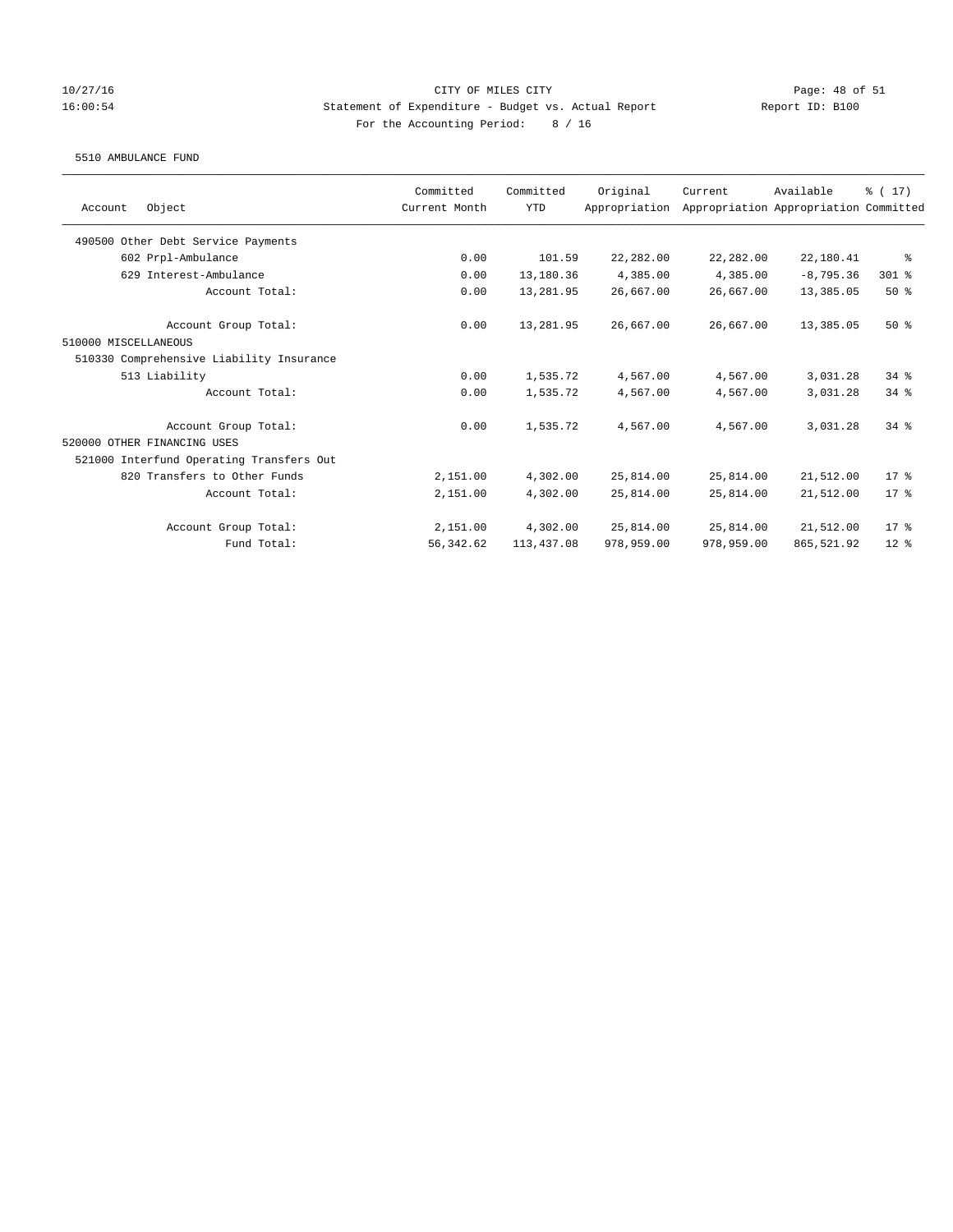CITY OF MILES CITY
Statement of Expenditure - Budget vs. Actual Report
For the Accounting Period: 8 / 16

10/27/16
16:00:54

Report ID: B100

5510 AMBULANCE FUND

| Account Object | Committed Current Month | Committed YTD | Original Appropriation | Current Appropriation | Available Appropriation | % ( 17) Committed |
|---|---|---|---|---|---|---|
| 490500 Other Debt Service Payments | | | | | | |
| 602 Prpl-Ambulance | 0.00 | 101.59 | 22,282.00 | 22,282.00 | 22,180.41 | % |
| 629 Interest-Ambulance | 0.00 | 13,180.36 | 4,385.00 | 4,385.00 | -8,795.36 | 301 % |
| Account Total: | 0.00 | 13,281.95 | 26,667.00 | 26,667.00 | 13,385.05 | 50 % |
| Account Group Total: | 0.00 | 13,281.95 | 26,667.00 | 26,667.00 | 13,385.05 | 50 % |
| 510000 MISCELLANEOUS | | | | | | |
| 510330 Comprehensive Liability Insurance | | | | | | |
| 513 Liability | 0.00 | 1,535.72 | 4,567.00 | 4,567.00 | 3,031.28 | 34 % |
| Account Total: | 0.00 | 1,535.72 | 4,567.00 | 4,567.00 | 3,031.28 | 34 % |
| Account Group Total: | 0.00 | 1,535.72 | 4,567.00 | 4,567.00 | 3,031.28 | 34 % |
| 520000 OTHER FINANCING USES | | | | | | |
| 521000 Interfund Operating Transfers Out | | | | | | |
| 820 Transfers to Other Funds | 2,151.00 | 4,302.00 | 25,814.00 | 25,814.00 | 21,512.00 | 17 % |
| Account Total: | 2,151.00 | 4,302.00 | 25,814.00 | 25,814.00 | 21,512.00 | 17 % |
| Account Group Total: | 2,151.00 | 4,302.00 | 25,814.00 | 25,814.00 | 21,512.00 | 17 % |
| Fund Total: | 56,342.62 | 113,437.08 | 978,959.00 | 978,959.00 | 865,521.92 | 12 % |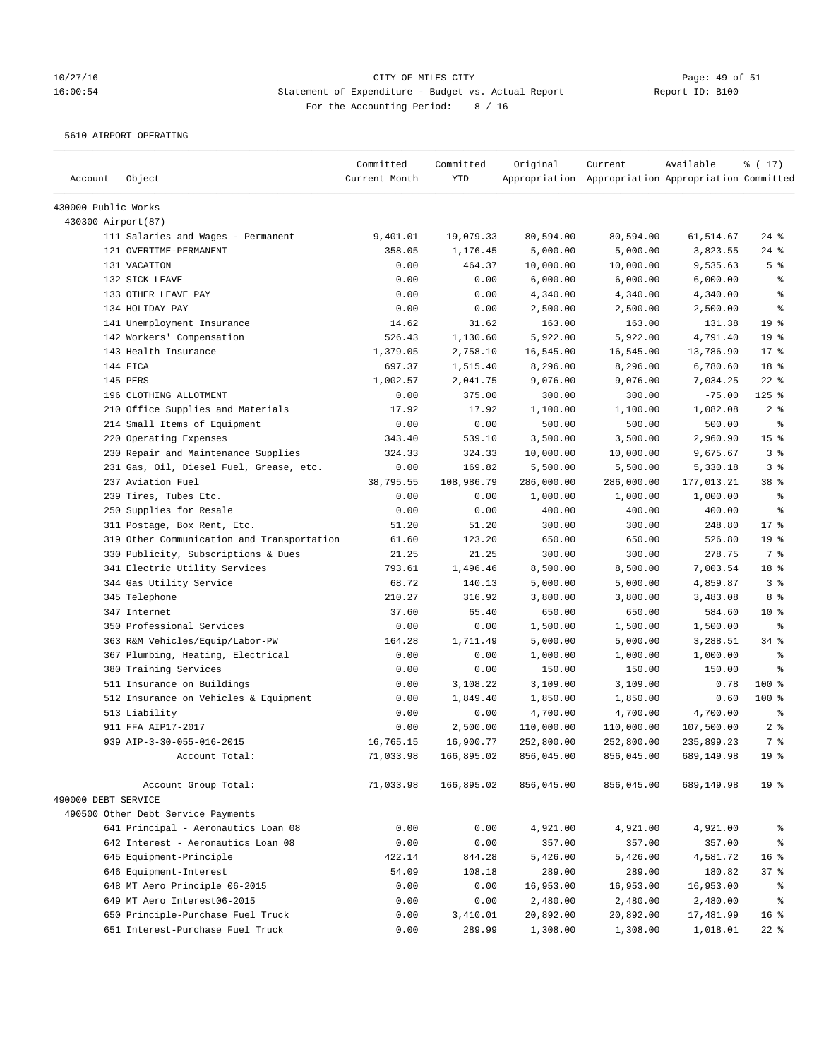CITY OF MILES CITY
Statement of Expenditure - Budget vs. Actual Report
For the Accounting Period: 8 / 16

10/27/16 16:00:54 — Report ID: B100

5610 AIRPORT OPERATING

| Account | Object | Committed Current Month | Committed YTD | Original Appropriation | Current Appropriation | Available Appropriation | % ( 17) Committed |
|---|---|---|---|---|---|---|---|
| 430000 Public Works | | | | | | | |
| 430300 Airport(87) | | | | | | | |
| | 111 Salaries and Wages - Permanent | 9,401.01 | 19,079.33 | 80,594.00 | 80,594.00 | 61,514.67 | 24 % |
| | 121 OVERTIME-PERMANENT | 358.05 | 1,176.45 | 5,000.00 | 5,000.00 | 3,823.55 | 24 % |
| | 131 VACATION | 0.00 | 464.37 | 10,000.00 | 10,000.00 | 9,535.63 | 5 % |
| | 132 SICK LEAVE | 0.00 | 0.00 | 6,000.00 | 6,000.00 | 6,000.00 | % |
| | 133 OTHER LEAVE PAY | 0.00 | 0.00 | 4,340.00 | 4,340.00 | 4,340.00 | % |
| | 134 HOLIDAY PAY | 0.00 | 0.00 | 2,500.00 | 2,500.00 | 2,500.00 | % |
| | 141 Unemployment Insurance | 14.62 | 31.62 | 163.00 | 163.00 | 131.38 | 19 % |
| | 142 Workers' Compensation | 526.43 | 1,130.60 | 5,922.00 | 5,922.00 | 4,791.40 | 19 % |
| | 143 Health Insurance | 1,379.05 | 2,758.10 | 16,545.00 | 16,545.00 | 13,786.90 | 17 % |
| | 144 FICA | 697.37 | 1,515.40 | 8,296.00 | 8,296.00 | 6,780.60 | 18 % |
| | 145 PERS | 1,002.57 | 2,041.75 | 9,076.00 | 9,076.00 | 7,034.25 | 22 % |
| | 196 CLOTHING ALLOTMENT | 0.00 | 375.00 | 300.00 | 300.00 | -75.00 | 125 % |
| | 210 Office Supplies and Materials | 17.92 | 17.92 | 1,100.00 | 1,100.00 | 1,082.08 | 2 % |
| | 214 Small Items of Equipment | 0.00 | 0.00 | 500.00 | 500.00 | 500.00 | % |
| | 220 Operating Expenses | 343.40 | 539.10 | 3,500.00 | 3,500.00 | 2,960.90 | 15 % |
| | 230 Repair and Maintenance Supplies | 324.33 | 324.33 | 10,000.00 | 10,000.00 | 9,675.67 | 3 % |
| | 231 Gas, Oil, Diesel Fuel, Grease, etc. | 0.00 | 169.82 | 5,500.00 | 5,500.00 | 5,330.18 | 3 % |
| | 237 Aviation Fuel | 38,795.55 | 108,986.79 | 286,000.00 | 286,000.00 | 177,013.21 | 38 % |
| | 239 Tires, Tubes Etc. | 0.00 | 0.00 | 1,000.00 | 1,000.00 | 1,000.00 | % |
| | 250 Supplies for Resale | 0.00 | 0.00 | 400.00 | 400.00 | 400.00 | % |
| | 311 Postage, Box Rent, Etc. | 51.20 | 51.20 | 300.00 | 300.00 | 248.80 | 17 % |
| | 319 Other Communication and Transportation | 61.60 | 123.20 | 650.00 | 650.00 | 526.80 | 19 % |
| | 330 Publicity, Subscriptions & Dues | 21.25 | 21.25 | 300.00 | 300.00 | 278.75 | 7 % |
| | 341 Electric Utility Services | 793.61 | 1,496.46 | 8,500.00 | 8,500.00 | 7,003.54 | 18 % |
| | 344 Gas Utility Service | 68.72 | 140.13 | 5,000.00 | 5,000.00 | 4,859.87 | 3 % |
| | 345 Telephone | 210.27 | 316.92 | 3,800.00 | 3,800.00 | 3,483.08 | 8 % |
| | 347 Internet | 37.60 | 65.40 | 650.00 | 650.00 | 584.60 | 10 % |
| | 350 Professional Services | 0.00 | 0.00 | 1,500.00 | 1,500.00 | 1,500.00 | % |
| | 363 R&M Vehicles/Equip/Labor-PW | 164.28 | 1,711.49 | 5,000.00 | 5,000.00 | 3,288.51 | 34 % |
| | 367 Plumbing, Heating, Electrical | 0.00 | 0.00 | 1,000.00 | 1,000.00 | 1,000.00 | % |
| | 380 Training Services | 0.00 | 0.00 | 150.00 | 150.00 | 150.00 | % |
| | 511 Insurance on Buildings | 0.00 | 3,108.22 | 3,109.00 | 3,109.00 | 0.78 | 100 % |
| | 512 Insurance on Vehicles & Equipment | 0.00 | 1,849.40 | 1,850.00 | 1,850.00 | 0.60 | 100 % |
| | 513 Liability | 0.00 | 0.00 | 4,700.00 | 4,700.00 | 4,700.00 | % |
| | 911 FFA AIP17-2017 | 0.00 | 2,500.00 | 110,000.00 | 110,000.00 | 107,500.00 | 2 % |
| | 939 AIP-3-30-055-016-2015 | 16,765.15 | 16,900.77 | 252,800.00 | 252,800.00 | 235,899.23 | 7 % |
| | Account Total: | 71,033.98 | 166,895.02 | 856,045.00 | 856,045.00 | 689,149.98 | 19 % |
| | Account Group Total: | 71,033.98 | 166,895.02 | 856,045.00 | 856,045.00 | 689,149.98 | 19 % |
| 490000 DEBT SERVICE | | | | | | | |
| 490500 Other Debt Service Payments | | | | | | | |
| | 641 Principal - Aeronautics Loan 08 | 0.00 | 0.00 | 4,921.00 | 4,921.00 | 4,921.00 | % |
| | 642 Interest - Aeronautics Loan 08 | 0.00 | 0.00 | 357.00 | 357.00 | 357.00 | % |
| | 645 Equipment-Principle | 422.14 | 844.28 | 5,426.00 | 5,426.00 | 4,581.72 | 16 % |
| | 646 Equipment-Interest | 54.09 | 108.18 | 289.00 | 289.00 | 180.82 | 37 % |
| | 648 MT Aero Principle 06-2015 | 0.00 | 0.00 | 16,953.00 | 16,953.00 | 16,953.00 | % |
| | 649 MT Aero Interest06-2015 | 0.00 | 0.00 | 2,480.00 | 2,480.00 | 2,480.00 | % |
| | 650 Principle-Purchase Fuel Truck | 0.00 | 3,410.01 | 20,892.00 | 20,892.00 | 17,481.99 | 16 % |
| | 651 Interest-Purchase Fuel Truck | 0.00 | 289.99 | 1,308.00 | 1,308.00 | 1,018.01 | 22 % |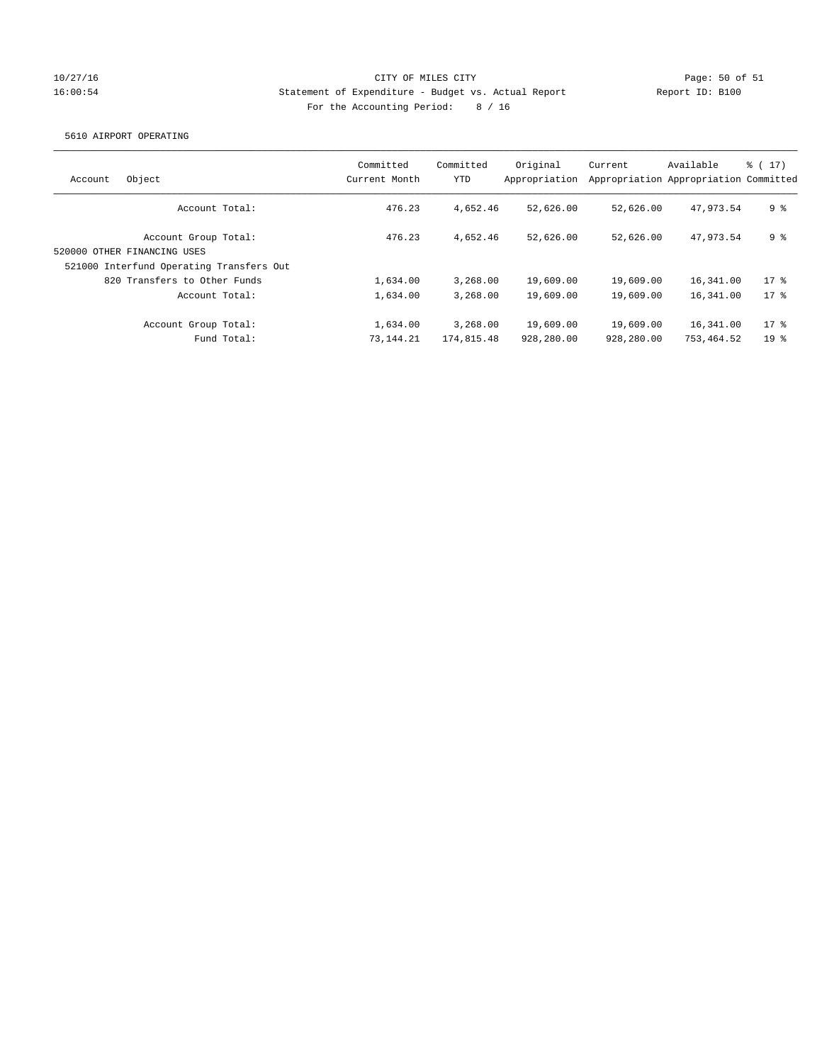CITY OF MILES CITY

Statement of Expenditure - Budget vs. Actual Report

Report ID: B100

10/27/16 16:00:54

For the Accounting Period: 8 / 16

5610 AIRPORT OPERATING

| Account Object | Committed Current Month | Committed YTD | Original Appropriation | Current Appropriation | Available Appropriation | % ( 17) Committed |
|---|---|---|---|---|---|---|
| Account Total: | 476.23 | 4,652.46 | 52,626.00 | 52,626.00 | 47,973.54 | 9 % |
| Account Group Total: | 476.23 | 4,652.46 | 52,626.00 | 52,626.00 | 47,973.54 | 9 % |
| 520000 OTHER FINANCING USES | | | | | | |
| 521000 Interfund Operating Transfers Out | | | | | | |
| 820 Transfers to Other Funds | 1,634.00 | 3,268.00 | 19,609.00 | 19,609.00 | 16,341.00 | 17 % |
| Account Total: | 1,634.00 | 3,268.00 | 19,609.00 | 19,609.00 | 16,341.00 | 17 % |
| Account Group Total: | 1,634.00 | 3,268.00 | 19,609.00 | 19,609.00 | 16,341.00 | 17 % |
| Fund Total: | 73,144.21 | 174,815.48 | 928,280.00 | 928,280.00 | 753,464.52 | 19 % |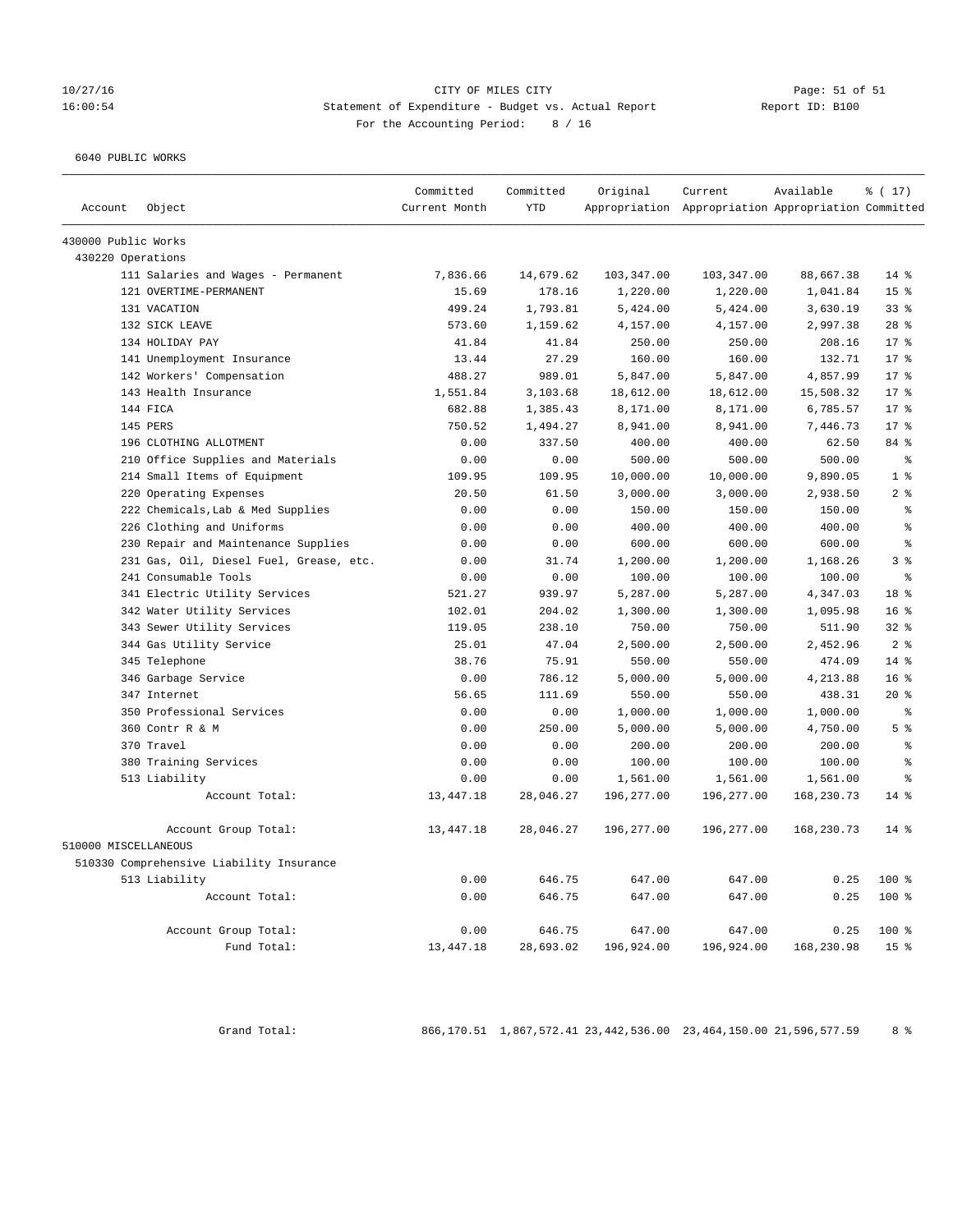CITY OF MILES CITY

Statement of Expenditure - Budget vs. Actual Report

Report ID: B100

For the Accounting Period: 8 / 16

6040 PUBLIC WORKS

| Account | Object | Committed Current Month | Committed YTD | Original Appropriation | Current Appropriation | Available Appropriation | % ( 17) Committed |
|---|---|---|---|---|---|---|---|
| 430000 Public Works | | | | | | | |
| 430220 Operations | | | | | | | |
| | 111 Salaries and Wages - Permanent | 7,836.66 | 14,679.62 | 103,347.00 | 103,347.00 | 88,667.38 | 14 % |
| | 121 OVERTIME-PERMANENT | 15.69 | 178.16 | 1,220.00 | 1,220.00 | 1,041.84 | 15 % |
| | 131 VACATION | 499.24 | 1,793.81 | 5,424.00 | 5,424.00 | 3,630.19 | 33 % |
| | 132 SICK LEAVE | 573.60 | 1,159.62 | 4,157.00 | 4,157.00 | 2,997.38 | 28 % |
| | 134 HOLIDAY PAY | 41.84 | 41.84 | 250.00 | 250.00 | 208.16 | 17 % |
| | 141 Unemployment Insurance | 13.44 | 27.29 | 160.00 | 160.00 | 132.71 | 17 % |
| | 142 Workers' Compensation | 488.27 | 989.01 | 5,847.00 | 5,847.00 | 4,857.99 | 17 % |
| | 143 Health Insurance | 1,551.84 | 3,103.68 | 18,612.00 | 18,612.00 | 15,508.32 | 17 % |
| | 144 FICA | 682.88 | 1,385.43 | 8,171.00 | 8,171.00 | 6,785.57 | 17 % |
| | 145 PERS | 750.52 | 1,494.27 | 8,941.00 | 8,941.00 | 7,446.73 | 17 % |
| | 196 CLOTHING ALLOTMENT | 0.00 | 337.50 | 400.00 | 400.00 | 62.50 | 84 % |
| | 210 Office Supplies and Materials | 0.00 | 0.00 | 500.00 | 500.00 | 500.00 | % |
| | 214 Small Items of Equipment | 109.95 | 109.95 | 10,000.00 | 10,000.00 | 9,890.05 | 1 % |
| | 220 Operating Expenses | 20.50 | 61.50 | 3,000.00 | 3,000.00 | 2,938.50 | 2 % |
| | 222 Chemicals,Lab & Med Supplies | 0.00 | 0.00 | 150.00 | 150.00 | 150.00 | % |
| | 226 Clothing and Uniforms | 0.00 | 0.00 | 400.00 | 400.00 | 400.00 | % |
| | 230 Repair and Maintenance Supplies | 0.00 | 0.00 | 600.00 | 600.00 | 600.00 | % |
| | 231 Gas, Oil, Diesel Fuel, Grease, etc. | 0.00 | 31.74 | 1,200.00 | 1,200.00 | 1,168.26 | 3 % |
| | 241 Consumable Tools | 0.00 | 0.00 | 100.00 | 100.00 | 100.00 | % |
| | 341 Electric Utility Services | 521.27 | 939.97 | 5,287.00 | 5,287.00 | 4,347.03 | 18 % |
| | 342 Water Utility Services | 102.01 | 204.02 | 1,300.00 | 1,300.00 | 1,095.98 | 16 % |
| | 343 Sewer Utility Services | 119.05 | 238.10 | 750.00 | 750.00 | 511.90 | 32 % |
| | 344 Gas Utility Service | 25.01 | 47.04 | 2,500.00 | 2,500.00 | 2,452.96 | 2 % |
| | 345 Telephone | 38.76 | 75.91 | 550.00 | 550.00 | 474.09 | 14 % |
| | 346 Garbage Service | 0.00 | 786.12 | 5,000.00 | 5,000.00 | 4,213.88 | 16 % |
| | 347 Internet | 56.65 | 111.69 | 550.00 | 550.00 | 438.31 | 20 % |
| | 350 Professional Services | 0.00 | 0.00 | 1,000.00 | 1,000.00 | 1,000.00 | % |
| | 360 Contr R & M | 0.00 | 250.00 | 5,000.00 | 5,000.00 | 4,750.00 | 5 % |
| | 370 Travel | 0.00 | 0.00 | 200.00 | 200.00 | 200.00 | % |
| | 380 Training Services | 0.00 | 0.00 | 100.00 | 100.00 | 100.00 | % |
| | 513 Liability | 0.00 | 0.00 | 1,561.00 | 1,561.00 | 1,561.00 | % |
| | Account Total: | 13,447.18 | 28,046.27 | 196,277.00 | 196,277.00 | 168,230.73 | 14 % |
| | Account Group Total: | 13,447.18 | 28,046.27 | 196,277.00 | 196,277.00 | 168,230.73 | 14 % |
| 510000 MISCELLANEOUS | | | | | | | |
| 510330 Comprehensive Liability Insurance | | | | | | | |
| | 513 Liability | 0.00 | 646.75 | 647.00 | 647.00 | 0.25 | 100 % |
| | Account Total: | 0.00 | 646.75 | 647.00 | 647.00 | 0.25 | 100 % |
| | Account Group Total: | 0.00 | 646.75 | 647.00 | 647.00 | 0.25 | 100 % |
| | Fund Total: | 13,447.18 | 28,693.02 | 196,924.00 | 196,924.00 | 168,230.98 | 15 % |
| | Grand Total: | 866,170.51 | 1,867,572.41 | 23,442,536.00 | 23,464,150.00 | 21,596,577.59 | 8 % |